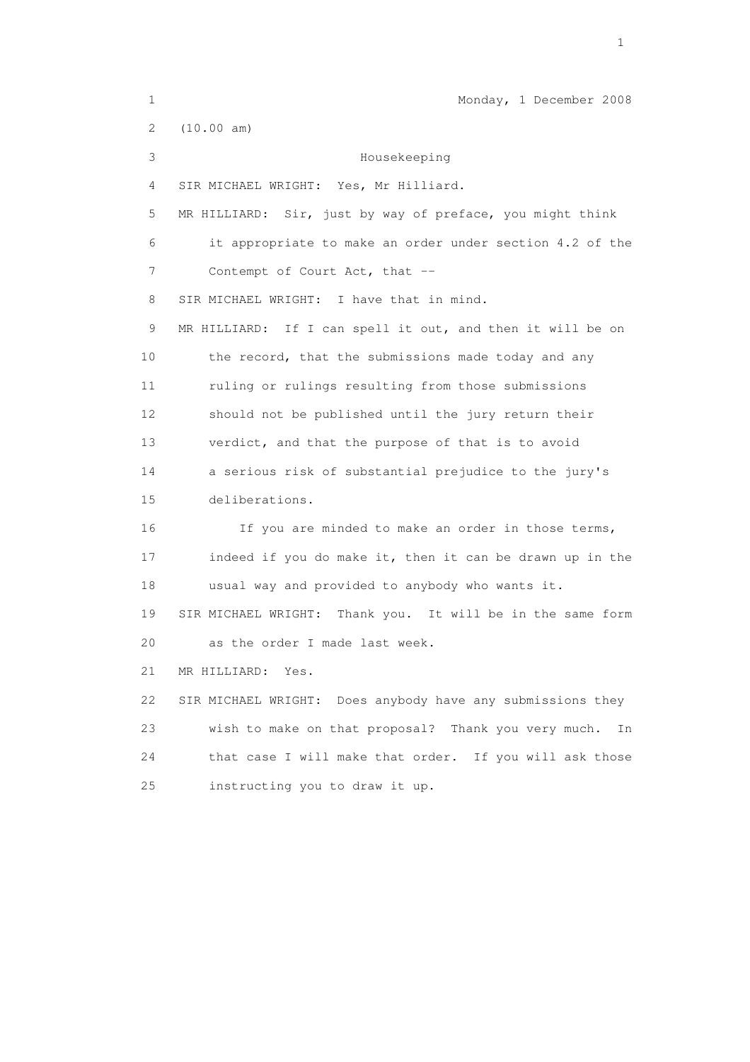Monday, 1 December 2008

(10.00 am)

## Housekeeping

SIR MICHAEL WRIGHT: Yes, Mr Hilliard.

MR HILLIARD: Sir, just by way of preface, you might think it appropriate to make an order under section 4.2 of the Contempt of Court Act, that --

SIR MICHAEL WRIGHT: I have that in mind.

MR HILLIARD: If I can spell it out, and then it will be on the record, that the submissions made today and any ruling or rulings resulting from those submissions should not be published until the jury return their verdict, and that the purpose of that is to avoid a serious risk of substantial prejudice to the jury's deliberations.

If you are minded to make an order in those terms, indeed if you do make it, then it can be drawn up in the usual way and provided to anybody who wants it.

SIR MICHAEL WRIGHT: Thank you. It will be in the same form as the order I made last week.

MR HILLIARD: Yes.

SIR MICHAEL WRIGHT: Does anybody have any submissions they wish to make on that proposal? Thank you very much. In that case I will make that order. If you will ask those instructing you to draw it up.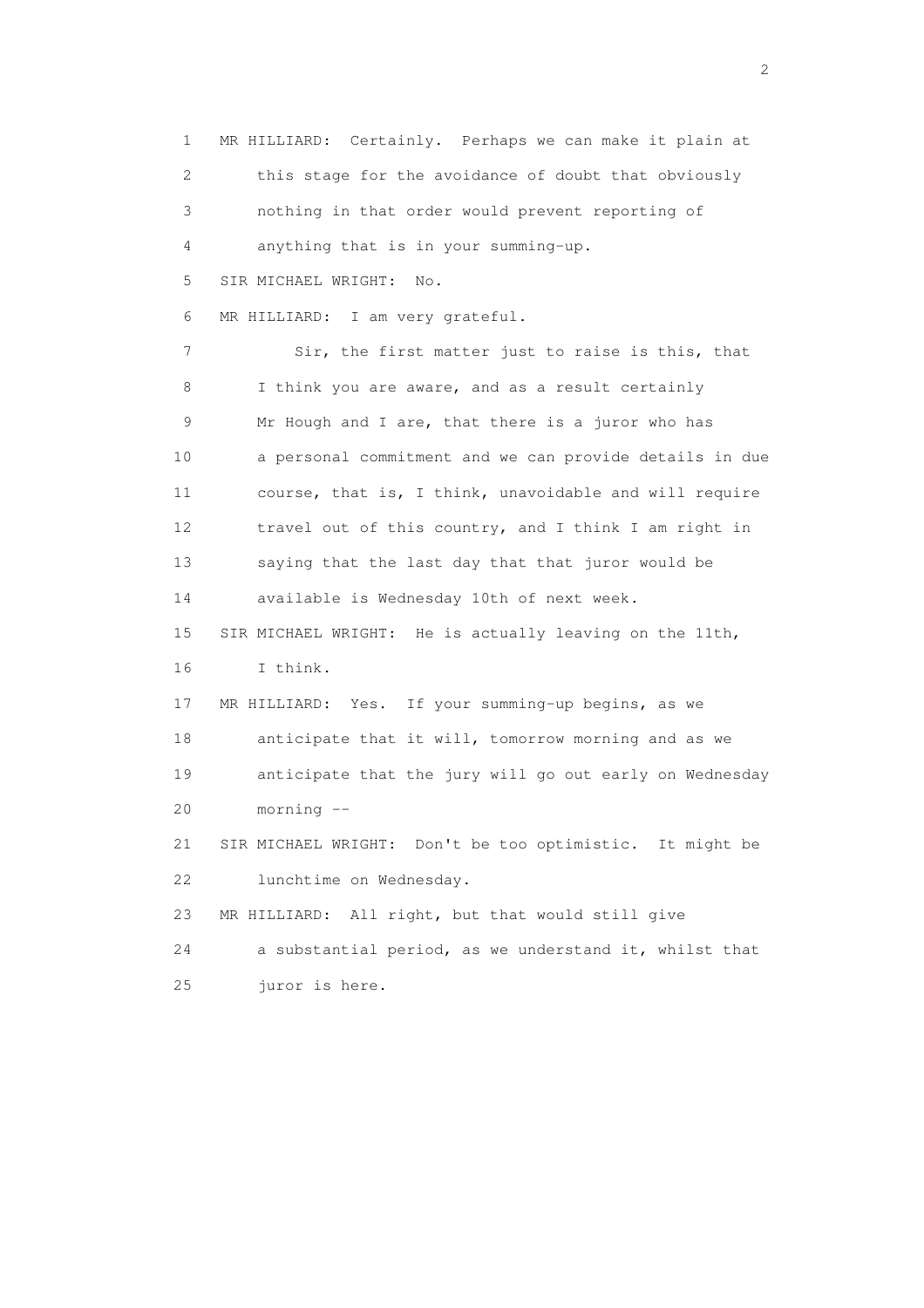MR HILLIARD: Certainly. Perhaps we can make it plain at this stage for the avoidance of doubt that obviously nothing in that order would prevent reporting of anything that is in your summing-up.

SIR MICHAEL WRIGHT: No.

MR HILLIARD: I am very grateful.

Sir, the first matter just to raise is this, that I think you are aware, and as a result certainly Mr Hough and I are, that there is a juror who has a personal commitment and we can provide details in due course, that is, I think, unavoidable and will require travel out of this country, and I think I am right in saying that the last day that that juror would be available is Wednesday 10th of next week.

SIR MICHAEL WRIGHT: He is actually leaving on the 11th, I think.

MR HILLIARD: Yes. If your summing-up begins, as we anticipate that it will, tomorrow morning and as we anticipate that the jury will go out early on Wednesday morning --

SIR MICHAEL WRIGHT: Don't be too optimistic. It might be lunchtime on Wednesday.

MR HILLIARD: All right, but that would still give a substantial period, as we understand it, whilst that juror is here.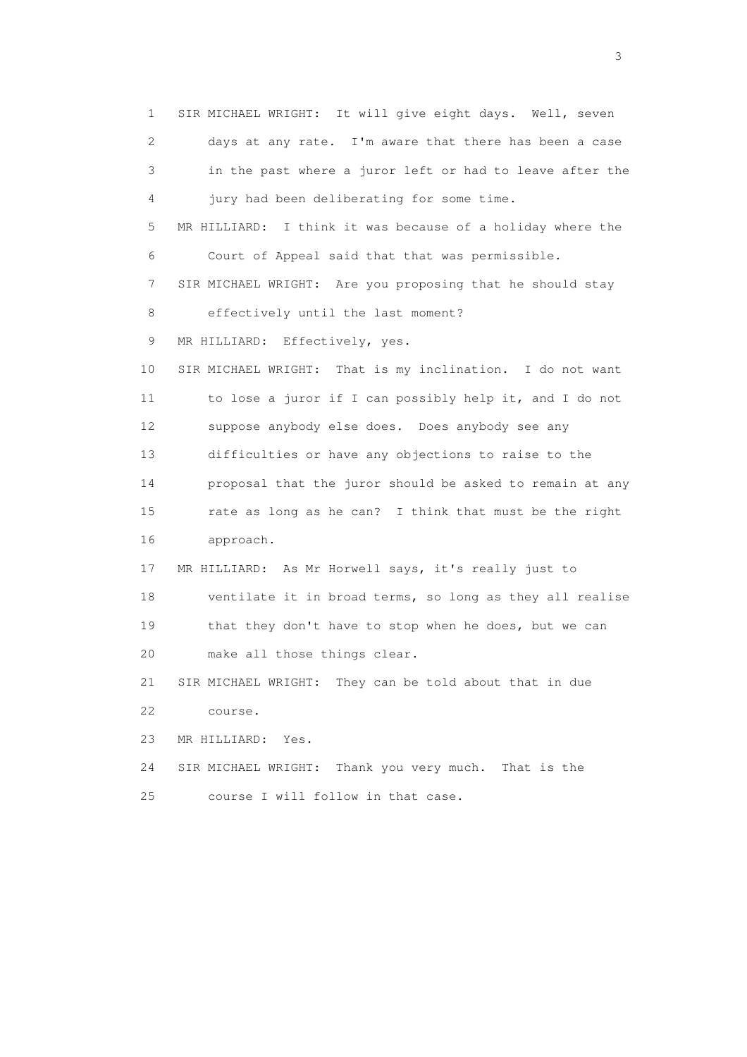1 SIR MICHAEL WRIGHT: It will give eight days. Well, seven
2 days at any rate. I'm aware that there has been a case
3 in the past where a juror left or had to leave after the
4 jury had been deliberating for some time.
5 MR HILLIARD: I think it was because of a holiday where the
6 Court of Appeal said that that was permissible.
7 SIR MICHAEL WRIGHT: Are you proposing that he should stay
8 effectively until the last moment?
9 MR HILLIARD: Effectively, yes.
10 SIR MICHAEL WRIGHT: That is my inclination. I do not want
11 to lose a juror if I can possibly help it, and I do not
12 suppose anybody else does. Does anybody see any
13 difficulties or have any objections to raise to the
14 proposal that the juror should be asked to remain at any
15 rate as long as he can? I think that must be the right
16 approach.
17 MR HILLIARD: As Mr Horwell says, it's really just to
18 ventilate it in broad terms, so long as they all realise
19 that they don't have to stop when he does, but we can
20 make all those things clear.
21 SIR MICHAEL WRIGHT: They can be told about that in due
22 course.
23 MR HILLIARD: Yes.
24 SIR MICHAEL WRIGHT: Thank you very much. That is the
25 course I will follow in that case.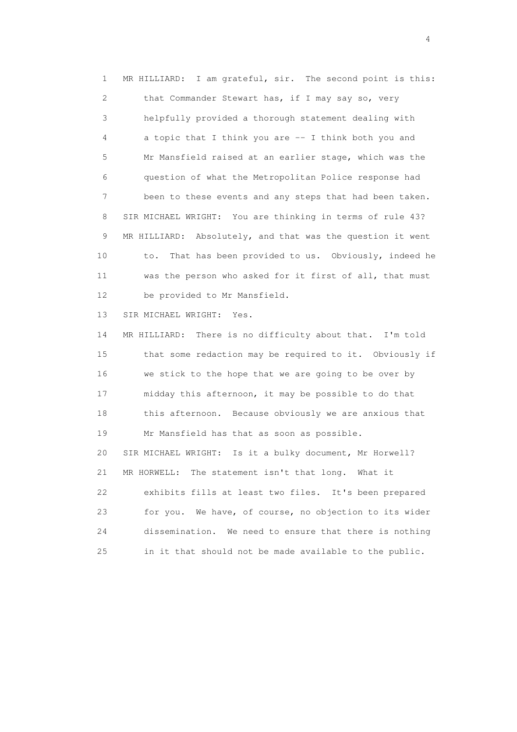1 MR HILLIARD: I am grateful, sir. The second point is this:
2 that Commander Stewart has, if I may say so, very
3 helpfully provided a thorough statement dealing with
4 a topic that I think you are -- I think both you and
5 Mr Mansfield raised at an earlier stage, which was the
6 question of what the Metropolitan Police response had
7 been to these events and any steps that had been taken.
8 SIR MICHAEL WRIGHT: You are thinking in terms of rule 43?
9 MR HILLIARD: Absolutely, and that was the question it went
10 to. That has been provided to us. Obviously, indeed he
11 was the person who asked for it first of all, that must
12 be provided to Mr Mansfield.
13 SIR MICHAEL WRIGHT: Yes.
14 MR HILLIARD: There is no difficulty about that. I'm told
15 that some redaction may be required to it. Obviously if
16 we stick to the hope that we are going to be over by
17 midday this afternoon, it may be possible to do that
18 this afternoon. Because obviously we are anxious that
19 Mr Mansfield has that as soon as possible.
20 SIR MICHAEL WRIGHT: Is it a bulky document, Mr Horwell?
21 MR HORWELL: The statement isn't that long. What it
22 exhibits fills at least two files. It's been prepared
23 for you. We have, of course, no objection to its wider
24 dissemination. We need to ensure that there is nothing
25 in it that should not be made available to the public.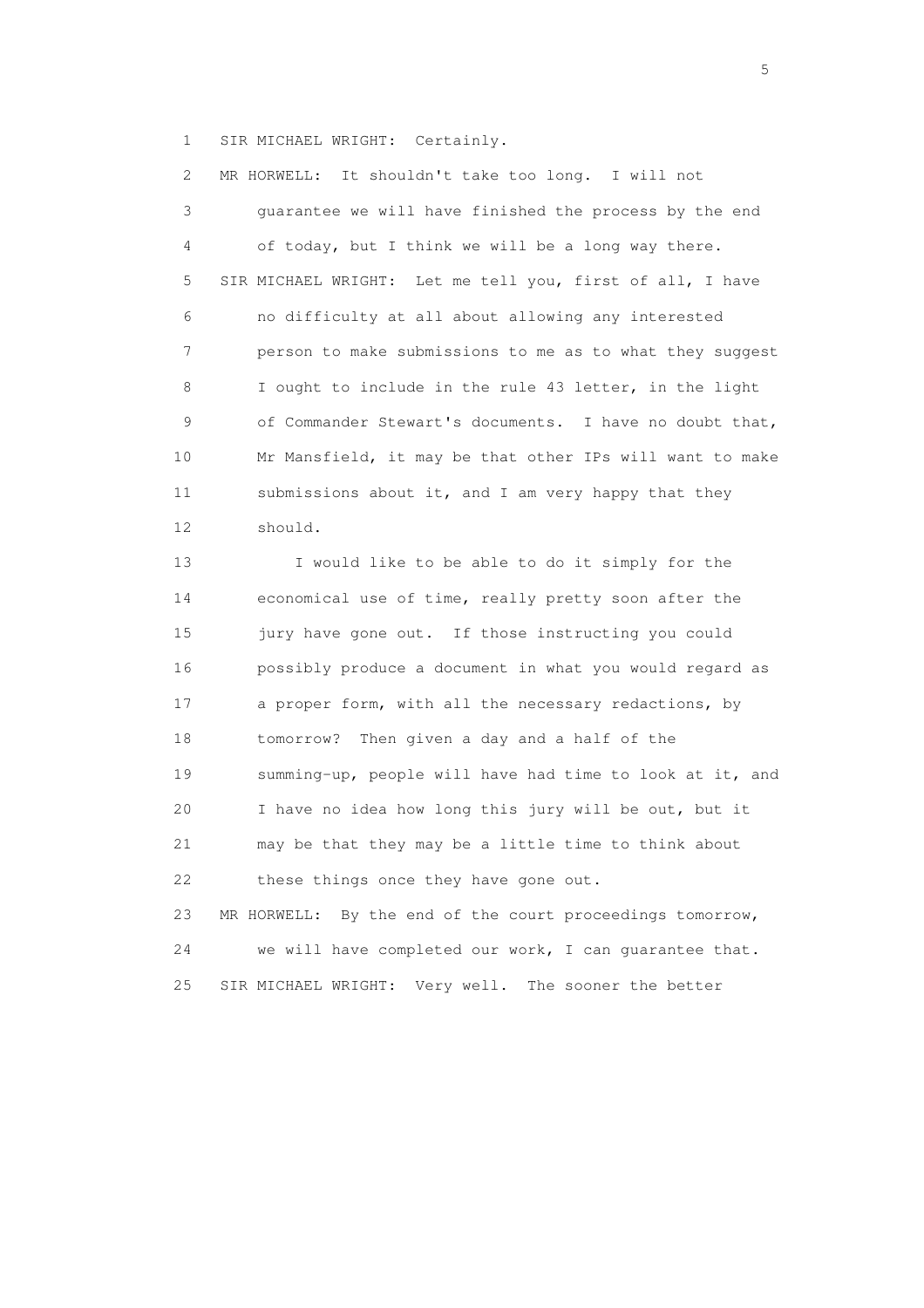1 SIR MICHAEL WRIGHT: Certainly.

2 MR HORWELL: It shouldn't take too long. I will not
3 guarantee we will have finished the process by the end
4 of today, but I think we will be a long way there.

5 SIR MICHAEL WRIGHT: Let me tell you, first of all, I have
6 no difficulty at all about allowing any interested
7 person to make submissions to me as to what they suggest
8 I ought to include in the rule 43 letter, in the light
9 of Commander Stewart's documents. I have no doubt that,
10 Mr Mansfield, it may be that other IPs will want to make
11 submissions about it, and I am very happy that they
12 should.

13 I would like to be able to do it simply for the
14 economical use of time, really pretty soon after the
15 jury have gone out. If those instructing you could
16 possibly produce a document in what you would regard as
17 a proper form, with all the necessary redactions, by
18 tomorrow? Then given a day and a half of the
19 summing-up, people will have had time to look at it, and
20 I have no idea how long this jury will be out, but it
21 may be that they may be a little time to think about
22 these things once they have gone out.

23 MR HORWELL: By the end of the court proceedings tomorrow,
24 we will have completed our work, I can guarantee that.

25 SIR MICHAEL WRIGHT: Very well. The sooner the better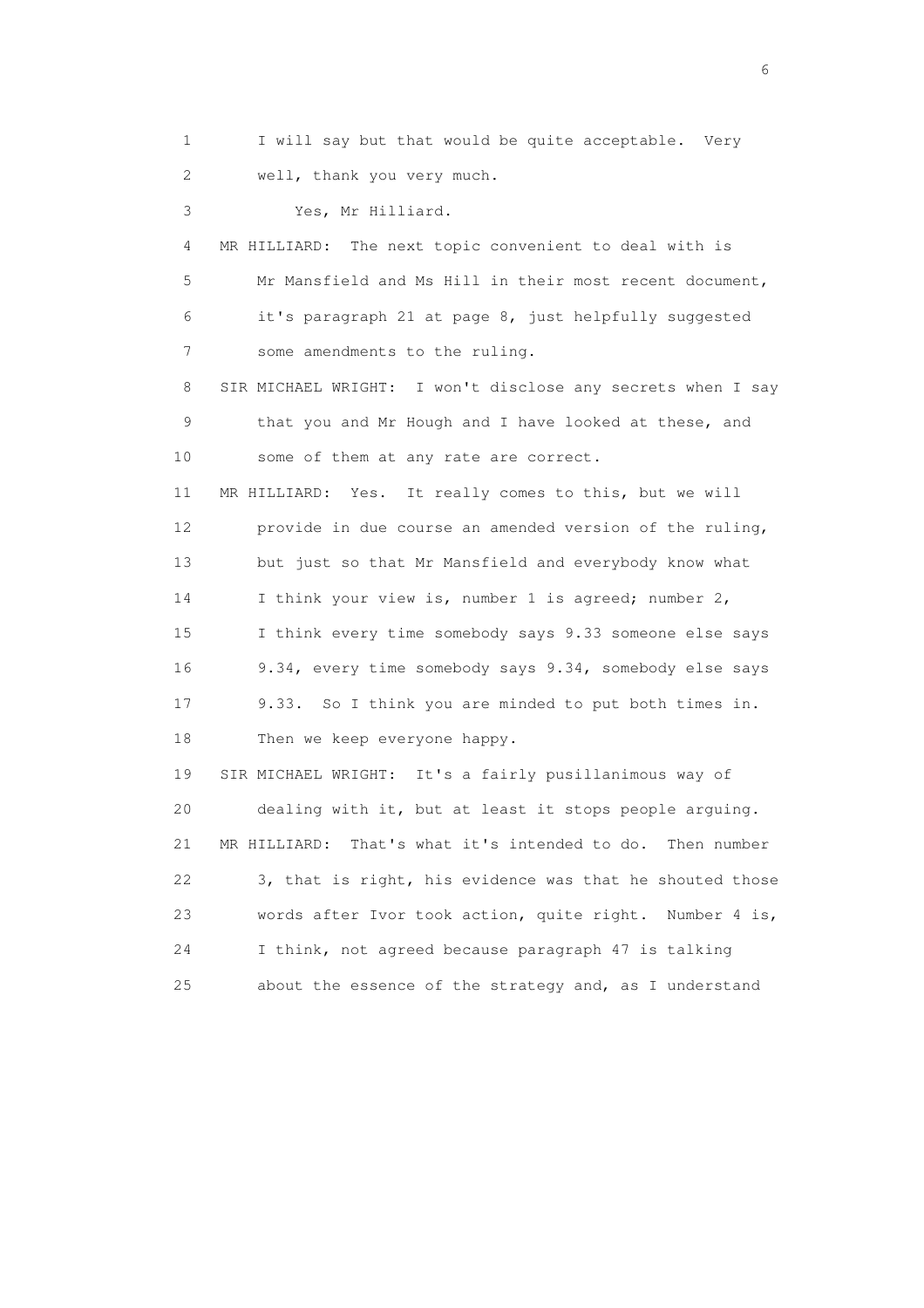1 I will say but that would be quite acceptable. Very
2 well, thank you very much.
3 Yes, Mr Hilliard.
4 MR HILLIARD: The next topic convenient to deal with is
5 Mr Mansfield and Ms Hill in their most recent document,
6 it's paragraph 21 at page 8, just helpfully suggested
7 some amendments to the ruling.
8 SIR MICHAEL WRIGHT: I won't disclose any secrets when I say
9 that you and Mr Hough and I have looked at these, and
10 some of them at any rate are correct.
11 MR HILLIARD: Yes. It really comes to this, but we will
12 provide in due course an amended version of the ruling,
13 but just so that Mr Mansfield and everybody know what
14 I think your view is, number 1 is agreed; number 2,
15 I think every time somebody says 9.33 someone else says
16 9.34, every time somebody says 9.34, somebody else says
17 9.33. So I think you are minded to put both times in.
18 Then we keep everyone happy.
19 SIR MICHAEL WRIGHT: It's a fairly pusillanimous way of
20 dealing with it, but at least it stops people arguing.
21 MR HILLIARD: That's what it's intended to do. Then number
22 3, that is right, his evidence was that he shouted those
23 words after Ivor took action, quite right. Number 4 is,
24 I think, not agreed because paragraph 47 is talking
25 about the essence of the strategy and, as I understand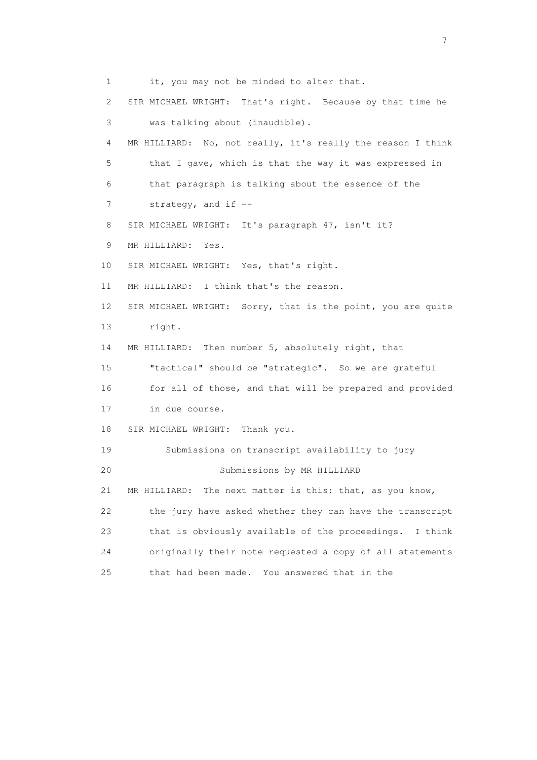it, you may not be minded to alter that.

SIR MICHAEL WRIGHT: That's right. Because by that time he was talking about (inaudible).

MR HILLIARD: No, not really, it's really the reason I think that I gave, which is that the way it was expressed in that paragraph is talking about the essence of the strategy, and if --

SIR MICHAEL WRIGHT: It's paragraph 47, isn't it?

MR HILLIARD: Yes.

SIR MICHAEL WRIGHT: Yes, that's right.

MR HILLIARD: I think that's the reason.

SIR MICHAEL WRIGHT: Sorry, that is the point, you are quite right.

MR HILLIARD: Then number 5, absolutely right, that "tactical" should be "strategic". So we are grateful for all of those, and that will be prepared and provided in due course.

SIR MICHAEL WRIGHT: Thank you.

## Submissions on transcript availability to jury

### Submissions by MR HILLIARD

MR HILLIARD: The next matter is this: that, as you know, the jury have asked whether they can have the transcript that is obviously available of the proceedings. I think originally their note requested a copy of all statements that had been made. You answered that in the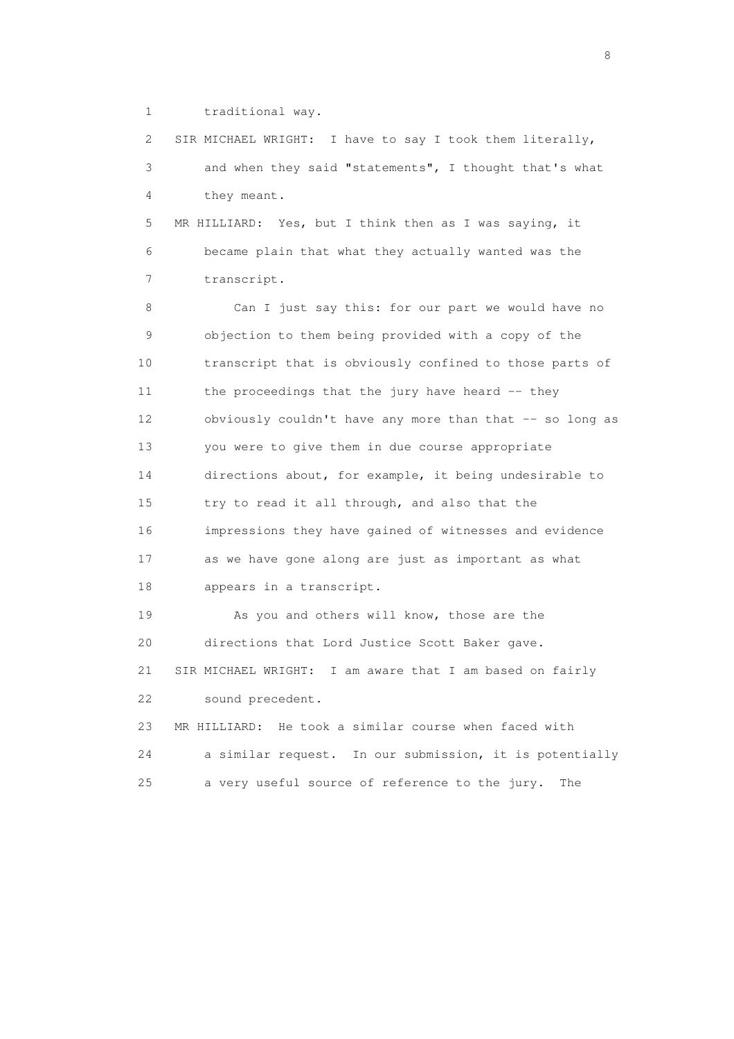traditional way.

SIR MICHAEL WRIGHT: I have to say I took them literally, and when they said "statements", I thought that's what they meant.

MR HILLIARD: Yes, but I think then as I was saying, it became plain that what they actually wanted was the transcript.

Can I just say this: for our part we would have no objection to them being provided with a copy of the transcript that is obviously confined to those parts of the proceedings that the jury have heard -- they obviously couldn't have any more than that -- so long as you were to give them in due course appropriate directions about, for example, it being undesirable to try to read it all through, and also that the impressions they have gained of witnesses and evidence as we have gone along are just as important as what appears in a transcript.

As you and others will know, those are the directions that Lord Justice Scott Baker gave.

SIR MICHAEL WRIGHT: I am aware that I am based on fairly sound precedent.

MR HILLIARD: He took a similar course when faced with a similar request. In our submission, it is potentially a very useful source of reference to the jury. The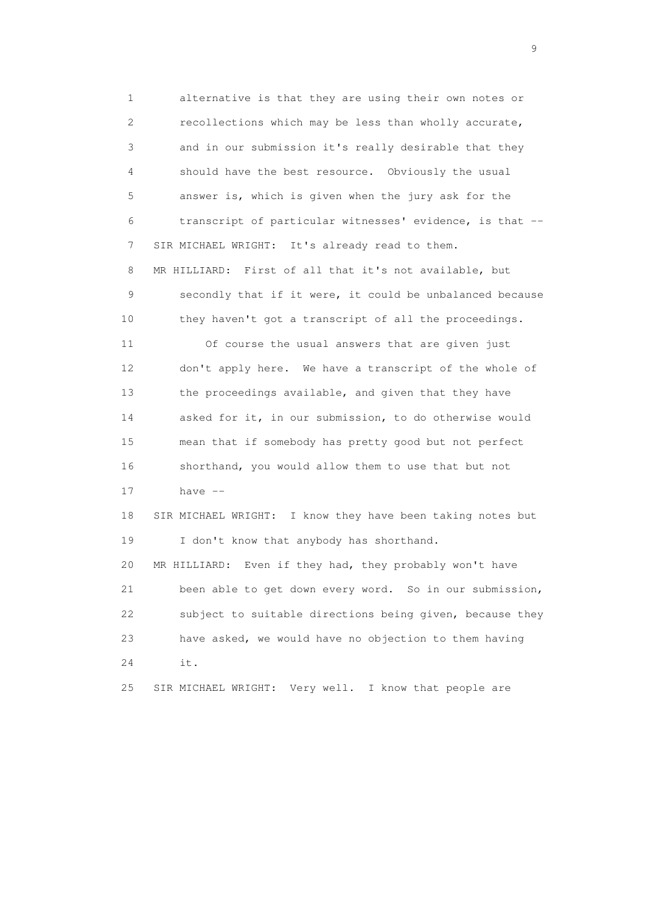alternative is that they are using their own notes or recollections which may be less than wholly accurate, and in our submission it's really desirable that they should have the best resource. Obviously the usual answer is, which is given when the jury ask for the transcript of particular witnesses' evidence, is that --

SIR MICHAEL WRIGHT: It's already read to them.

MR HILLIARD: First of all that it's not available, but secondly that if it were, it could be unbalanced because they haven't got a transcript of all the proceedings.

Of course the usual answers that are given just don't apply here. We have a transcript of the whole of the proceedings available, and given that they have asked for it, in our submission, to do otherwise would mean that if somebody has pretty good but not perfect shorthand, you would allow them to use that but not have --

SIR MICHAEL WRIGHT: I know they have been taking notes but I don't know that anybody has shorthand.

MR HILLIARD: Even if they had, they probably won't have been able to get down every word. So in our submission, subject to suitable directions being given, because they have asked, we would have no objection to them having it.

SIR MICHAEL WRIGHT: Very well. I know that people are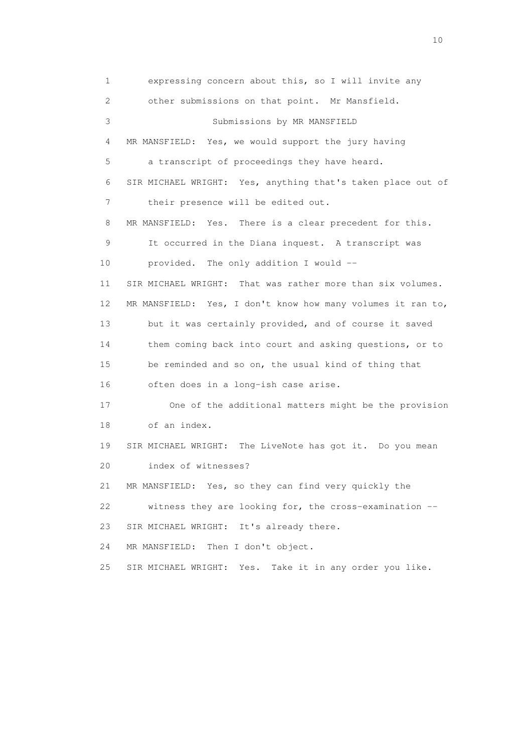1 expressing concern about this, so I will invite any
2 other submissions on that point. Mr Mansfield.
3 Submissions by MR MANSFIELD
4 MR MANSFIELD: Yes, we would support the jury having
5 a transcript of proceedings they have heard.
6 SIR MICHAEL WRIGHT: Yes, anything that's taken place out of
7 their presence will be edited out.
8 MR MANSFIELD: Yes. There is a clear precedent for this.
9 It occurred in the Diana inquest. A transcript was
10 provided. The only addition I would --
11 SIR MICHAEL WRIGHT: That was rather more than six volumes.
12 MR MANSFIELD: Yes, I don't know how many volumes it ran to,
13 but it was certainly provided, and of course it saved
14 them coming back into court and asking questions, or to
15 be reminded and so on, the usual kind of thing that
16 often does in a long-ish case arise.
17 One of the additional matters might be the provision
18 of an index.
19 SIR MICHAEL WRIGHT: The LiveNote has got it. Do you mean
20 index of witnesses?
21 MR MANSFIELD: Yes, so they can find very quickly the
22 witness they are looking for, the cross-examination --
23 SIR MICHAEL WRIGHT: It's already there.
24 MR MANSFIELD: Then I don't object.
25 SIR MICHAEL WRIGHT: Yes. Take it in any order you like.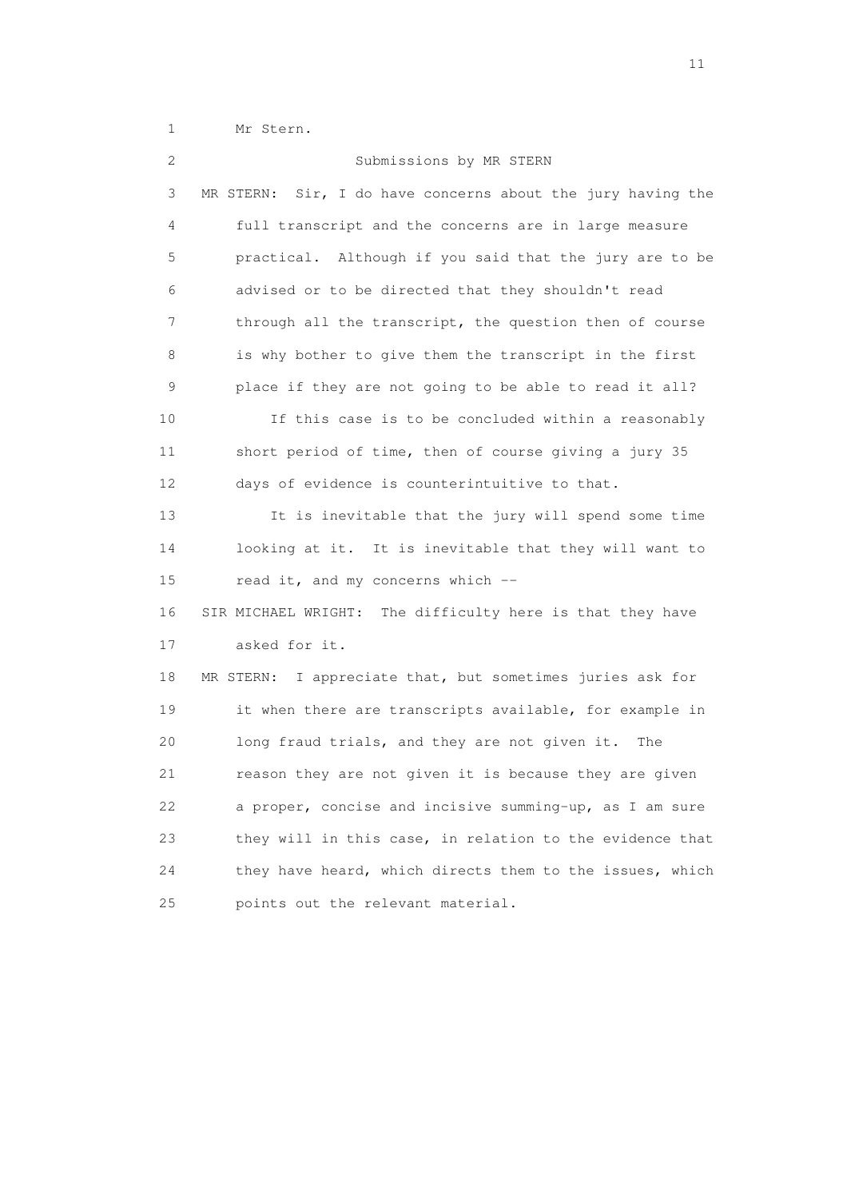Mr Stern.

Submissions by MR STERN

MR STERN: Sir, I do have concerns about the jury having the full transcript and the concerns are in large measure practical. Although if you said that the jury are to be advised or to be directed that they shouldn't read through all the transcript, the question then of course is why bother to give them the transcript in the first place if they are not going to be able to read it all?

If this case is to be concluded within a reasonably short period of time, then of course giving a jury 35 days of evidence is counterintuitive to that.

It is inevitable that the jury will spend some time looking at it. It is inevitable that they will want to read it, and my concerns which --

SIR MICHAEL WRIGHT: The difficulty here is that they have asked for it.

MR STERN: I appreciate that, but sometimes juries ask for it when there are transcripts available, for example in long fraud trials, and they are not given it. The reason they are not given it is because they are given a proper, concise and incisive summing-up, as I am sure they will in this case, in relation to the evidence that they have heard, which directs them to the issues, which points out the relevant material.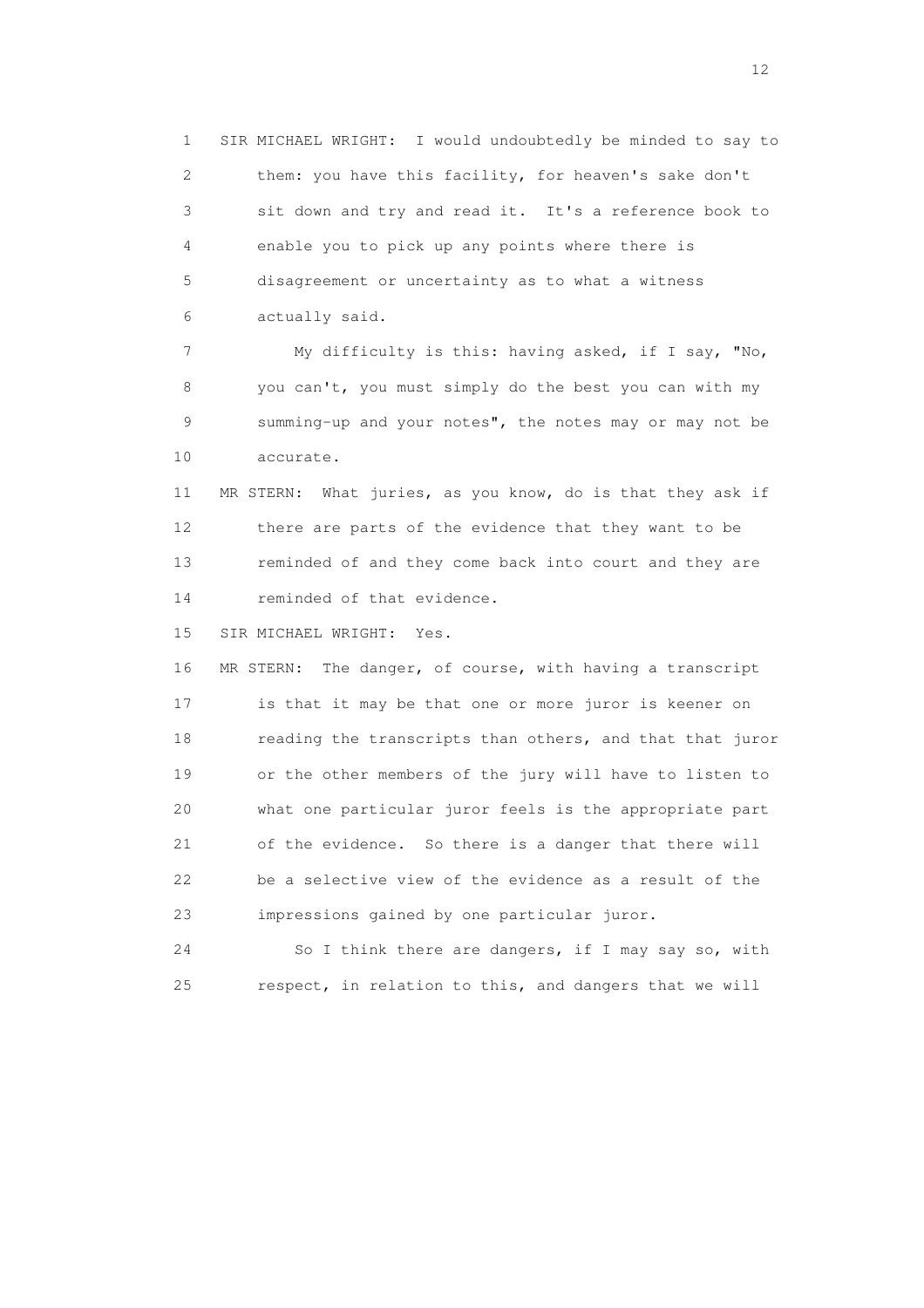SIR MICHAEL WRIGHT: I would undoubtedly be minded to say to them: you have this facility, for heaven's sake don't sit down and try and read it. It's a reference book to enable you to pick up any points where there is disagreement or uncertainty as to what a witness actually said.

My difficulty is this: having asked, if I say, "No, you can't, you must simply do the best you can with my summing-up and your notes", the notes may or may not be accurate.

MR STERN: What juries, as you know, do is that they ask if there are parts of the evidence that they want to be reminded of and they come back into court and they are reminded of that evidence.

SIR MICHAEL WRIGHT: Yes.

MR STERN: The danger, of course, with having a transcript is that it may be that one or more juror is keener on reading the transcripts than others, and that that juror or the other members of the jury will have to listen to what one particular juror feels is the appropriate part of the evidence. So there is a danger that there will be a selective view of the evidence as a result of the impressions gained by one particular juror.

So I think there are dangers, if I may say so, with respect, in relation to this, and dangers that we will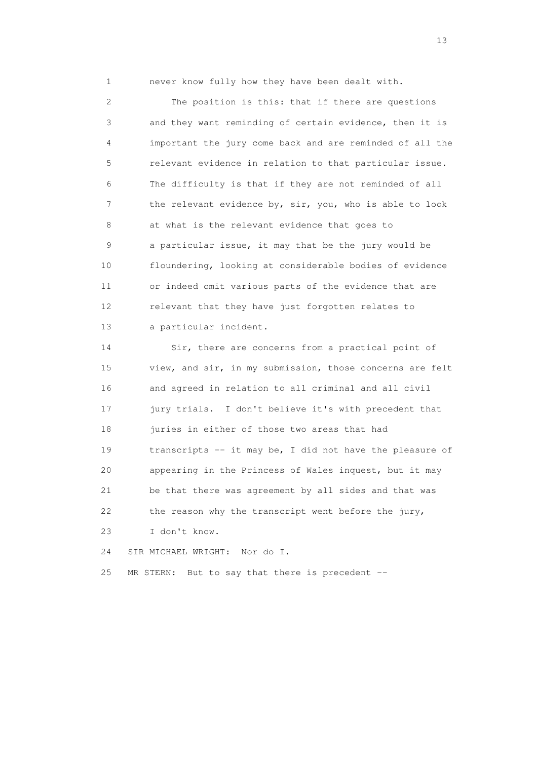never know fully how they have been dealt with.

The position is this: that if there are questions and they want reminding of certain evidence, then it is important the jury come back and are reminded of all the relevant evidence in relation to that particular issue. The difficulty is that if they are not reminded of all the relevant evidence by, sir, you, who is able to look at what is the relevant evidence that goes to a particular issue, it may that be the jury would be floundering, looking at considerable bodies of evidence or indeed omit various parts of the evidence that are relevant that they have just forgotten relates to a particular incident.

Sir, there are concerns from a practical point of view, and sir, in my submission, those concerns are felt and agreed in relation to all criminal and all civil jury trials. I don't believe it's with precedent that juries in either of those two areas that had transcripts -- it may be, I did not have the pleasure of appearing in the Princess of Wales inquest, but it may be that there was agreement by all sides and that was the reason why the transcript went before the jury, I don't know.

SIR MICHAEL WRIGHT: Nor do I.

MR STERN: But to say that there is precedent --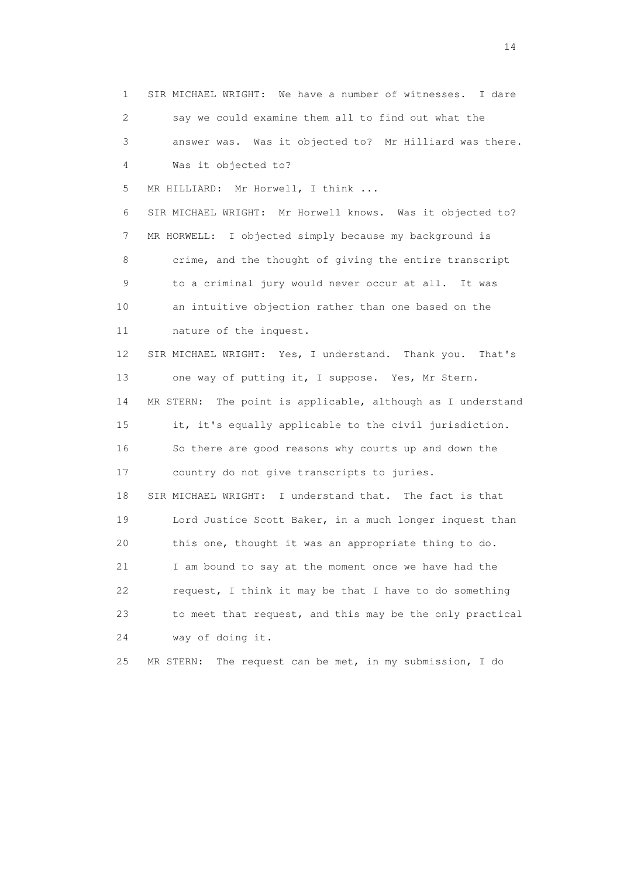1 SIR MICHAEL WRIGHT: We have a number of witnesses. I dare
2 say we could examine them all to find out what the
3 answer was. Was it objected to? Mr Hilliard was there.
4 Was it objected to?
5 MR HILLIARD: Mr Horwell, I think ...
6 SIR MICHAEL WRIGHT: Mr Horwell knows. Was it objected to?
7 MR HORWELL: I objected simply because my background is
8 crime, and the thought of giving the entire transcript
9 to a criminal jury would never occur at all. It was
10 an intuitive objection rather than one based on the
11 nature of the inquest.
12 SIR MICHAEL WRIGHT: Yes, I understand. Thank you. That's
13 one way of putting it, I suppose. Yes, Mr Stern.
14 MR STERN: The point is applicable, although as I understand
15 it, it's equally applicable to the civil jurisdiction.
16 So there are good reasons why courts up and down the
17 country do not give transcripts to juries.
18 SIR MICHAEL WRIGHT: I understand that. The fact is that
19 Lord Justice Scott Baker, in a much longer inquest than
20 this one, thought it was an appropriate thing to do.
21 I am bound to say at the moment once we have had the
22 request, I think it may be that I have to do something
23 to meet that request, and this may be the only practical
24 way of doing it.
25 MR STERN: The request can be met, in my submission, I do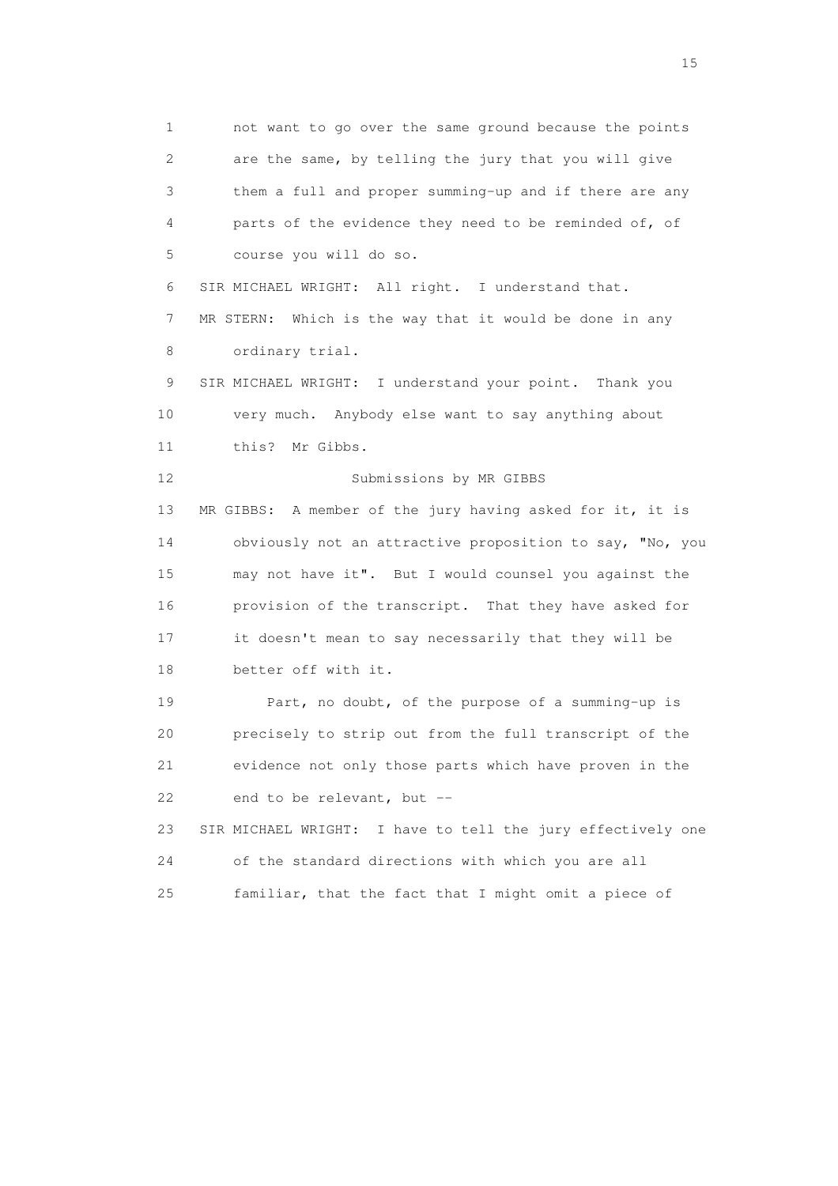1 not want to go over the same ground because the points
2 are the same, by telling the jury that you will give
3 them a full and proper summing-up and if there are any
4 parts of the evidence they need to be reminded of, of
5 course you will do so.

6 SIR MICHAEL WRIGHT: All right. I understand that.

7 MR STERN: Which is the way that it would be done in any
8 ordinary trial.

9 SIR MICHAEL WRIGHT: I understand your point. Thank you
10 very much. Anybody else want to say anything about
11 this? Mr Gibbs.

12 Submissions by MR GIBBS

13 MR GIBBS: A member of the jury having asked for it, it is
14 obviously not an attractive proposition to say, "No, you
15 may not have it". But I would counsel you against the
16 provision of the transcript. That they have asked for
17 it doesn't mean to say necessarily that they will be
18 better off with it.

19 Part, no doubt, of the purpose of a summing-up is
20 precisely to strip out from the full transcript of the
21 evidence not only those parts which have proven in the
22 end to be relevant, but --

23 SIR MICHAEL WRIGHT: I have to tell the jury effectively one
24 of the standard directions with which you are all
25 familiar, that the fact that I might omit a piece of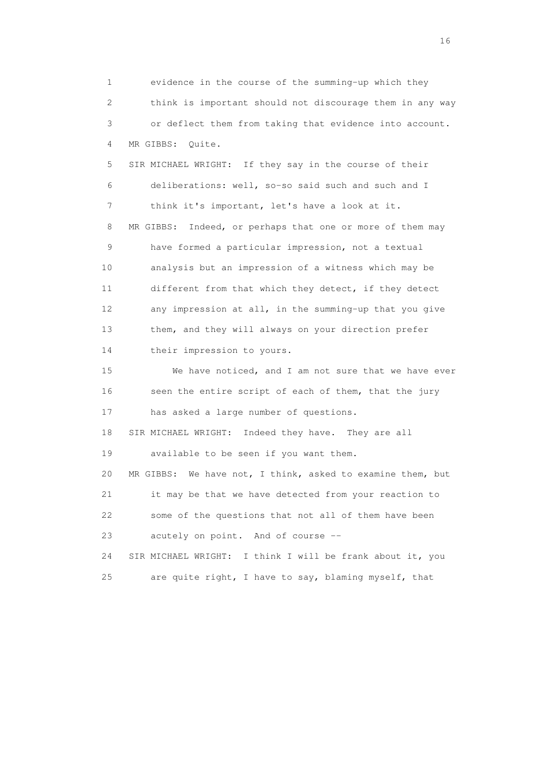1 evidence in the course of the summing-up which they
2 think is important should not discourage them in any way
3 or deflect them from taking that evidence into account.
4 MR GIBBS: Quite.
5 SIR MICHAEL WRIGHT: If they say in the course of their
6 deliberations: well, so-so said such and such and I
7 think it's important, let's have a look at it.
8 MR GIBBS: Indeed, or perhaps that one or more of them may
9 have formed a particular impression, not a textual
10 analysis but an impression of a witness which may be
11 different from that which they detect, if they detect
12 any impression at all, in the summing-up that you give
13 them, and they will always on your direction prefer
14 their impression to yours.
15 We have noticed, and I am not sure that we have ever
16 seen the entire script of each of them, that the jury
17 has asked a large number of questions.
18 SIR MICHAEL WRIGHT: Indeed they have. They are all
19 available to be seen if you want them.
20 MR GIBBS: We have not, I think, asked to examine them, but
21 it may be that we have detected from your reaction to
22 some of the questions that not all of them have been
23 acutely on point. And of course --
24 SIR MICHAEL WRIGHT: I think I will be frank about it, you
25 are quite right, I have to say, blaming myself, that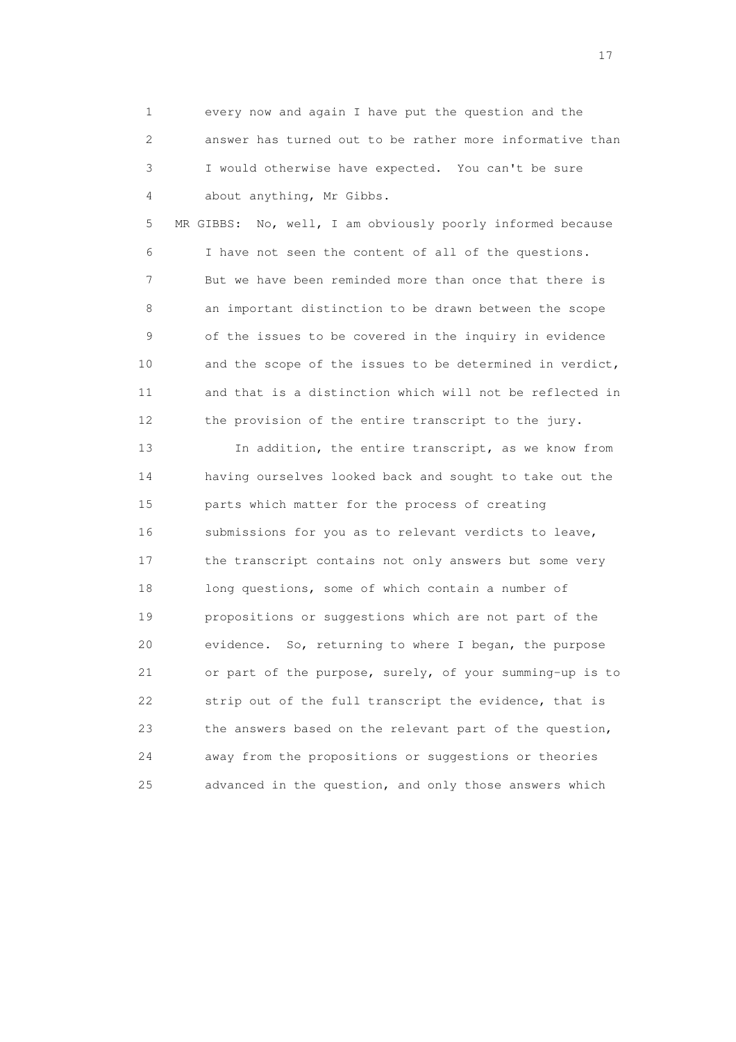1 every now and again I have put the question and the
2 answer has turned out to be rather more informative than
3 I would otherwise have expected. You can't be sure
4 about anything, Mr Gibbs.

5 MR GIBBS: No, well, I am obviously poorly informed because
6 I have not seen the content of all of the questions.
7 But we have been reminded more than once that there is
8 an important distinction to be drawn between the scope
9 of the issues to be covered in the inquiry in evidence
10 and the scope of the issues to be determined in verdict,
11 and that is a distinction which will not be reflected in
12 the provision of the entire transcript to the jury.

13 In addition, the entire transcript, as we know from
14 having ourselves looked back and sought to take out the
15 parts which matter for the process of creating
16 submissions for you as to relevant verdicts to leave,
17 the transcript contains not only answers but some very
18 long questions, some of which contain a number of
19 propositions or suggestions which are not part of the
20 evidence. So, returning to where I began, the purpose
21 or part of the purpose, surely, of your summing-up is to
22 strip out of the full transcript the evidence, that is
23 the answers based on the relevant part of the question,
24 away from the propositions or suggestions or theories
25 advanced in the question, and only those answers which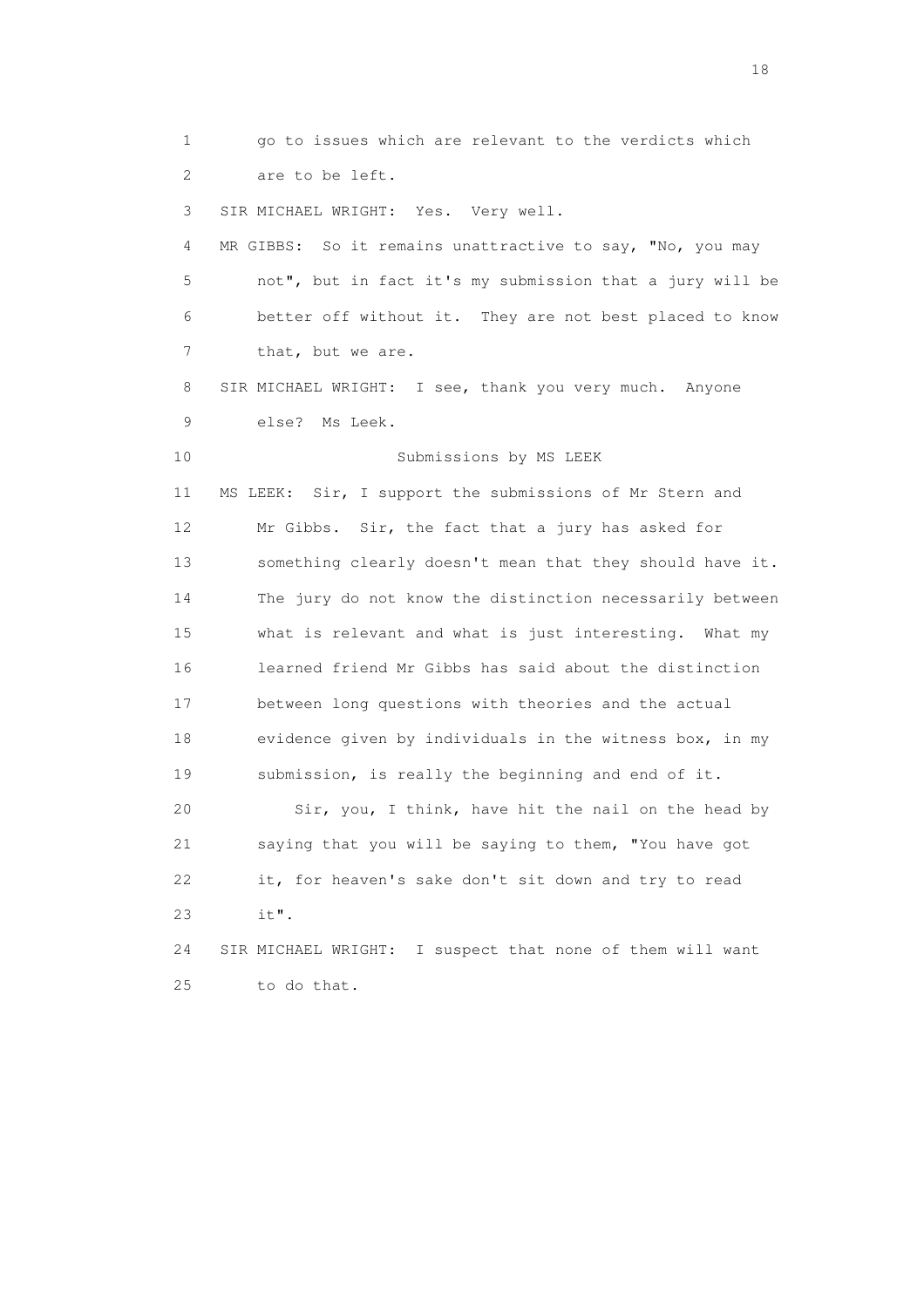go to issues which are relevant to the verdicts which are to be left.

SIR MICHAEL WRIGHT: Yes. Very well.

MR GIBBS: So it remains unattractive to say, "No, you may not", but in fact it's my submission that a jury will be better off without it. They are not best placed to know that, but we are.

SIR MICHAEL WRIGHT: I see, thank you very much. Anyone else? Ms Leek.

Submissions by MS LEEK

MS LEEK: Sir, I support the submissions of Mr Stern and Mr Gibbs. Sir, the fact that a jury has asked for something clearly doesn't mean that they should have it. The jury do not know the distinction necessarily between what is relevant and what is just interesting. What my learned friend Mr Gibbs has said about the distinction between long questions with theories and the actual evidence given by individuals in the witness box, in my submission, is really the beginning and end of it.

Sir, you, I think, have hit the nail on the head by saying that you will be saying to them, "You have got it, for heaven's sake don't sit down and try to read it".

SIR MICHAEL WRIGHT: I suspect that none of them will want to do that.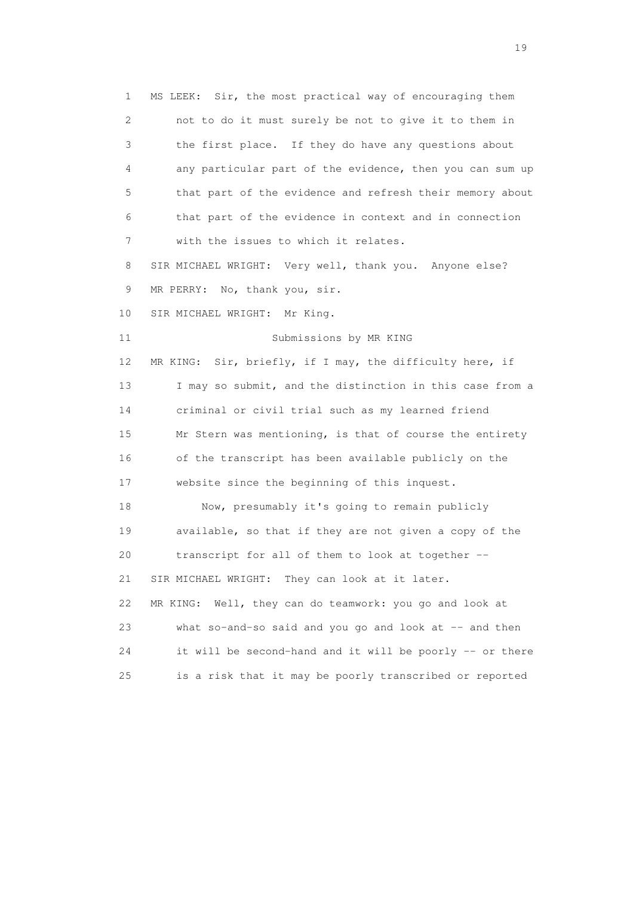MS LEEK: Sir, the most practical way of encouraging them not to do it must surely be not to give it to them in the first place. If they do have any questions about any particular part of the evidence, then you can sum up that part of the evidence and refresh their memory about that part of the evidence in context and in connection with the issues to which it relates.

SIR MICHAEL WRIGHT: Very well, thank you. Anyone else?

MR PERRY: No, thank you, sir.

SIR MICHAEL WRIGHT: Mr King.

Submissions by MR KING

MR KING: Sir, briefly, if I may, the difficulty here, if I may so submit, and the distinction in this case from a criminal or civil trial such as my learned friend Mr Stern was mentioning, is that of course the entirety of the transcript has been available publicly on the website since the beginning of this inquest.

Now, presumably it's going to remain publicly available, so that if they are not given a copy of the transcript for all of them to look at together --

SIR MICHAEL WRIGHT: They can look at it later.

MR KING: Well, they can do teamwork: you go and look at what so-and-so said and you go and look at -- and then it will be second-hand and it will be poorly -- or there is a risk that it may be poorly transcribed or reported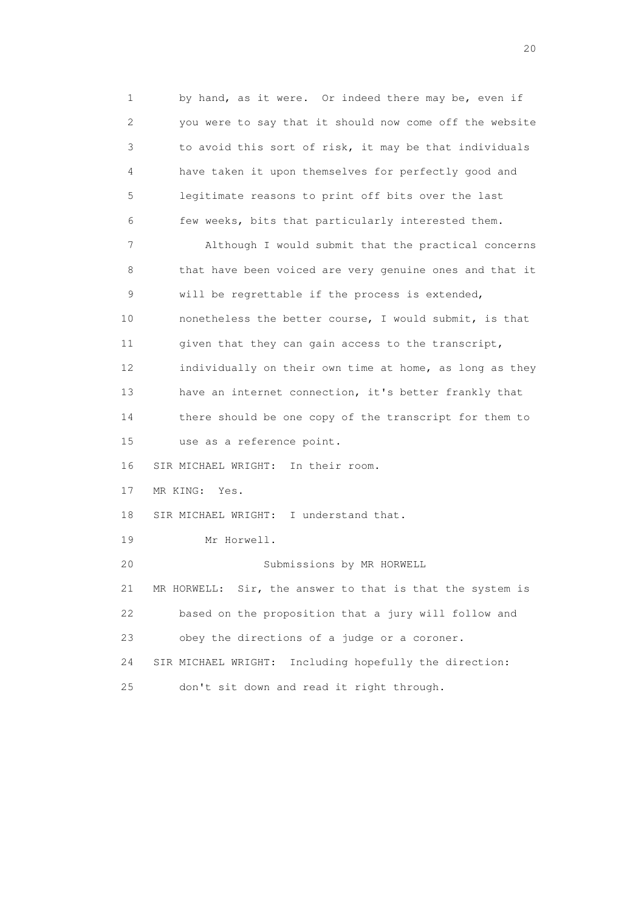by hand, as it were. Or indeed there may be, even if you were to say that it should now come off the website to avoid this sort of risk, it may be that individuals have taken it upon themselves for perfectly good and legitimate reasons to print off bits over the last few weeks, bits that particularly interested them.

Although I would submit that the practical concerns that have been voiced are very genuine ones and that it will be regrettable if the process is extended, nonetheless the better course, I would submit, is that given that they can gain access to the transcript, individually on their own time at home, as long as they have an internet connection, it's better frankly that there should be one copy of the transcript for them to use as a reference point.

SIR MICHAEL WRIGHT: In their room.

MR KING: Yes.

SIR MICHAEL WRIGHT: I understand that.

Mr Horwell.

Submissions by MR HORWELL

MR HORWELL: Sir, the answer to that is that the system is based on the proposition that a jury will follow and obey the directions of a judge or a coroner.

SIR MICHAEL WRIGHT: Including hopefully the direction: don't sit down and read it right through.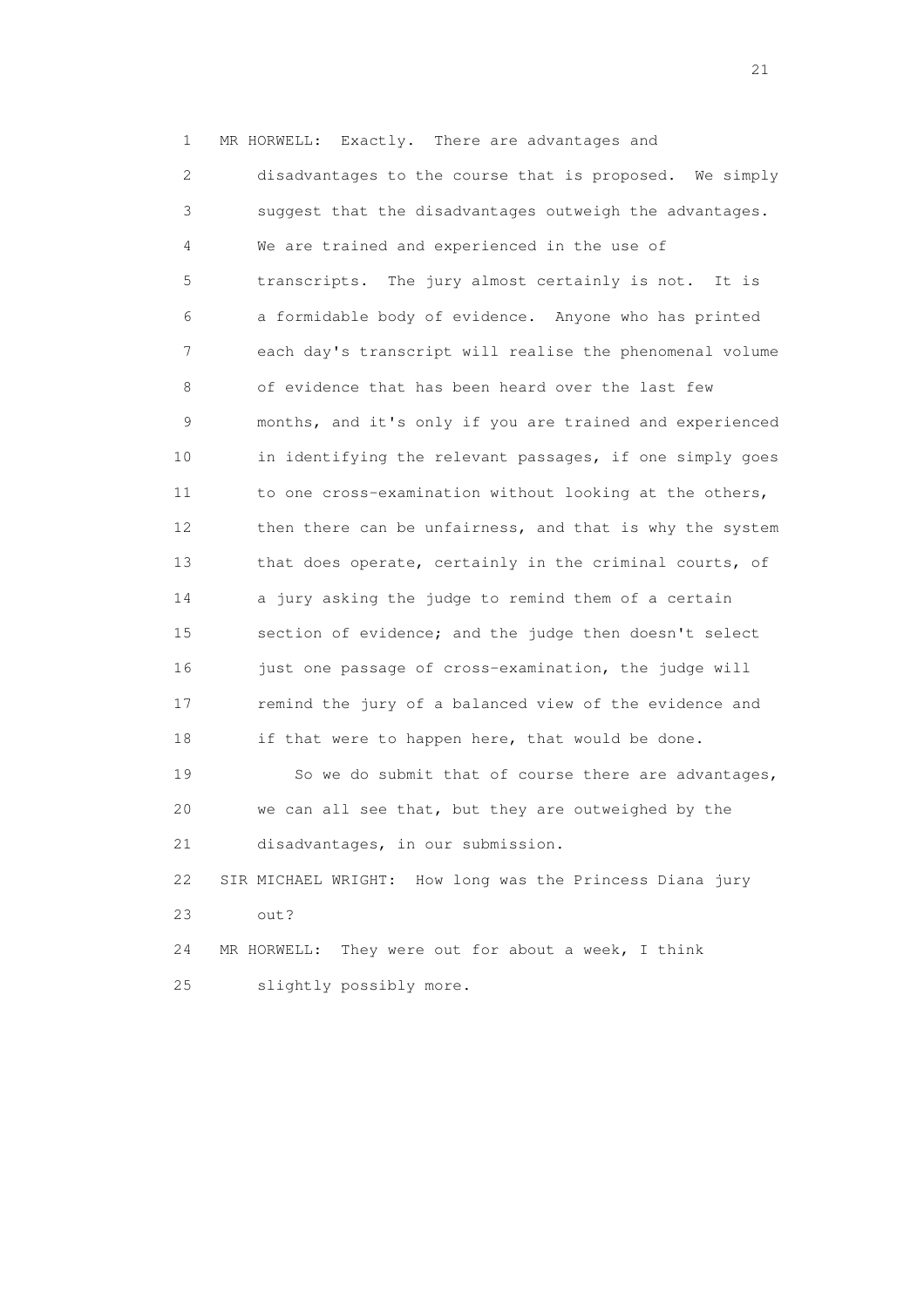MR HORWELL: Exactly. There are advantages and disadvantages to the course that is proposed. We simply suggest that the disadvantages outweigh the advantages. We are trained and experienced in the use of transcripts. The jury almost certainly is not. It is a formidable body of evidence. Anyone who has printed each day's transcript will realise the phenomenal volume of evidence that has been heard over the last few months, and it's only if you are trained and experienced in identifying the relevant passages, if one simply goes to one cross-examination without looking at the others, then there can be unfairness, and that is why the system that does operate, certainly in the criminal courts, of a jury asking the judge to remind them of a certain section of evidence; and the judge then doesn't select just one passage of cross-examination, the judge will remind the jury of a balanced view of the evidence and if that were to happen here, that would be done.

So we do submit that of course there are advantages, we can all see that, but they are outweighed by the disadvantages, in our submission.

SIR MICHAEL WRIGHT: How long was the Princess Diana jury out?

MR HORWELL: They were out for about a week, I think slightly possibly more.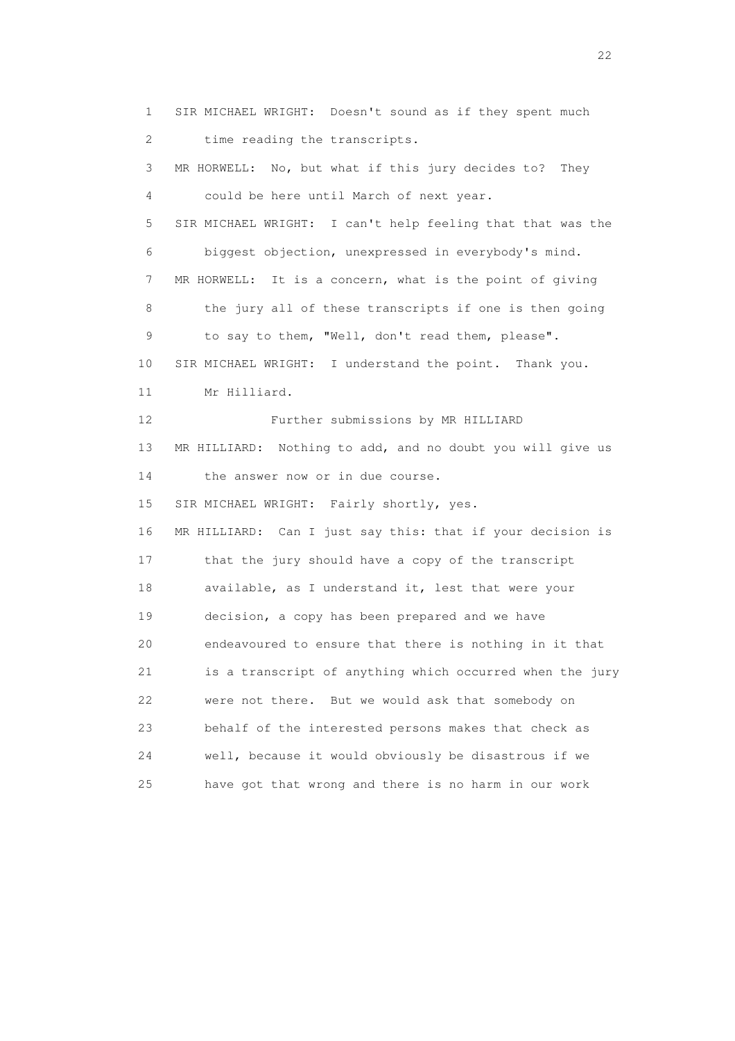SIR MICHAEL WRIGHT: Doesn't sound as if they spent much time reading the transcripts.

MR HORWELL: No, but what if this jury decides to? They could be here until March of next year.

SIR MICHAEL WRIGHT: I can't help feeling that that was the biggest objection, unexpressed in everybody's mind.

MR HORWELL: It is a concern, what is the point of giving the jury all of these transcripts if one is then going to say to them, "Well, don't read them, please".

SIR MICHAEL WRIGHT: I understand the point. Thank you. Mr Hilliard.

Further submissions by MR HILLIARD

MR HILLIARD: Nothing to add, and no doubt you will give us the answer now or in due course.

SIR MICHAEL WRIGHT: Fairly shortly, yes.

MR HILLIARD: Can I just say this: that if your decision is that the jury should have a copy of the transcript available, as I understand it, lest that were your decision, a copy has been prepared and we have endeavoured to ensure that there is nothing in it that is a transcript of anything which occurred when the jury were not there. But we would ask that somebody on behalf of the interested persons makes that check as well, because it would obviously be disastrous if we have got that wrong and there is no harm in our work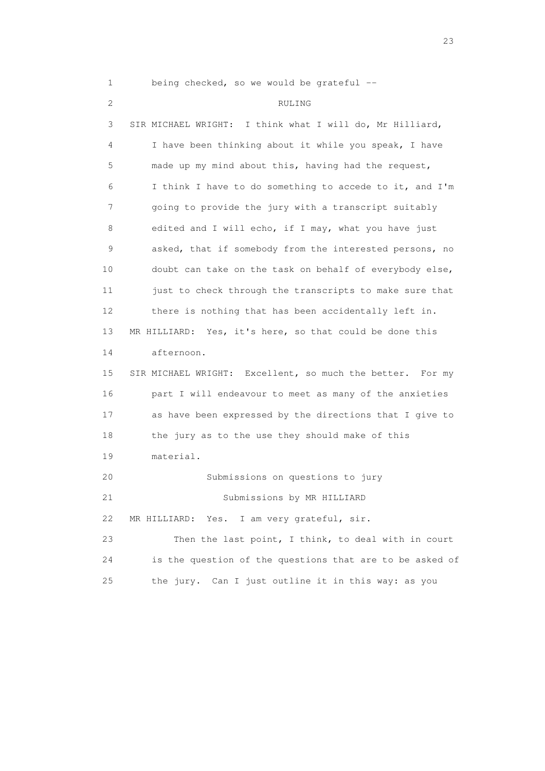1 being checked, so we would be grateful --

2 RULING

3 SIR MICHAEL WRIGHT: I think what I will do, Mr Hilliard,
4 I have been thinking about it while you speak, I have
5 made up my mind about this, having had the request,
6 I think I have to do something to accede to it, and I'm
7 going to provide the jury with a transcript suitably
8 edited and I will echo, if I may, what you have just
9 asked, that if somebody from the interested persons, no
10 doubt can take on the task on behalf of everybody else,
11 just to check through the transcripts to make sure that
12 there is nothing that has been accidentally left in.

13 MR HILLIARD: Yes, it's here, so that could be done this
14 afternoon.

15 SIR MICHAEL WRIGHT: Excellent, so much the better. For my
16 part I will endeavour to meet as many of the anxieties
17 as have been expressed by the directions that I give to
18 the jury as to the use they should make of this
19 material.

20 Submissions on questions to jury

21 Submissions by MR HILLIARD

22 MR HILLIARD: Yes. I am very grateful, sir.

23 Then the last point, I think, to deal with in court
24 is the question of the questions that are to be asked of
25 the jury. Can I just outline it in this way: as you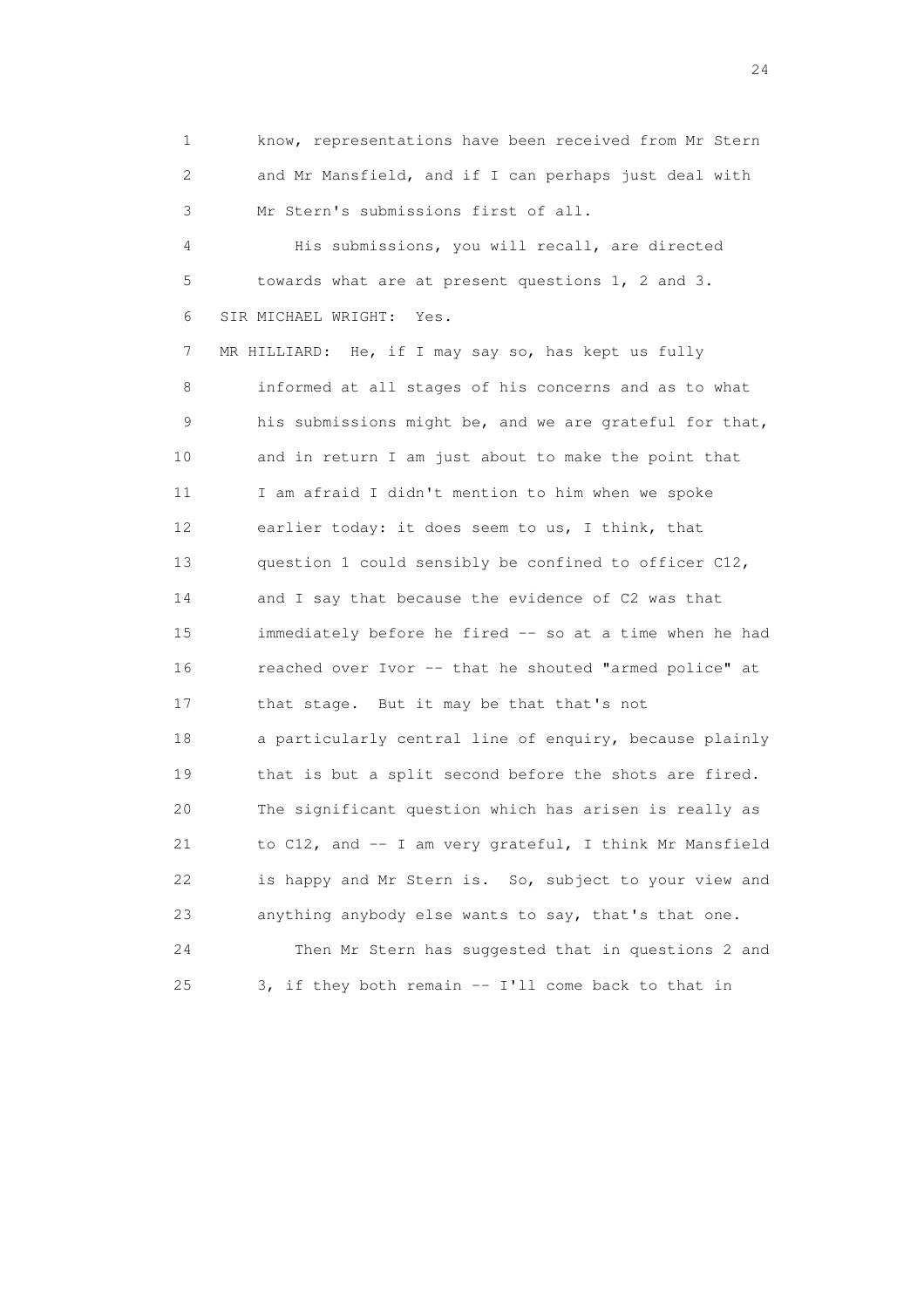know, representations have been received from Mr Stern and Mr Mansfield, and if I can perhaps just deal with Mr Stern's submissions first of all.

His submissions, you will recall, are directed towards what are at present questions 1, 2 and 3.

SIR MICHAEL WRIGHT: Yes.

MR HILLIARD: He, if I may say so, has kept us fully informed at all stages of his concerns and as to what his submissions might be, and we are grateful for that, and in return I am just about to make the point that I am afraid I didn't mention to him when we spoke earlier today: it does seem to us, I think, that question 1 could sensibly be confined to officer C12, and I say that because the evidence of C2 was that immediately before he fired -- so at a time when he had reached over Ivor -- that he shouted "armed police" at that stage. But it may be that that's not a particularly central line of enquiry, because plainly that is but a split second before the shots are fired. The significant question which has arisen is really as to C12, and -- I am very grateful, I think Mr Mansfield is happy and Mr Stern is. So, subject to your view and anything anybody else wants to say, that's that one.

Then Mr Stern has suggested that in questions 2 and 3, if they both remain -- I'll come back to that in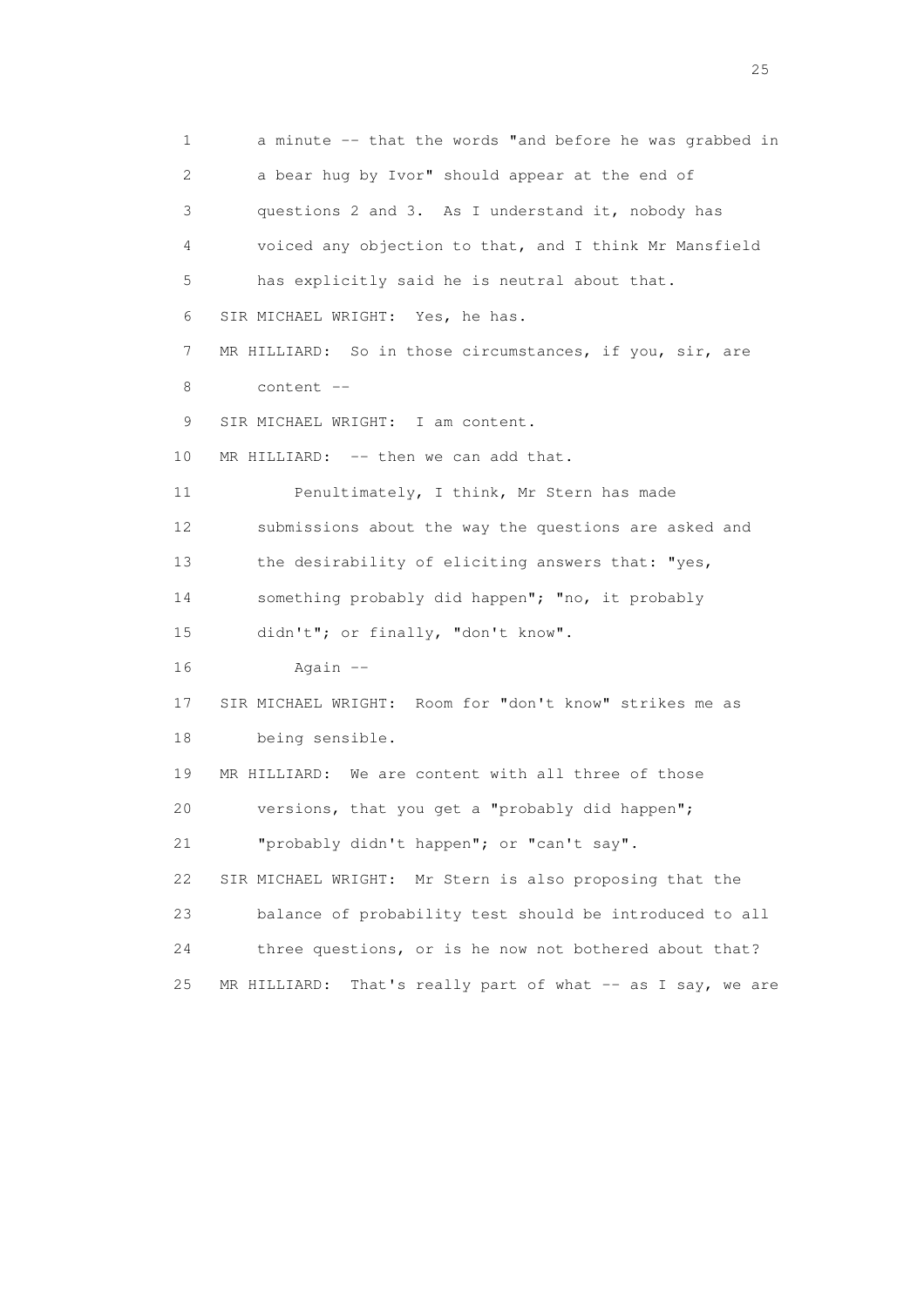1 a minute -- that the words "and before he was grabbed in
2 a bear hug by Ivor" should appear at the end of
3 questions 2 and 3. As I understand it, nobody has
4 voiced any objection to that, and I think Mr Mansfield
5 has explicitly said he is neutral about that.
6 SIR MICHAEL WRIGHT: Yes, he has.
7 MR HILLIARD: So in those circumstances, if you, sir, are
8 content --
9 SIR MICHAEL WRIGHT: I am content.
10 MR HILLIARD: -- then we can add that.
11 Penultimately, I think, Mr Stern has made
12 submissions about the way the questions are asked and
13 the desirability of eliciting answers that: "yes,
14 something probably did happen"; "no, it probably
15 didn't"; or finally, "don't know".
16 Again --
17 SIR MICHAEL WRIGHT: Room for "don't know" strikes me as
18 being sensible.
19 MR HILLIARD: We are content with all three of those
20 versions, that you get a "probably did happen";
21 "probably didn't happen"; or "can't say".
22 SIR MICHAEL WRIGHT: Mr Stern is also proposing that the
23 balance of probability test should be introduced to all
24 three questions, or is he now not bothered about that?
25 MR HILLIARD: That's really part of what -- as I say, we are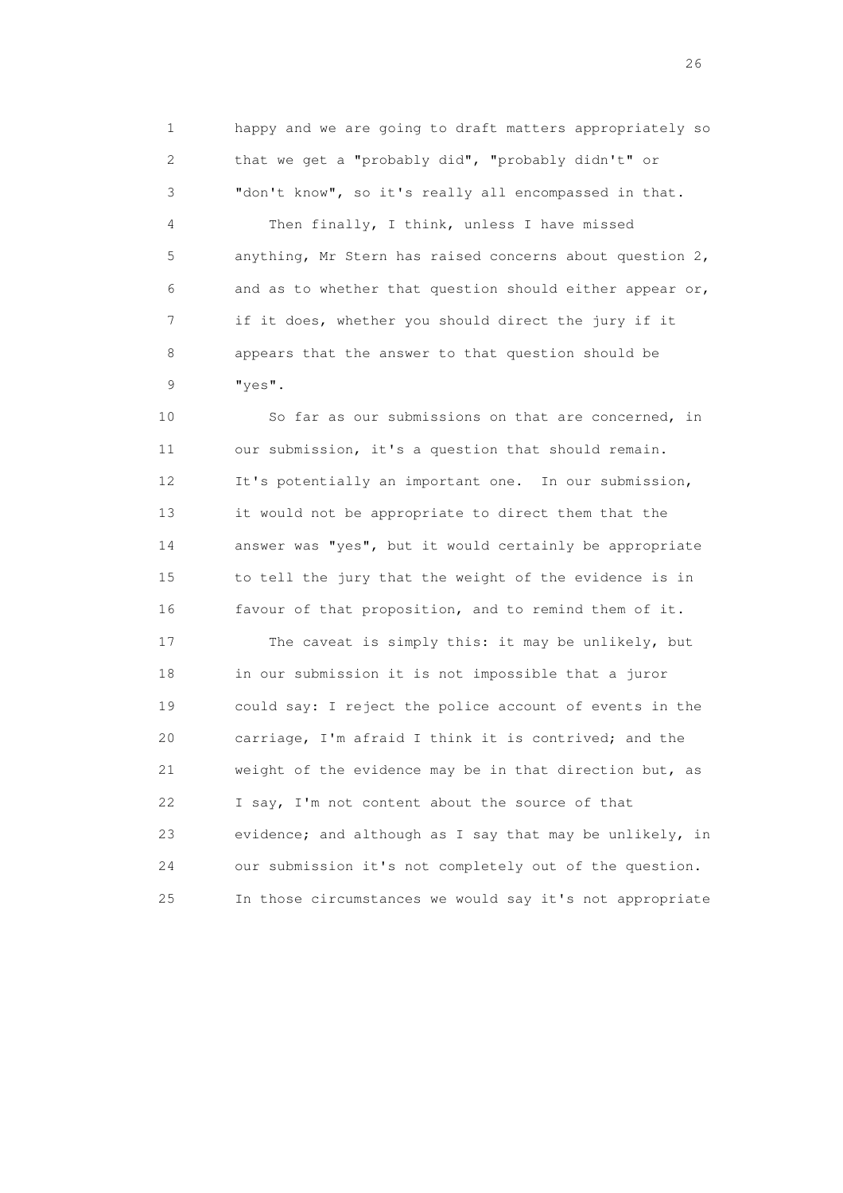happy and we are going to draft matters appropriately so that we get a "probably did", "probably didn't" or "don't know", so it's really all encompassed in that.

Then finally, I think, unless I have missed anything, Mr Stern has raised concerns about question 2, and as to whether that question should either appear or, if it does, whether you should direct the jury if it appears that the answer to that question should be "yes".

So far as our submissions on that are concerned, in our submission, it's a question that should remain. It's potentially an important one. In our submission, it would not be appropriate to direct them that the answer was "yes", but it would certainly be appropriate to tell the jury that the weight of the evidence is in favour of that proposition, and to remind them of it.

The caveat is simply this: it may be unlikely, but in our submission it is not impossible that a juror could say: I reject the police account of events in the carriage, I'm afraid I think it is contrived; and the weight of the evidence may be in that direction but, as I say, I'm not content about the source of that evidence; and although as I say that may be unlikely, in our submission it's not completely out of the question. In those circumstances we would say it's not appropriate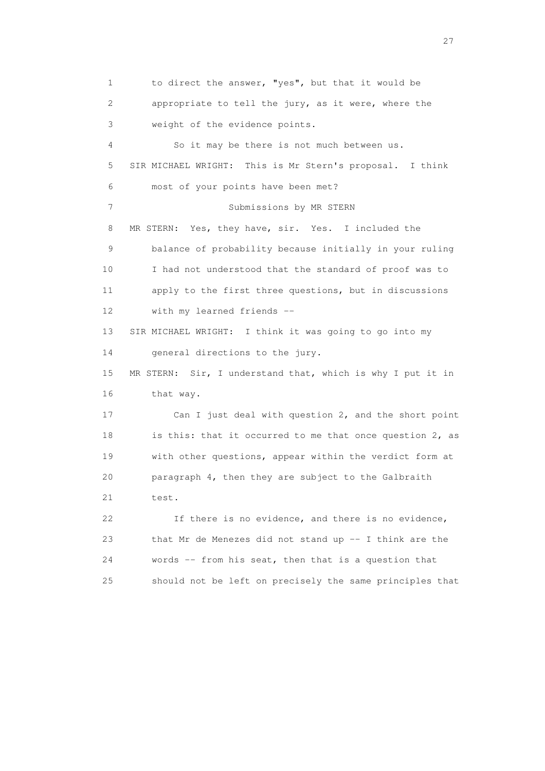1 to direct the answer, "yes", but that it would be
2 appropriate to tell the jury, as it were, where the
3 weight of the evidence points.
4 So it may be there is not much between us.
5 SIR MICHAEL WRIGHT: This is Mr Stern's proposal. I think
6 most of your points have been met?
7 Submissions by MR STERN
8 MR STERN: Yes, they have, sir. Yes. I included the
9 balance of probability because initially in your ruling
10 I had not understood that the standard of proof was to
11 apply to the first three questions, but in discussions
12 with my learned friends --
13 SIR MICHAEL WRIGHT: I think it was going to go into my
14 general directions to the jury.
15 MR STERN: Sir, I understand that, which is why I put it in
16 that way.
17 Can I just deal with question 2, and the short point
18 is this: that it occurred to me that once question 2, as
19 with other questions, appear within the verdict form at
20 paragraph 4, then they are subject to the Galbraith
21 test.
22 If there is no evidence, and there is no evidence,
23 that Mr de Menezes did not stand up -- I think are the
24 words -- from his seat, then that is a question that
25 should not be left on precisely the same principles that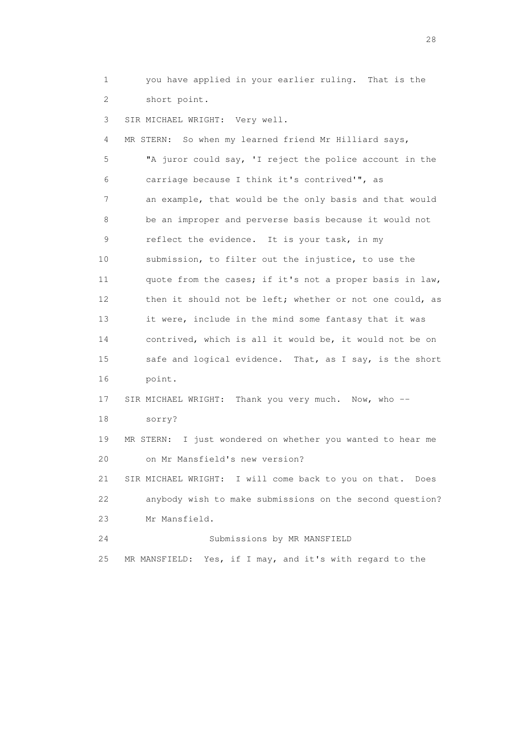1 you have applied in your earlier ruling. That is the
2 short point.

3 SIR MICHAEL WRIGHT: Very well.

4 MR STERN: So when my learned friend Mr Hilliard says,
5 "A juror could say, 'I reject the police account in the
6 carriage because I think it's contrived'", as
7 an example, that would be the only basis and that would
8 be an improper and perverse basis because it would not
9 reflect the evidence. It is your task, in my
10 submission, to filter out the injustice, to use the
11 quote from the cases; if it's not a proper basis in law,
12 then it should not be left; whether or not one could, as
13 it were, include in the mind some fantasy that it was
14 contrived, which is all it would be, it would not be on
15 safe and logical evidence. That, as I say, is the short
16 point.

17 SIR MICHAEL WRIGHT: Thank you very much. Now, who --
18 sorry?

19 MR STERN: I just wondered on whether you wanted to hear me
20 on Mr Mansfield's new version?

21 SIR MICHAEL WRIGHT: I will come back to you on that. Does
22 anybody wish to make submissions on the second question?
23 Mr Mansfield.

24 Submissions by MR MANSFIELD

25 MR MANSFIELD: Yes, if I may, and it's with regard to the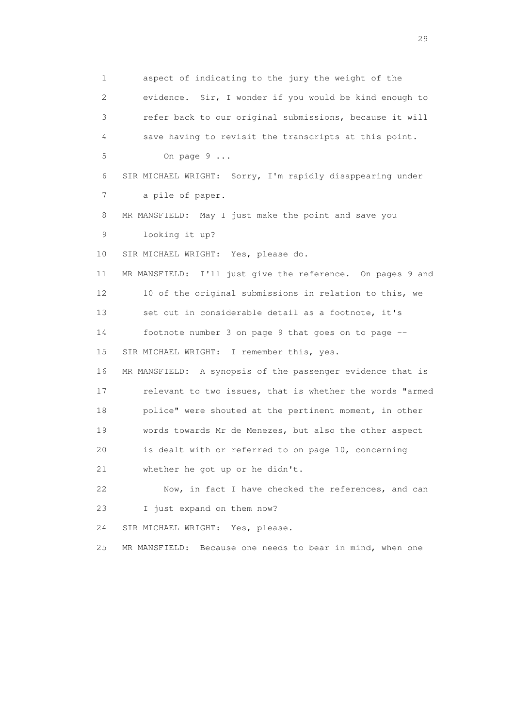aspect of indicating to the jury the weight of the evidence. Sir, I wonder if you would be kind enough to refer back to our original submissions, because it will save having to revisit the transcripts at this point.

On page 9 ...

SIR MICHAEL WRIGHT: Sorry, I'm rapidly disappearing under a pile of paper.

MR MANSFIELD: May I just make the point and save you looking it up?

SIR MICHAEL WRIGHT: Yes, please do.

MR MANSFIELD: I'll just give the reference. On pages 9 and 10 of the original submissions in relation to this, we set out in considerable detail as a footnote, it's footnote number 3 on page 9 that goes on to page --

SIR MICHAEL WRIGHT: I remember this, yes.

MR MANSFIELD: A synopsis of the passenger evidence that is relevant to two issues, that is whether the words "armed police" were shouted at the pertinent moment, in other words towards Mr de Menezes, but also the other aspect is dealt with or referred to on page 10, concerning whether he got up or he didn't.

Now, in fact I have checked the references, and can I just expand on them now?

SIR MICHAEL WRIGHT: Yes, please.

MR MANSFIELD: Because one needs to bear in mind, when one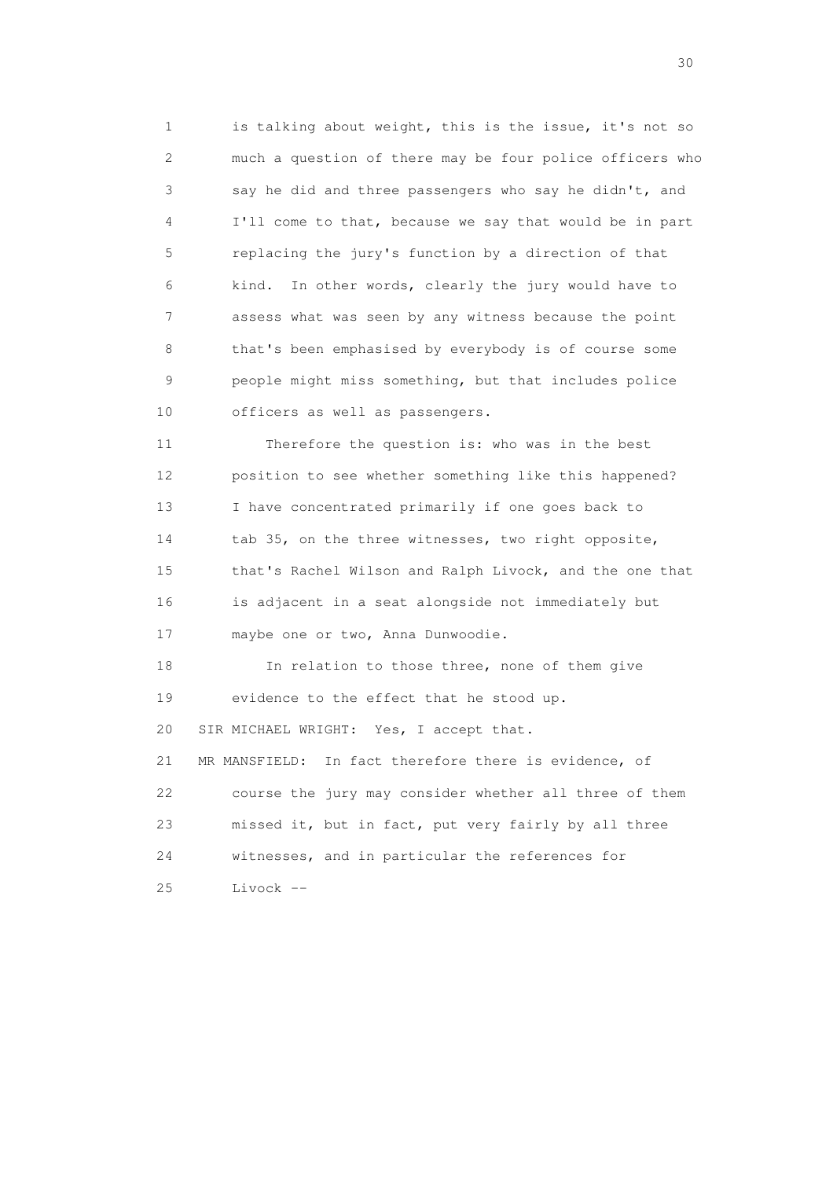1 is talking about weight, this is the issue, it's not so
2 much a question of there may be four police officers who
3 say he did and three passengers who say he didn't, and
4 I'll come to that, because we say that would be in part
5 replacing the jury's function by a direction of that
6 kind. In other words, clearly the jury would have to
7 assess what was seen by any witness because the point
8 that's been emphasised by everybody is of course some
9 people might miss something, but that includes police
10 officers as well as passengers.

11 Therefore the question is: who was in the best
12 position to see whether something like this happened?
13 I have concentrated primarily if one goes back to
14 tab 35, on the three witnesses, two right opposite,
15 that's Rachel Wilson and Ralph Livock, and the one that
16 is adjacent in a seat alongside not immediately but
17 maybe one or two, Anna Dunwoodie.

18 In relation to those three, none of them give
19 evidence to the effect that he stood up.

20 SIR MICHAEL WRIGHT: Yes, I accept that.

21 MR MANSFIELD: In fact therefore there is evidence, of
22 course the jury may consider whether all three of them
23 missed it, but in fact, put very fairly by all three
24 witnesses, and in particular the references for
25 Livock --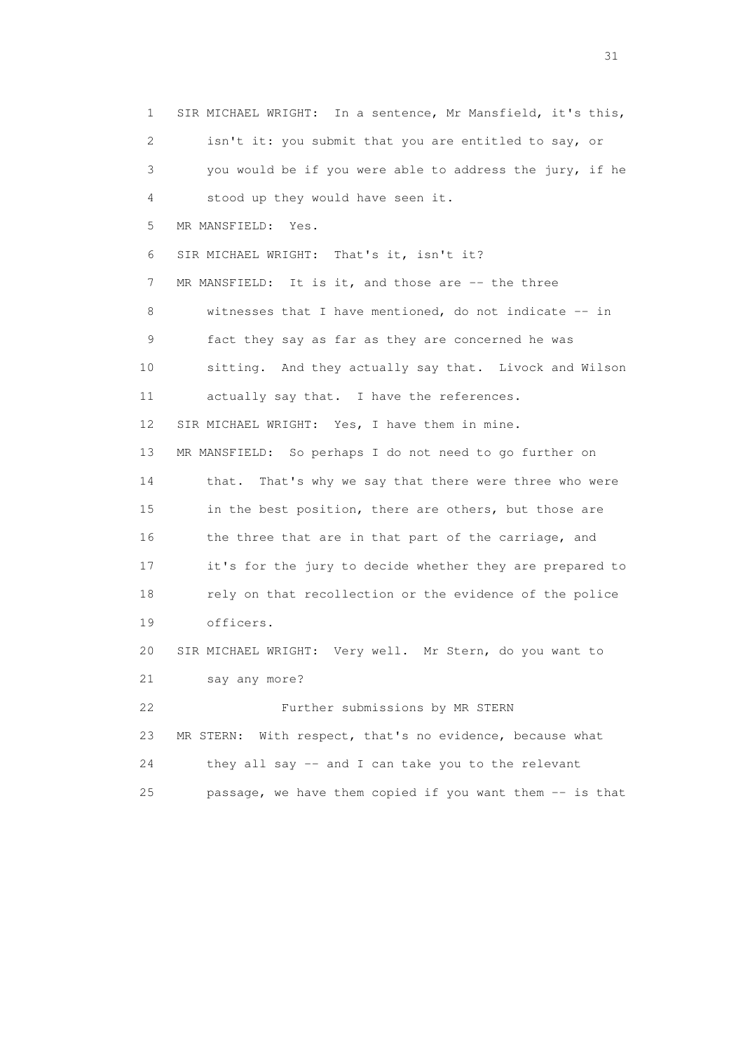1 SIR MICHAEL WRIGHT: In a sentence, Mr Mansfield, it's this,
2 isn't it: you submit that you are entitled to say, or
3 you would be if you were able to address the jury, if he
4 stood up they would have seen it.
5 MR MANSFIELD: Yes.
6 SIR MICHAEL WRIGHT: That's it, isn't it?
7 MR MANSFIELD: It is it, and those are -- the three
8 witnesses that I have mentioned, do not indicate -- in
9 fact they say as far as they are concerned he was
10 sitting. And they actually say that. Livock and Wilson
11 actually say that. I have the references.
12 SIR MICHAEL WRIGHT: Yes, I have them in mine.
13 MR MANSFIELD: So perhaps I do not need to go further on
14 that. That's why we say that there were three who were
15 in the best position, there are others, but those are
16 the three that are in that part of the carriage, and
17 it's for the jury to decide whether they are prepared to
18 rely on that recollection or the evidence of the police
19 officers.
20 SIR MICHAEL WRIGHT: Very well. Mr Stern, do you want to
21 say any more?
22 Further submissions by MR STERN
23 MR STERN: With respect, that's no evidence, because what
24 they all say -- and I can take you to the relevant
25 passage, we have them copied if you want them -- is that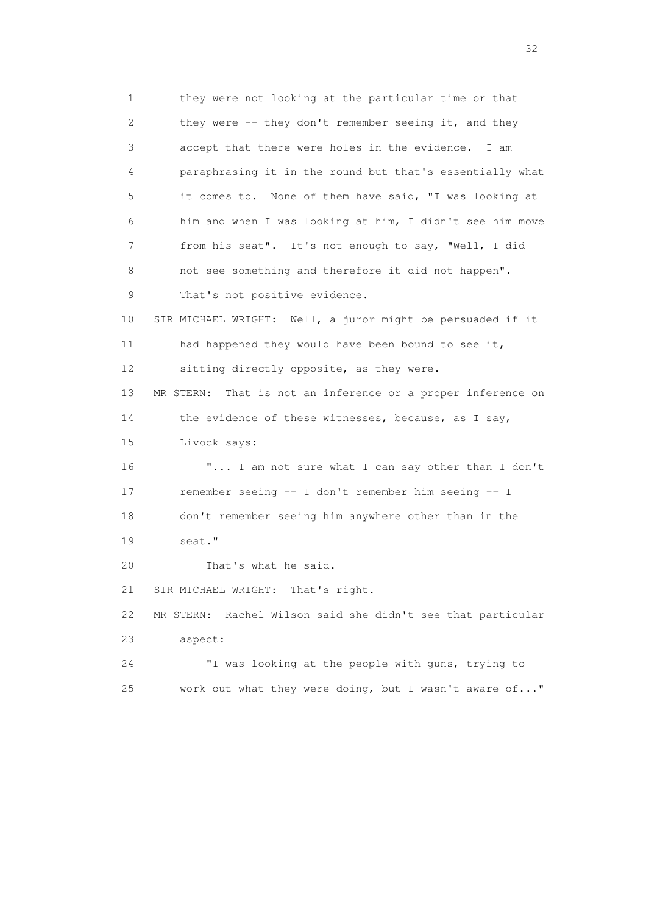they were not looking at the particular time or that they were -- they don't remember seeing it, and they accept that there were holes in the evidence. I am paraphrasing it in the round but that's essentially what it comes to. None of them have said, "I was looking at him and when I was looking at him, I didn't see him move from his seat". It's not enough to say, "Well, I did not see something and therefore it did not happen". That's not positive evidence.

SIR MICHAEL WRIGHT: Well, a juror might be persuaded if it had happened they would have been bound to see it, sitting directly opposite, as they were.

MR STERN: That is not an inference or a proper inference on the evidence of these witnesses, because, as I say, Livock says:

"... I am not sure what I can say other than I don't remember seeing -- I don't remember him seeing -- I don't remember seeing him anywhere other than in the seat."

That's what he said.

SIR MICHAEL WRIGHT: That's right.

MR STERN: Rachel Wilson said she didn't see that particular aspect:

"I was looking at the people with guns, trying to work out what they were doing, but I wasn't aware of..."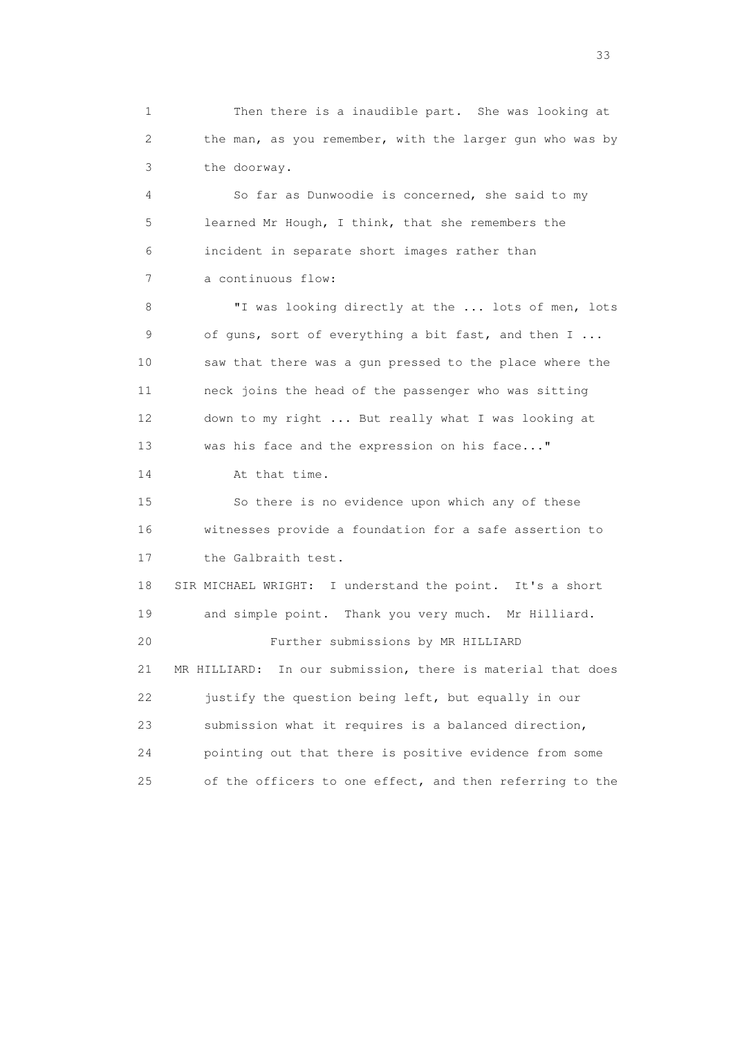Then there is a inaudible part. She was looking at the man, as you remember, with the larger gun who was by the doorway.

So far as Dunwoodie is concerned, she said to my learned Mr Hough, I think, that she remembers the incident in separate short images rather than a continuous flow:

"I was looking directly at the ... lots of men, lots of guns, sort of everything a bit fast, and then I ... saw that there was a gun pressed to the place where the neck joins the head of the passenger who was sitting down to my right ... But really what I was looking at was his face and the expression on his face..."

At that time.

So there is no evidence upon which any of these witnesses provide a foundation for a safe assertion to the Galbraith test.

SIR MICHAEL WRIGHT: I understand the point. It's a short and simple point. Thank you very much. Mr Hilliard.

Further submissions by MR HILLIARD

MR HILLIARD: In our submission, there is material that does justify the question being left, but equally in our submission what it requires is a balanced direction, pointing out that there is positive evidence from some of the officers to one effect, and then referring to the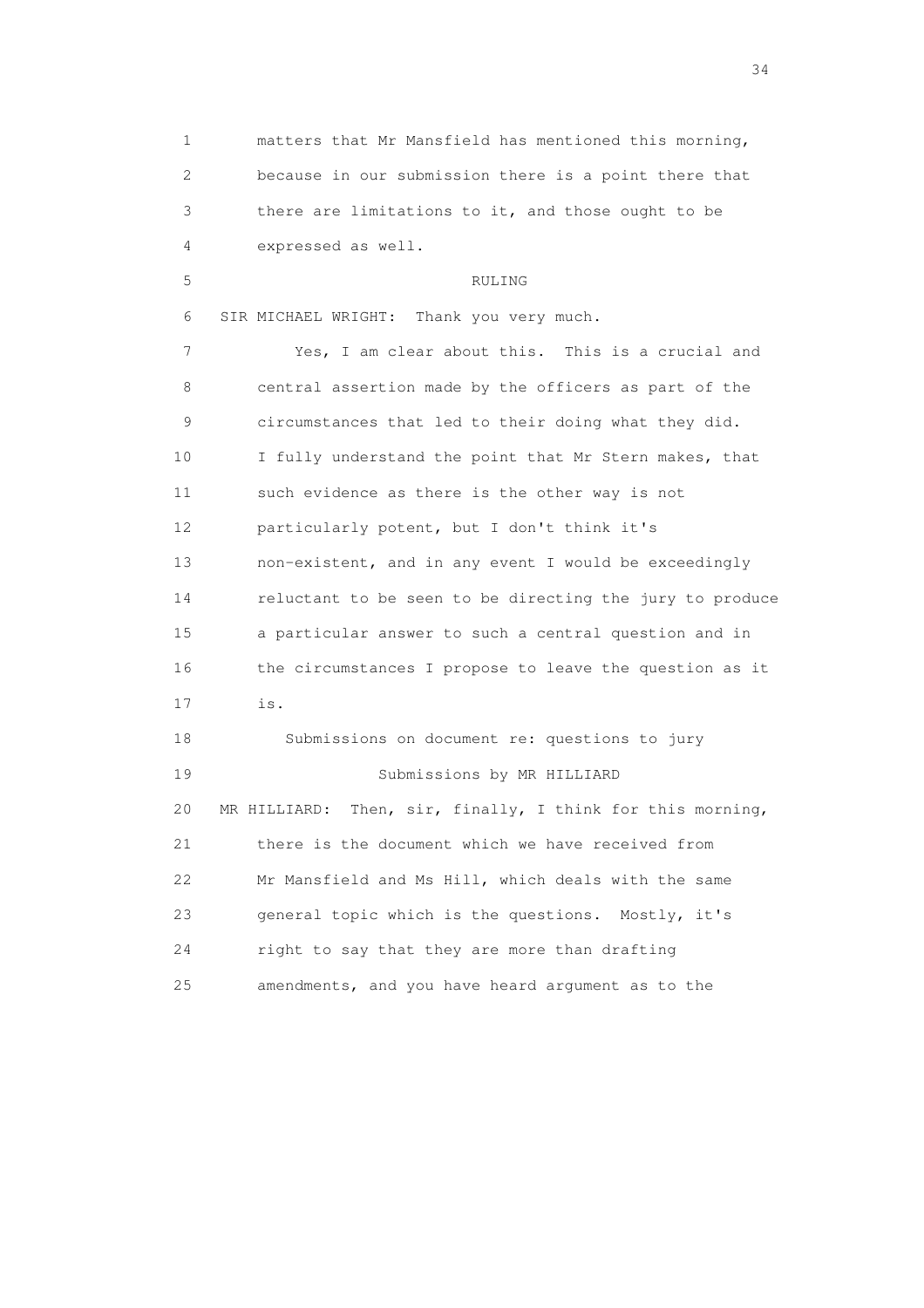matters that Mr Mansfield has mentioned this morning, because in our submission there is a point there that there are limitations to it, and those ought to be expressed as well.

RULING

SIR MICHAEL WRIGHT: Thank you very much.

Yes, I am clear about this. This is a crucial and central assertion made by the officers as part of the circumstances that led to their doing what they did. I fully understand the point that Mr Stern makes, that such evidence as there is the other way is not particularly potent, but I don't think it's non-existent, and in any event I would be exceedingly reluctant to be seen to be directing the jury to produce a particular answer to such a central question and in the circumstances I propose to leave the question as it is.

Submissions on document re: questions to jury

Submissions by MR HILLIARD

MR HILLIARD: Then, sir, finally, I think for this morning, there is the document which we have received from Mr Mansfield and Ms Hill, which deals with the same general topic which is the questions. Mostly, it's right to say that they are more than drafting amendments, and you have heard argument as to the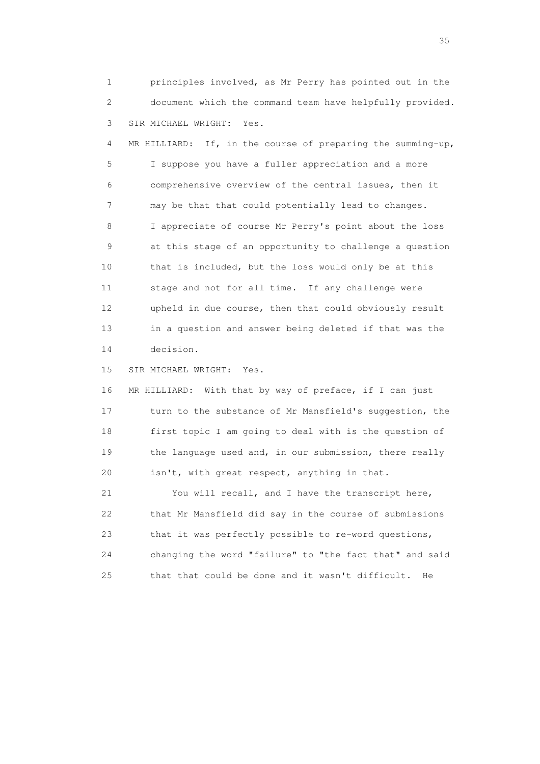1 principles involved, as Mr Perry has pointed out in the
2 document which the command team have helpfully provided.
3 SIR MICHAEL WRIGHT: Yes.
4 MR HILLIARD: If, in the course of preparing the summing-up,
5 I suppose you have a fuller appreciation and a more
6 comprehensive overview of the central issues, then it
7 may be that that could potentially lead to changes.
8 I appreciate of course Mr Perry's point about the loss
9 at this stage of an opportunity to challenge a question
10 that is included, but the loss would only be at this
11 stage and not for all time. If any challenge were
12 upheld in due course, then that could obviously result
13 in a question and answer being deleted if that was the
14 decision.
15 SIR MICHAEL WRIGHT: Yes.
16 MR HILLIARD: With that by way of preface, if I can just
17 turn to the substance of Mr Mansfield's suggestion, the
18 first topic I am going to deal with is the question of
19 the language used and, in our submission, there really
20 isn't, with great respect, anything in that.
21 You will recall, and I have the transcript here,
22 that Mr Mansfield did say in the course of submissions
23 that it was perfectly possible to re-word questions,
24 changing the word "failure" to "the fact that" and said
25 that that could be done and it wasn't difficult. He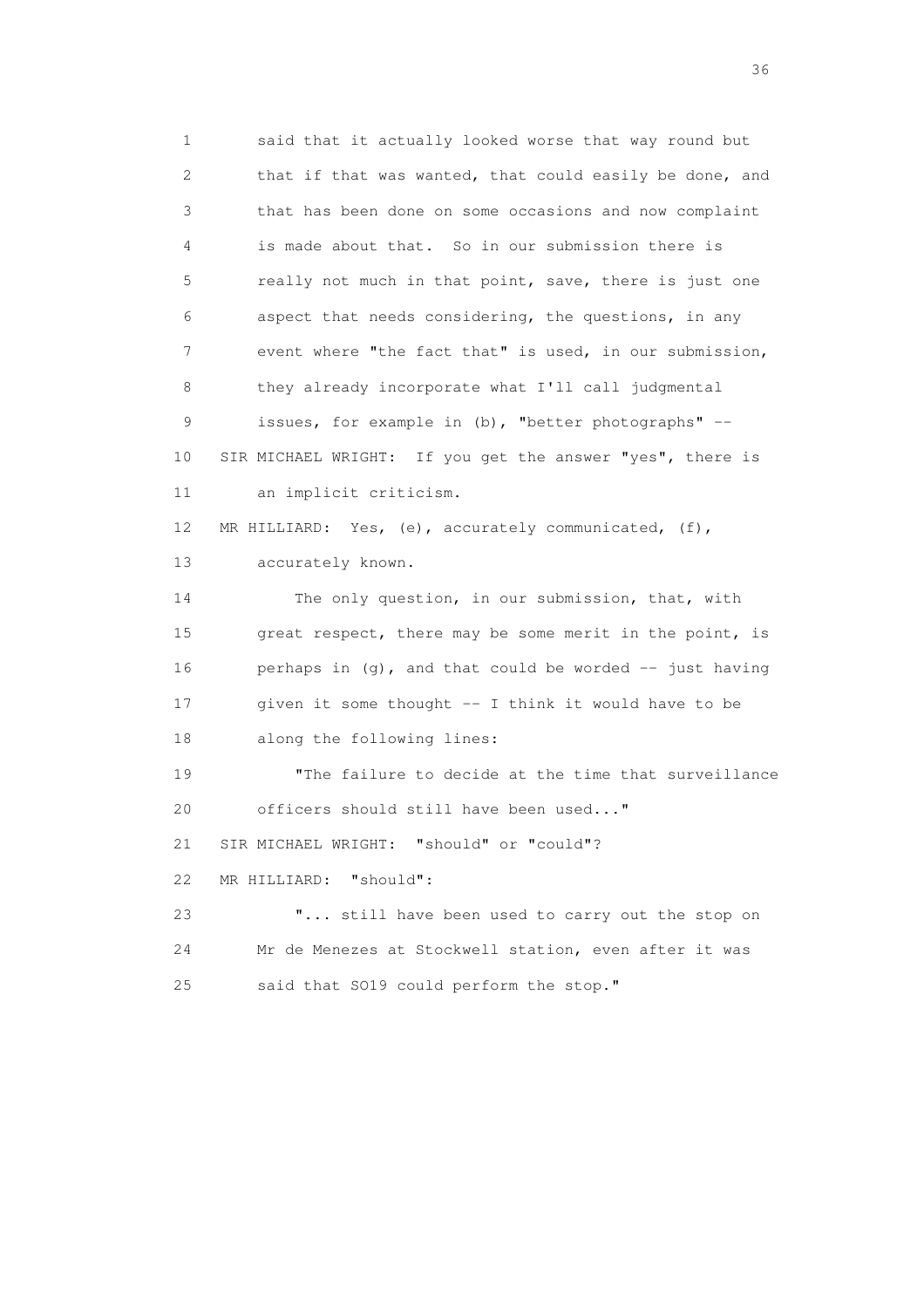said that it actually looked worse that way round but that if that was wanted, that could easily be done, and that has been done on some occasions and now complaint is made about that. So in our submission there is really not much in that point, save, there is just one aspect that needs considering, the questions, in any event where "the fact that" is used, in our submission, they already incorporate what I'll call judgmental issues, for example in (b), "better photographs" --

SIR MICHAEL WRIGHT: If you get the answer "yes", there is an implicit criticism.

MR HILLIARD: Yes, (e), accurately communicated, (f), accurately known.

The only question, in our submission, that, with great respect, there may be some merit in the point, is perhaps in (g), and that could be worded -- just having given it some thought -- I think it would have to be along the following lines:

"The failure to decide at the time that surveillance officers should still have been used..."

SIR MICHAEL WRIGHT: "should" or "could"?

MR HILLIARD: "should":

"... still have been used to carry out the stop on Mr de Menezes at Stockwell station, even after it was said that SO19 could perform the stop."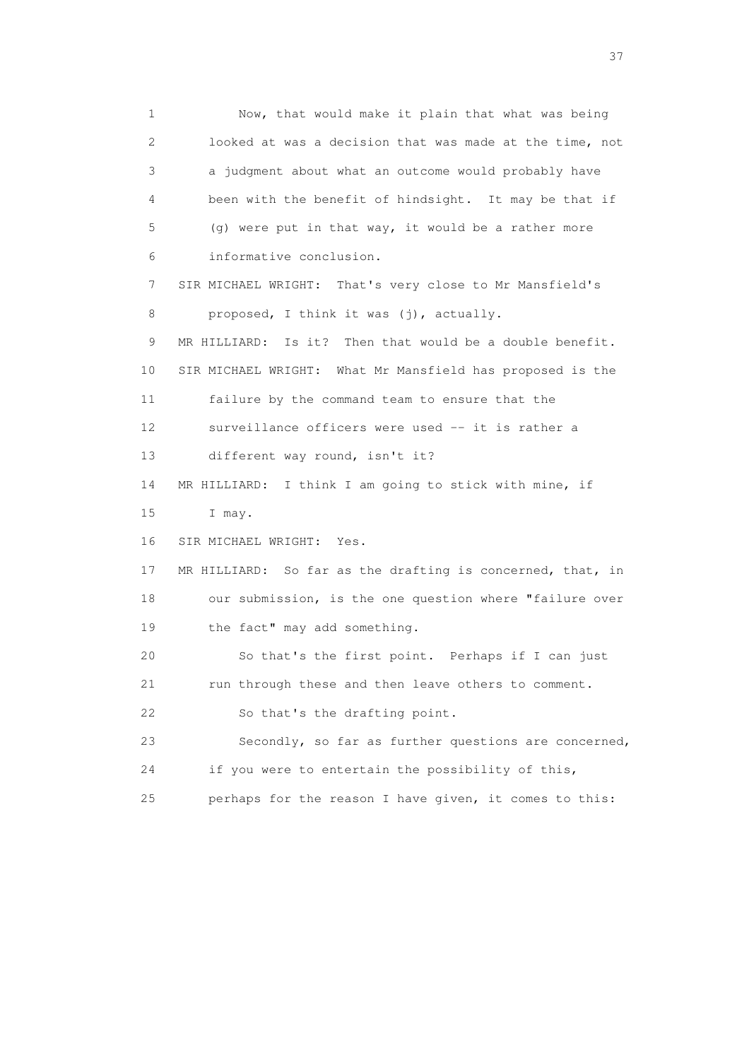1 Now, that would make it plain that what was being
2 looked at was a decision that was made at the time, not
3 a judgment about what an outcome would probably have
4 been with the benefit of hindsight. It may be that if
5 (g) were put in that way, it would be a rather more
6 informative conclusion.

7 SIR MICHAEL WRIGHT: That's very close to Mr Mansfield's
8 proposed, I think it was (j), actually.

9 MR HILLIARD: Is it? Then that would be a double benefit.

10 SIR MICHAEL WRIGHT: What Mr Mansfield has proposed is the
11 failure by the command team to ensure that the
12 surveillance officers were used -- it is rather a
13 different way round, isn't it?

14 MR HILLIARD: I think I am going to stick with mine, if
15 I may.

16 SIR MICHAEL WRIGHT: Yes.

17 MR HILLIARD: So far as the drafting is concerned, that, in
18 our submission, is the one question where "failure over
19 the fact" may add something.

20 So that's the first point. Perhaps if I can just
21 run through these and then leave others to comment.

22 So that's the drafting point.

23 Secondly, so far as further questions are concerned,
24 if you were to entertain the possibility of this,
25 perhaps for the reason I have given, it comes to this: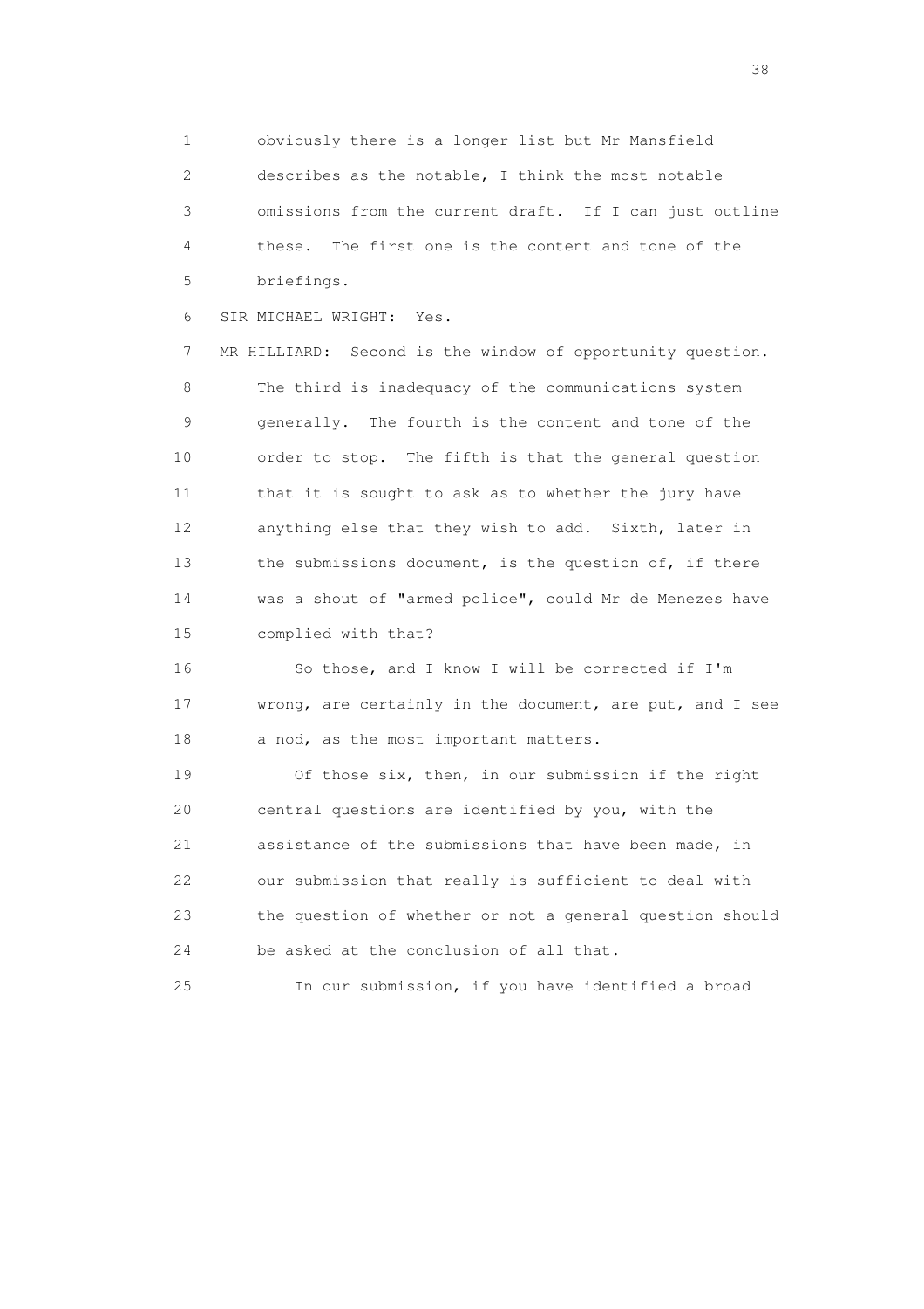1 obviously there is a longer list but Mr Mansfield
2 describes as the notable, I think the most notable
3 omissions from the current draft. If I can just outline
4 these. The first one is the content and tone of the
5 briefings.

6 SIR MICHAEL WRIGHT: Yes.

7 MR HILLIARD: Second is the window of opportunity question.
8 The third is inadequacy of the communications system
9 generally. The fourth is the content and tone of the
10 order to stop. The fifth is that the general question
11 that it is sought to ask as to whether the jury have
12 anything else that they wish to add. Sixth, later in
13 the submissions document, is the question of, if there
14 was a shout of "armed police", could Mr de Menezes have
15 complied with that?

16 So those, and I know I will be corrected if I'm
17 wrong, are certainly in the document, are put, and I see
18 a nod, as the most important matters.

19 Of those six, then, in our submission if the right
20 central questions are identified by you, with the
21 assistance of the submissions that have been made, in
22 our submission that really is sufficient to deal with
23 the question of whether or not a general question should
24 be asked at the conclusion of all that.

25 In our submission, if you have identified a broad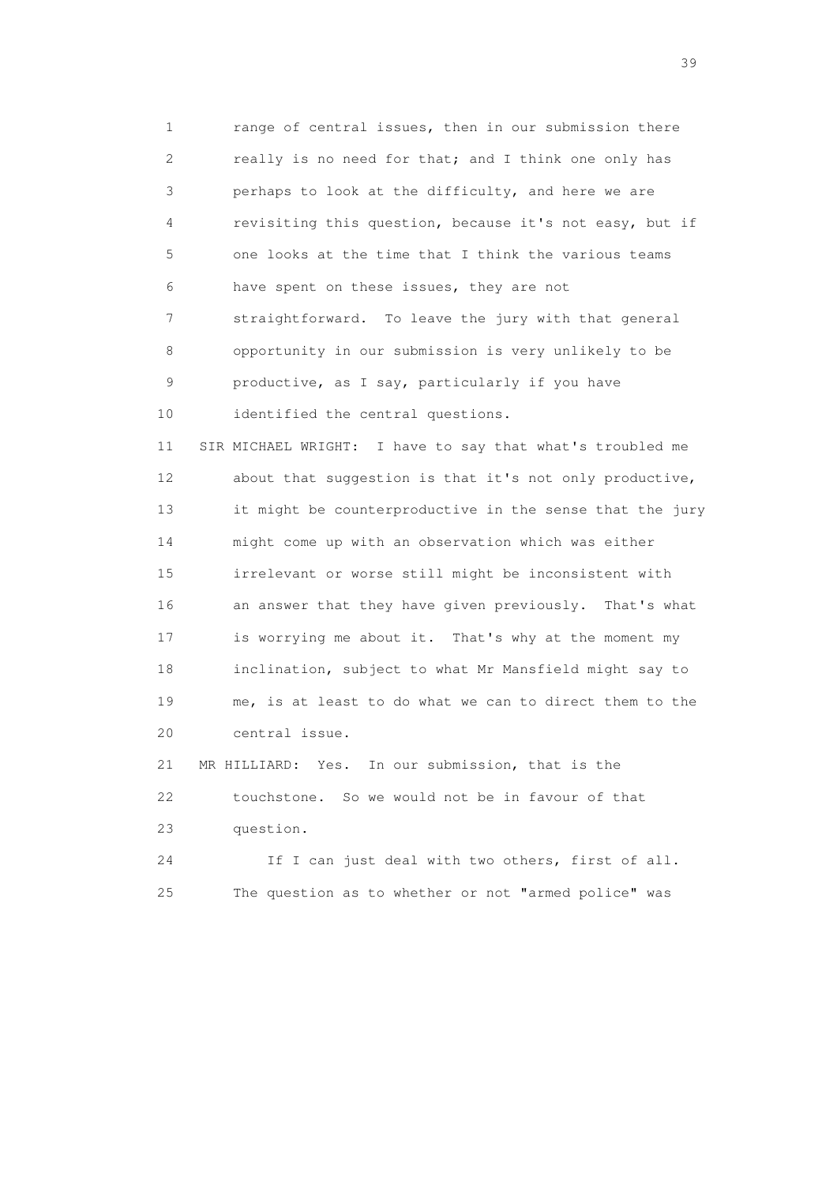1 range of central issues, then in our submission there
2 really is no need for that; and I think one only has
3 perhaps to look at the difficulty, and here we are
4 revisiting this question, because it's not easy, but if
5 one looks at the time that I think the various teams
6 have spent on these issues, they are not
7 straightforward. To leave the jury with that general
8 opportunity in our submission is very unlikely to be
9 productive, as I say, particularly if you have
10 identified the central questions.

11 SIR MICHAEL WRIGHT: I have to say that what's troubled me
12 about that suggestion is that it's not only productive,
13 it might be counterproductive in the sense that the jury
14 might come up with an observation which was either
15 irrelevant or worse still might be inconsistent with
16 an answer that they have given previously. That's what
17 is worrying me about it. That's why at the moment my
18 inclination, subject to what Mr Mansfield might say to
19 me, is at least to do what we can to direct them to the
20 central issue.

21 MR HILLIARD: Yes. In our submission, that is the
22 touchstone. So we would not be in favour of that
23 question.

24 If I can just deal with two others, first of all.
25 The question as to whether or not "armed police" was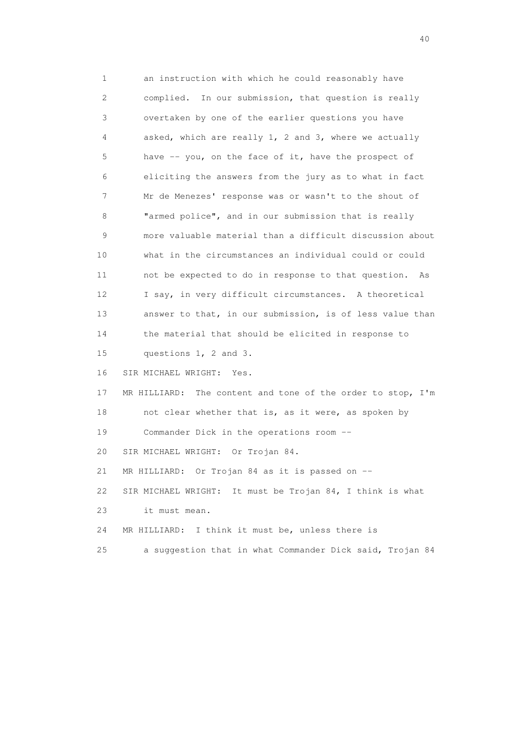1 an instruction with which he could reasonably have
2 complied. In our submission, that question is really
3 overtaken by one of the earlier questions you have
4 asked, which are really 1, 2 and 3, where we actually
5 have -- you, on the face of it, have the prospect of
6 eliciting the answers from the jury as to what in fact
7 Mr de Menezes' response was or wasn't to the shout of
8 "armed police", and in our submission that is really
9 more valuable material than a difficult discussion about
10 what in the circumstances an individual could or could
11 not be expected to do in response to that question. As
12 I say, in very difficult circumstances. A theoretical
13 answer to that, in our submission, is of less value than
14 the material that should be elicited in response to
15 questions 1, 2 and 3.

16 SIR MICHAEL WRIGHT: Yes.

17 MR HILLIARD: The content and tone of the order to stop, I'm
18 not clear whether that is, as it were, as spoken by
19 Commander Dick in the operations room --

20 SIR MICHAEL WRIGHT: Or Trojan 84.

21 MR HILLIARD: Or Trojan 84 as it is passed on --

22 SIR MICHAEL WRIGHT: It must be Trojan 84, I think is what
23 it must mean.

24 MR HILLIARD: I think it must be, unless there is
25 a suggestion that in what Commander Dick said, Trojan 84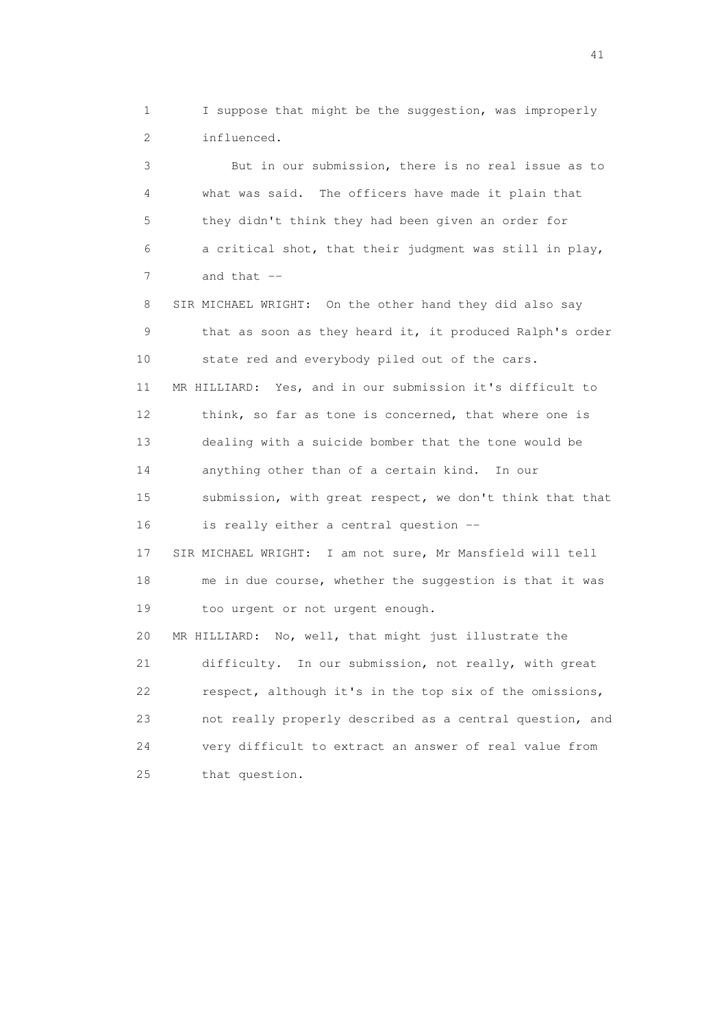1 I suppose that might be the suggestion, was improperly
2 influenced.

3 But in our submission, there is no real issue as to
4 what was said. The officers have made it plain that
5 they didn't think they had been given an order for
6 a critical shot, that their judgment was still in play,
7 and that --

8 SIR MICHAEL WRIGHT: On the other hand they did also say
9 that as soon as they heard it, it produced Ralph's order
10 state red and everybody piled out of the cars.

11 MR HILLIARD: Yes, and in our submission it's difficult to
12 think, so far as tone is concerned, that where one is
13 dealing with a suicide bomber that the tone would be
14 anything other than of a certain kind. In our
15 submission, with great respect, we don't think that that
16 is really either a central question --

17 SIR MICHAEL WRIGHT: I am not sure, Mr Mansfield will tell
18 me in due course, whether the suggestion is that it was
19 too urgent or not urgent enough.

20 MR HILLIARD: No, well, that might just illustrate the
21 difficulty. In our submission, not really, with great
22 respect, although it's in the top six of the omissions,
23 not really properly described as a central question, and
24 very difficult to extract an answer of real value from
25 that question.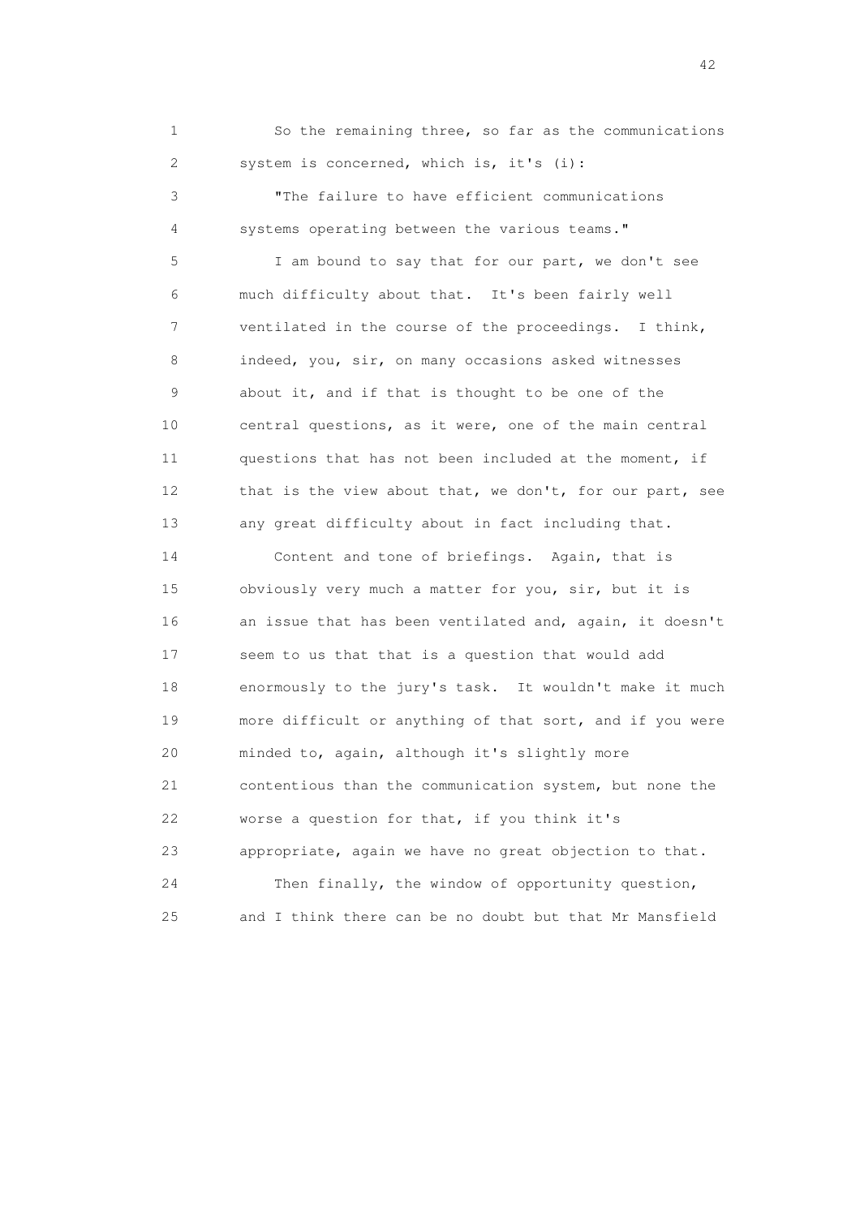1 So the remaining three, so far as the communications
2 system is concerned, which is, it's (i):

3 "The failure to have efficient communications
4 systems operating between the various teams."

5 I am bound to say that for our part, we don't see
6 much difficulty about that. It's been fairly well
7 ventilated in the course of the proceedings. I think,
8 indeed, you, sir, on many occasions asked witnesses
9 about it, and if that is thought to be one of the
10 central questions, as it were, one of the main central
11 questions that has not been included at the moment, if
12 that is the view about that, we don't, for our part, see
13 any great difficulty about in fact including that.

14 Content and tone of briefings. Again, that is
15 obviously very much a matter for you, sir, but it is
16 an issue that has been ventilated and, again, it doesn't
17 seem to us that that is a question that would add
18 enormously to the jury's task. It wouldn't make it much
19 more difficult or anything of that sort, and if you were
20 minded to, again, although it's slightly more
21 contentious than the communication system, but none the
22 worse a question for that, if you think it's
23 appropriate, again we have no great objection to that.

24 Then finally, the window of opportunity question,
25 and I think there can be no doubt but that Mr Mansfield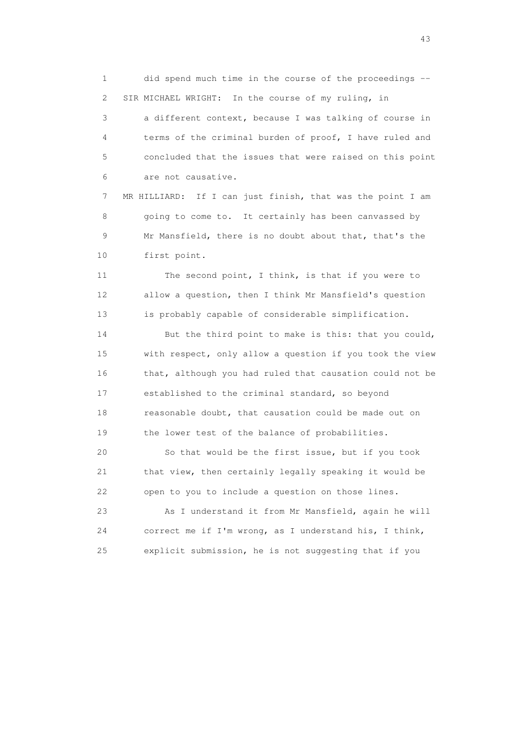1 did spend much time in the course of the proceedings --

2 SIR MICHAEL WRIGHT: In the course of my ruling, in

3 a different context, because I was talking of course in

4 terms of the criminal burden of proof, I have ruled and

5 concluded that the issues that were raised on this point

6 are not causative.

7 MR HILLIARD: If I can just finish, that was the point I am

8 going to come to. It certainly has been canvassed by

9 Mr Mansfield, there is no doubt about that, that's the

10 first point.

11 The second point, I think, is that if you were to

12 allow a question, then I think Mr Mansfield's question

13 is probably capable of considerable simplification.

14 But the third point to make is this: that you could,

15 with respect, only allow a question if you took the view

16 that, although you had ruled that causation could not be

17 established to the criminal standard, so beyond

18 reasonable doubt, that causation could be made out on

19 the lower test of the balance of probabilities.

20 So that would be the first issue, but if you took

21 that view, then certainly legally speaking it would be

22 open to you to include a question on those lines.

23 As I understand it from Mr Mansfield, again he will

24 correct me if I'm wrong, as I understand his, I think,

25 explicit submission, he is not suggesting that if you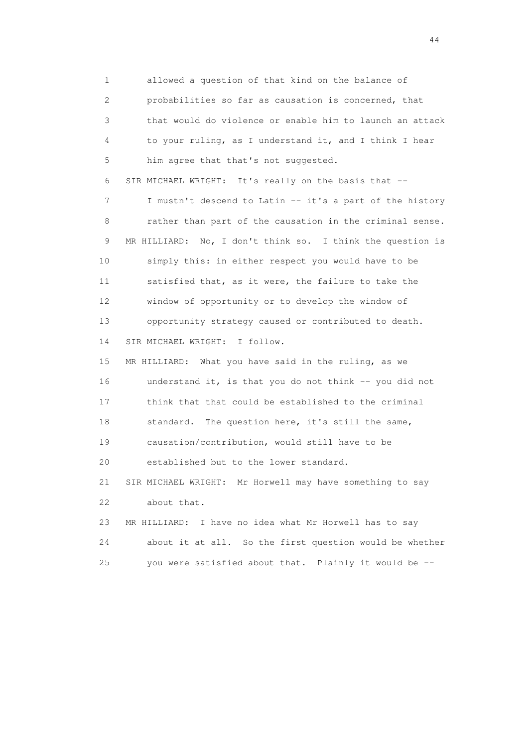1 allowed a question of that kind on the balance of
2 probabilities so far as causation is concerned, that
3 that would do violence or enable him to launch an attack
4 to your ruling, as I understand it, and I think I hear
5 him agree that that's not suggested.
6 SIR MICHAEL WRIGHT: It's really on the basis that --
7 I mustn't descend to Latin -- it's a part of the history
8 rather than part of the causation in the criminal sense.
9 MR HILLIARD: No, I don't think so. I think the question is
10 simply this: in either respect you would have to be
11 satisfied that, as it were, the failure to take the
12 window of opportunity or to develop the window of
13 opportunity strategy caused or contributed to death.
14 SIR MICHAEL WRIGHT: I follow.
15 MR HILLIARD: What you have said in the ruling, as we
16 understand it, is that you do not think -- you did not
17 think that that could be established to the criminal
18 standard. The question here, it's still the same,
19 causation/contribution, would still have to be
20 established but to the lower standard.
21 SIR MICHAEL WRIGHT: Mr Horwell may have something to say
22 about that.
23 MR HILLIARD: I have no idea what Mr Horwell has to say
24 about it at all. So the first question would be whether
25 you were satisfied about that. Plainly it would be --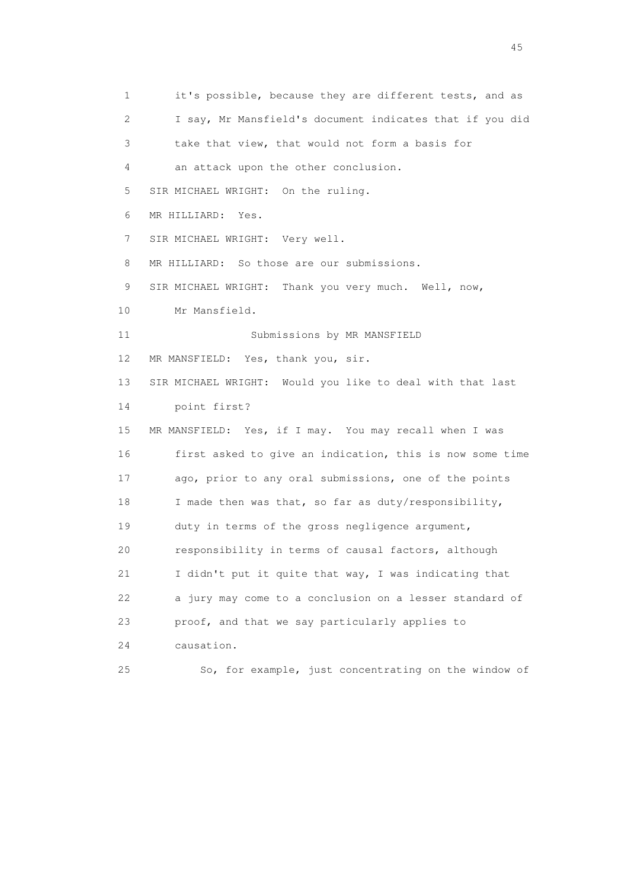1 it's possible, because they are different tests, and as
2 I say, Mr Mansfield's document indicates that if you did
3 take that view, that would not form a basis for
4 an attack upon the other conclusion.
5 SIR MICHAEL WRIGHT: On the ruling.
6 MR HILLIARD: Yes.
7 SIR MICHAEL WRIGHT: Very well.
8 MR HILLIARD: So those are our submissions.
9 SIR MICHAEL WRIGHT: Thank you very much. Well, now,
10 Mr Mansfield.
11 Submissions by MR MANSFIELD
12 MR MANSFIELD: Yes, thank you, sir.
13 SIR MICHAEL WRIGHT: Would you like to deal with that last
14 point first?
15 MR MANSFIELD: Yes, if I may. You may recall when I was
16 first asked to give an indication, this is now some time
17 ago, prior to any oral submissions, one of the points
18 I made then was that, so far as duty/responsibility,
19 duty in terms of the gross negligence argument,
20 responsibility in terms of causal factors, although
21 I didn't put it quite that way, I was indicating that
22 a jury may come to a conclusion on a lesser standard of
23 proof, and that we say particularly applies to
24 causation.
25 So, for example, just concentrating on the window of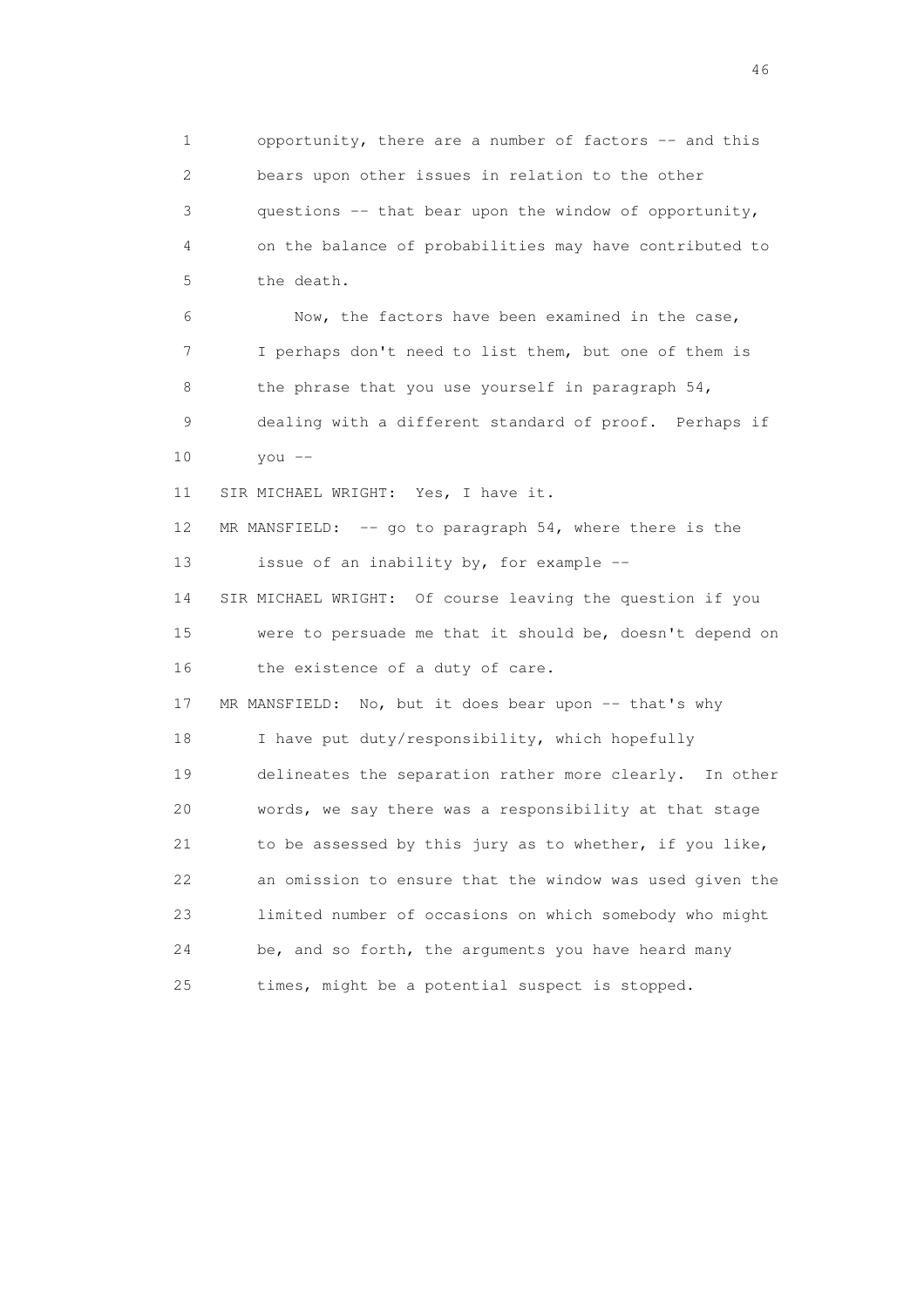1 opportunity, there are a number of factors -- and this
2 bears upon other issues in relation to the other
3 questions -- that bear upon the window of opportunity,
4 on the balance of probabilities may have contributed to
5 the death.

6 Now, the factors have been examined in the case,
7 I perhaps don't need to list them, but one of them is
8 the phrase that you use yourself in paragraph 54,
9 dealing with a different standard of proof. Perhaps if
10 you --

11 SIR MICHAEL WRIGHT: Yes, I have it.

12 MR MANSFIELD: -- go to paragraph 54, where there is the
13 issue of an inability by, for example --

14 SIR MICHAEL WRIGHT: Of course leaving the question if you
15 were to persuade me that it should be, doesn't depend on
16 the existence of a duty of care.

17 MR MANSFIELD: No, but it does bear upon -- that's why
18 I have put duty/responsibility, which hopefully
19 delineates the separation rather more clearly. In other
20 words, we say there was a responsibility at that stage
21 to be assessed by this jury as to whether, if you like,
22 an omission to ensure that the window was used given the
23 limited number of occasions on which somebody who might
24 be, and so forth, the arguments you have heard many
25 times, might be a potential suspect is stopped.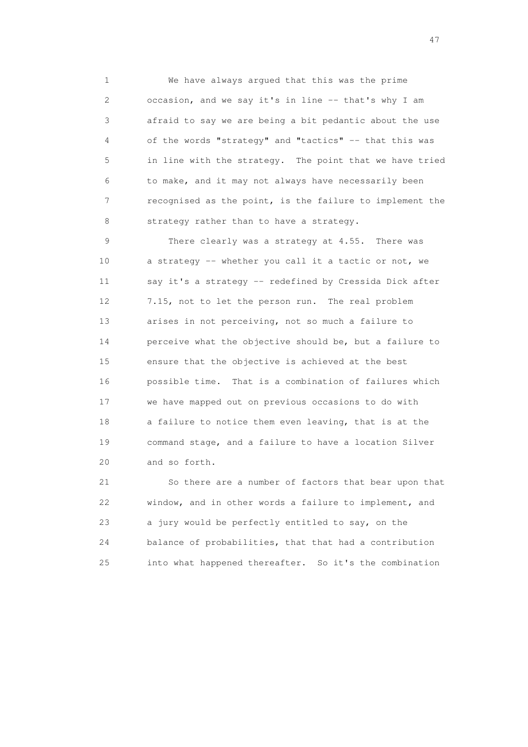We have always argued that this was the prime occasion, and we say it's in line -- that's why I am afraid to say we are being a bit pedantic about the use of the words "strategy" and "tactics" -- that this was in line with the strategy. The point that we have tried to make, and it may not always have necessarily been recognised as the point, is the failure to implement the strategy rather than to have a strategy.

There clearly was a strategy at 4.55. There was a strategy -- whether you call it a tactic or not, we say it's a strategy -- redefined by Cressida Dick after 7.15, not to let the person run. The real problem arises in not perceiving, not so much a failure to perceive what the objective should be, but a failure to ensure that the objective is achieved at the best possible time. That is a combination of failures which we have mapped out on previous occasions to do with a failure to notice them even leaving, that is at the command stage, and a failure to have a location Silver and so forth.

So there are a number of factors that bear upon that window, and in other words a failure to implement, and a jury would be perfectly entitled to say, on the balance of probabilities, that that had a contribution into what happened thereafter. So it's the combination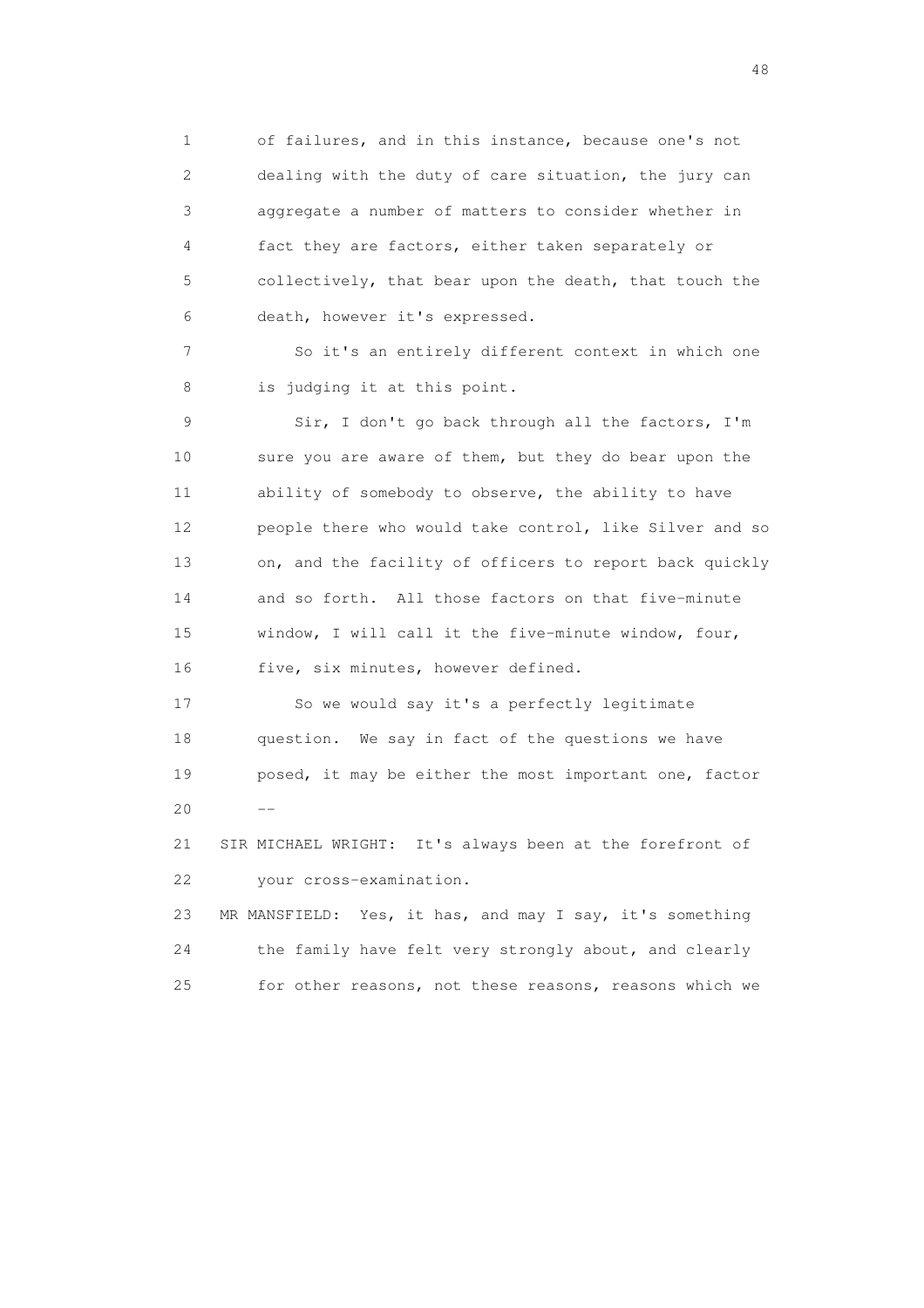1 of failures, and in this instance, because one's not
2 dealing with the duty of care situation, the jury can
3 aggregate a number of matters to consider whether in
4 fact they are factors, either taken separately or
5 collectively, that bear upon the death, that touch the
6 death, however it's expressed.

7 So it's an entirely different context in which one
8 is judging it at this point.

9 Sir, I don't go back through all the factors, I'm
10 sure you are aware of them, but they do bear upon the
11 ability of somebody to observe, the ability to have
12 people there who would take control, like Silver and so
13 on, and the facility of officers to report back quickly
14 and so forth. All those factors on that five-minute
15 window, I will call it the five-minute window, four,
16 five, six minutes, however defined.

17 So we would say it's a perfectly legitimate
18 question. We say in fact of the questions we have
19 posed, it may be either the most important one, factor
20 --

21 SIR MICHAEL WRIGHT: It's always been at the forefront of
22 your cross-examination.

23 MR MANSFIELD: Yes, it has, and may I say, it's something
24 the family have felt very strongly about, and clearly
25 for other reasons, not these reasons, reasons which we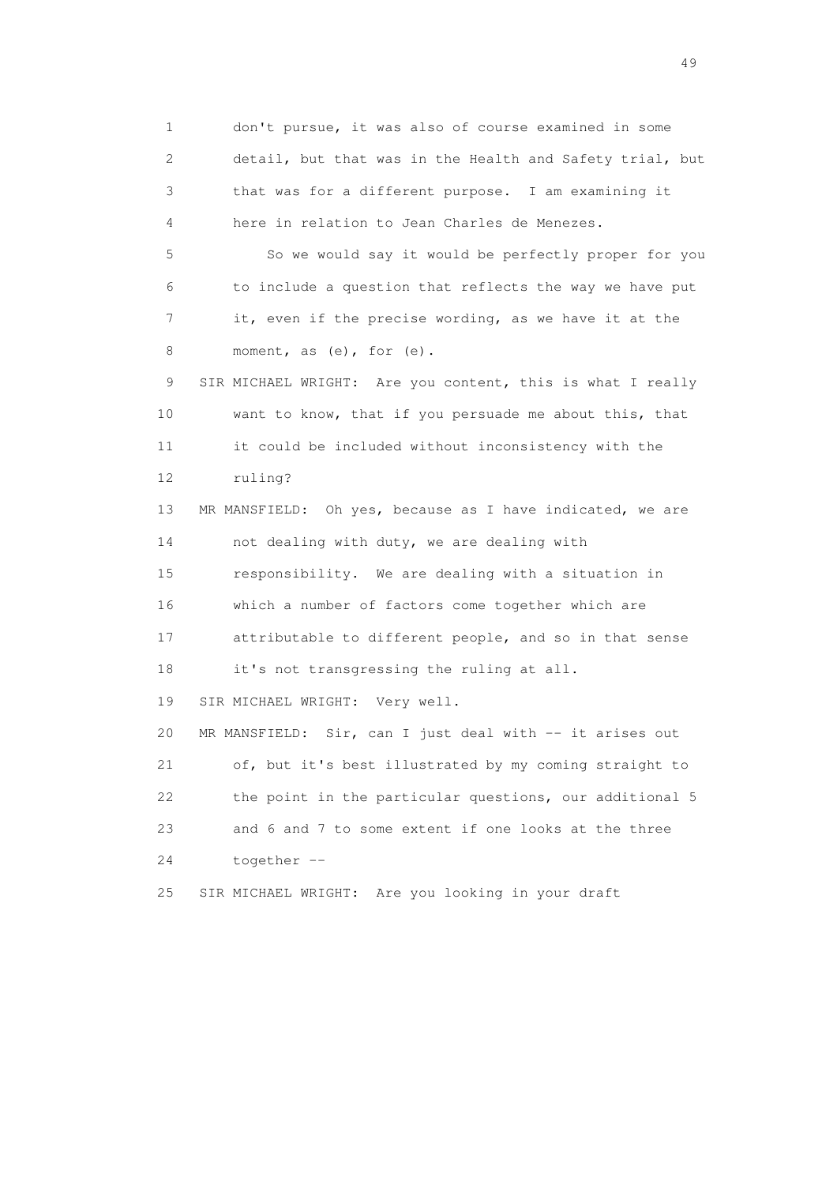1 don't pursue, it was also of course examined in some
2 detail, but that was in the Health and Safety trial, but
3 that was for a different purpose. I am examining it
4 here in relation to Jean Charles de Menezes.

5 So we would say it would be perfectly proper for you
6 to include a question that reflects the way we have put
7 it, even if the precise wording, as we have it at the
8 moment, as (e), for (e).

9 SIR MICHAEL WRIGHT: Are you content, this is what I really
10 want to know, that if you persuade me about this, that
11 it could be included without inconsistency with the
12 ruling?

13 MR MANSFIELD: Oh yes, because as I have indicated, we are
14 not dealing with duty, we are dealing with
15 responsibility. We are dealing with a situation in
16 which a number of factors come together which are
17 attributable to different people, and so in that sense
18 it's not transgressing the ruling at all.

19 SIR MICHAEL WRIGHT: Very well.

20 MR MANSFIELD: Sir, can I just deal with -- it arises out
21 of, but it's best illustrated by my coming straight to
22 the point in the particular questions, our additional 5
23 and 6 and 7 to some extent if one looks at the three
24 together --

25 SIR MICHAEL WRIGHT: Are you looking in your draft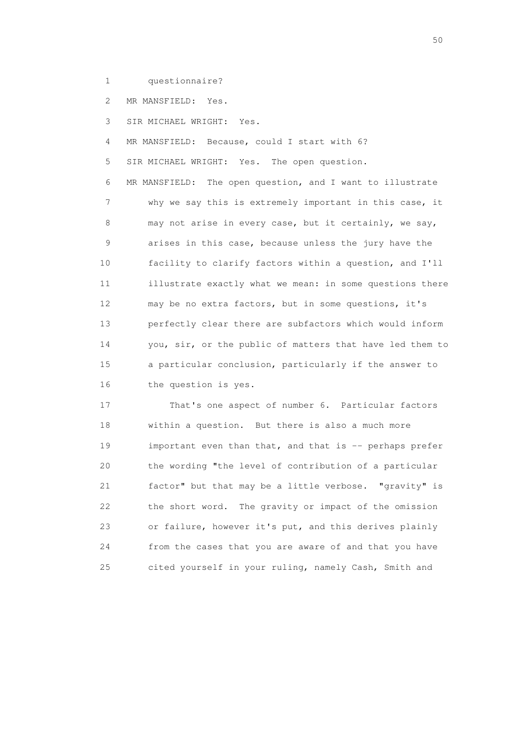1 questionnaire?

2 MR MANSFIELD: Yes.

3 SIR MICHAEL WRIGHT: Yes.

4 MR MANSFIELD: Because, could I start with 6?

5 SIR MICHAEL WRIGHT: Yes. The open question.

6 MR MANSFIELD: The open question, and I want to illustrate
7 why we say this is extremely important in this case, it
8 may not arise in every case, but it certainly, we say,
9 arises in this case, because unless the jury have the
10 facility to clarify factors within a question, and I'll
11 illustrate exactly what we mean: in some questions there
12 may be no extra factors, but in some questions, it's
13 perfectly clear there are subfactors which would inform
14 you, sir, or the public of matters that have led them to
15 a particular conclusion, particularly if the answer to
16 the question is yes.

17 That's one aspect of number 6. Particular factors
18 within a question. But there is also a much more
19 important even than that, and that is -- perhaps prefer
20 the wording "the level of contribution of a particular
21 factor" but that may be a little verbose. "gravity" is
22 the short word. The gravity or impact of the omission
23 or failure, however it's put, and this derives plainly
24 from the cases that you are aware of and that you have
25 cited yourself in your ruling, namely Cash, Smith and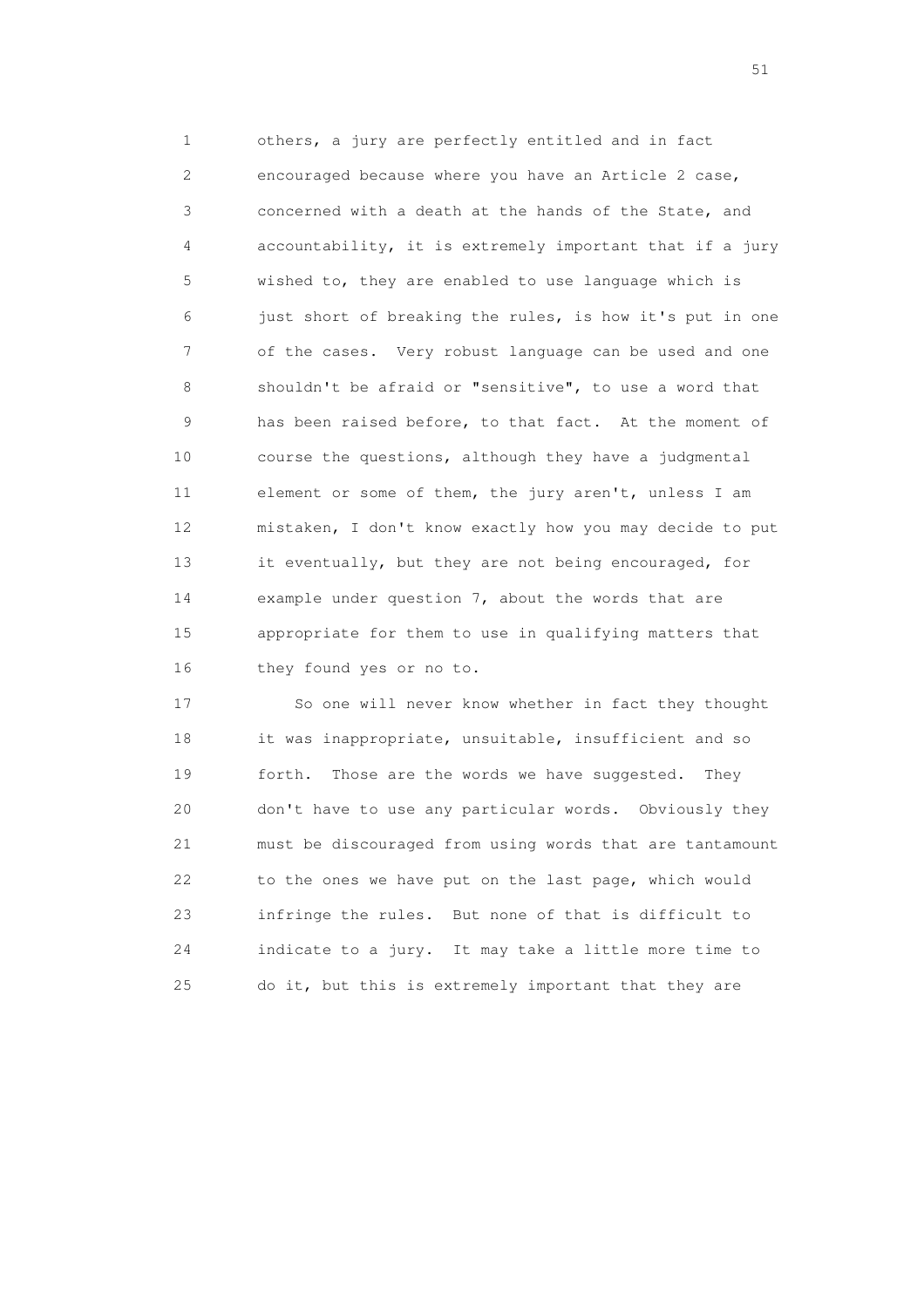1 others, a jury are perfectly entitled and in fact
2 encouraged because where you have an Article 2 case,
3 concerned with a death at the hands of the State, and
4 accountability, it is extremely important that if a jury
5 wished to, they are enabled to use language which is
6 just short of breaking the rules, is how it's put in one
7 of the cases. Very robust language can be used and one
8 shouldn't be afraid or "sensitive", to use a word that
9 has been raised before, to that fact. At the moment of
10 course the questions, although they have a judgmental
11 element or some of them, the jury aren't, unless I am
12 mistaken, I don't know exactly how you may decide to put
13 it eventually, but they are not being encouraged, for
14 example under question 7, about the words that are
15 appropriate for them to use in qualifying matters that
16 they found yes or no to.

17 So one will never know whether in fact they thought
18 it was inappropriate, unsuitable, insufficient and so
19 forth. Those are the words we have suggested. They
20 don't have to use any particular words. Obviously they
21 must be discouraged from using words that are tantamount
22 to the ones we have put on the last page, which would
23 infringe the rules. But none of that is difficult to
24 indicate to a jury. It may take a little more time to
25 do it, but this is extremely important that they are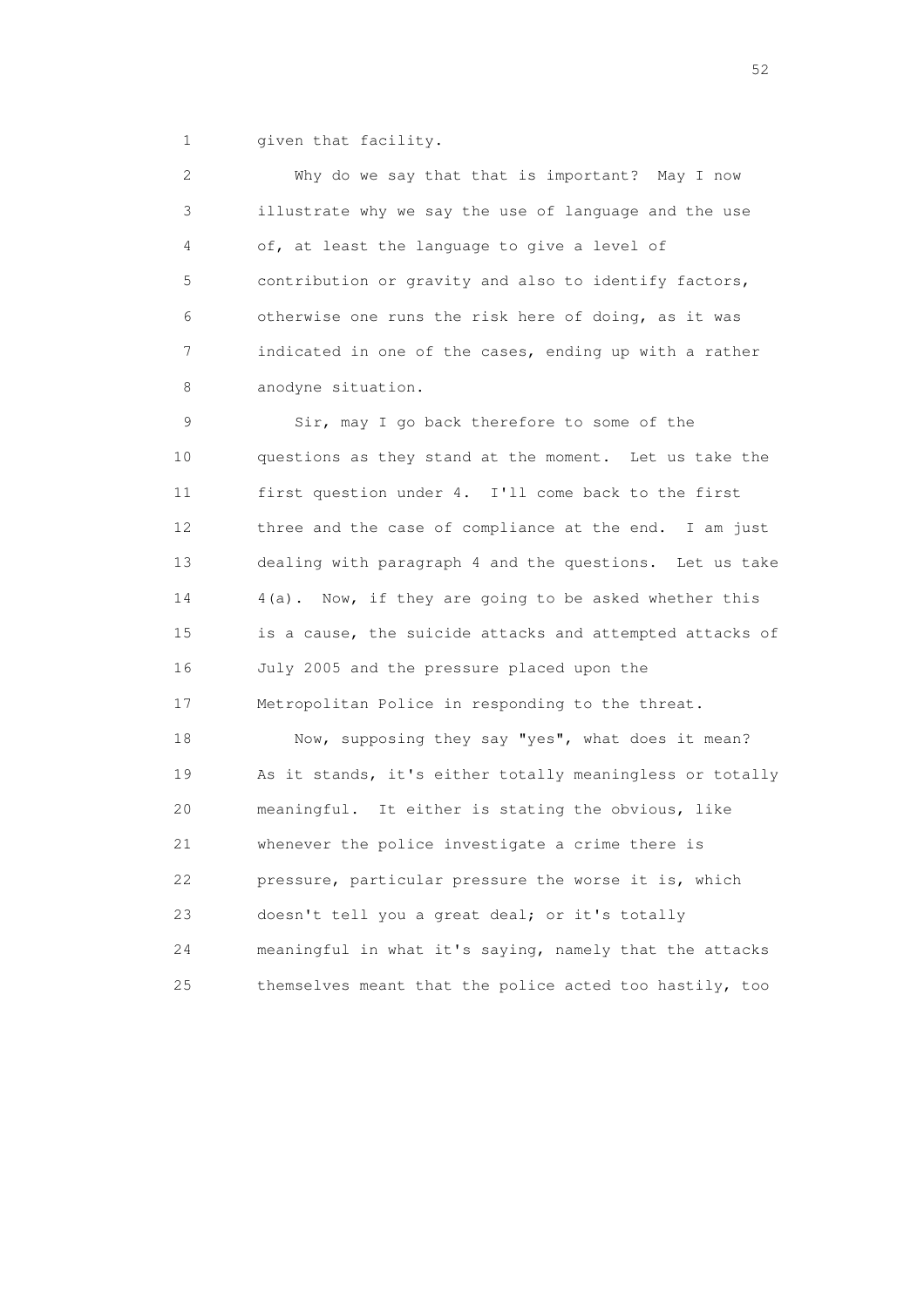1 given that facility.

2 Why do we say that that is important? May I now
3 illustrate why we say the use of language and the use
4 of, at least the language to give a level of
5 contribution or gravity and also to identify factors,
6 otherwise one runs the risk here of doing, as it was
7 indicated in one of the cases, ending up with a rather
8 anodyne situation.

9 Sir, may I go back therefore to some of the
10 questions as they stand at the moment. Let us take the
11 first question under 4. I'll come back to the first
12 three and the case of compliance at the end. I am just
13 dealing with paragraph 4 and the questions. Let us take
14 4(a). Now, if they are going to be asked whether this
15 is a cause, the suicide attacks and attempted attacks of
16 July 2005 and the pressure placed upon the
17 Metropolitan Police in responding to the threat.

18 Now, supposing they say "yes", what does it mean?
19 As it stands, it's either totally meaningless or totally
20 meaningful. It either is stating the obvious, like
21 whenever the police investigate a crime there is
22 pressure, particular pressure the worse it is, which
23 doesn't tell you a great deal; or it's totally
24 meaningful in what it's saying, namely that the attacks
25 themselves meant that the police acted too hastily, too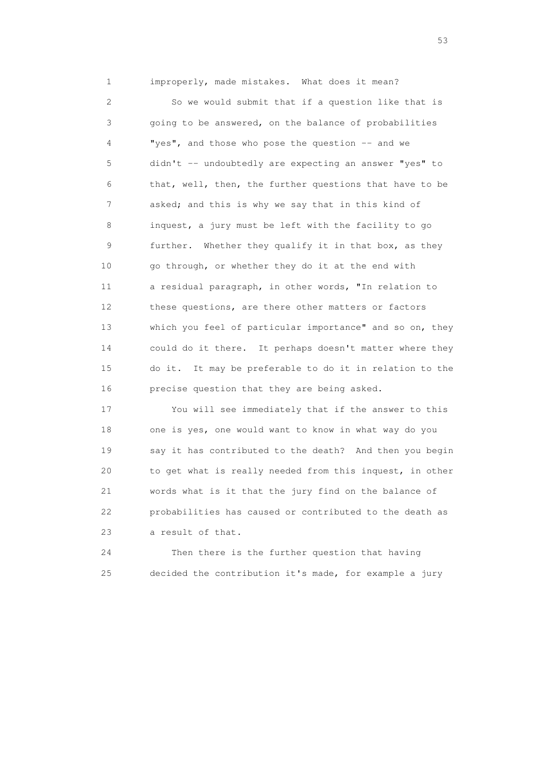1 improperly, made mistakes. What does it mean?

2 So we would submit that if a question like that is
3 going to be answered, on the balance of probabilities
4 "yes", and those who pose the question -- and we
5 didn't -- undoubtedly are expecting an answer "yes" to
6 that, well, then, the further questions that have to be
7 asked; and this is why we say that in this kind of
8 inquest, a jury must be left with the facility to go
9 further. Whether they qualify it in that box, as they
10 go through, or whether they do it at the end with
11 a residual paragraph, in other words, "In relation to
12 these questions, are there other matters or factors
13 which you feel of particular importance" and so on, they
14 could do it there. It perhaps doesn't matter where they
15 do it. It may be preferable to do it in relation to the
16 precise question that they are being asked.

17 You will see immediately that if the answer to this
18 one is yes, one would want to know in what way do you
19 say it has contributed to the death? And then you begin
20 to get what is really needed from this inquest, in other
21 words what is it that the jury find on the balance of
22 probabilities has caused or contributed to the death as
23 a result of that.

24 Then there is the further question that having
25 decided the contribution it's made, for example a jury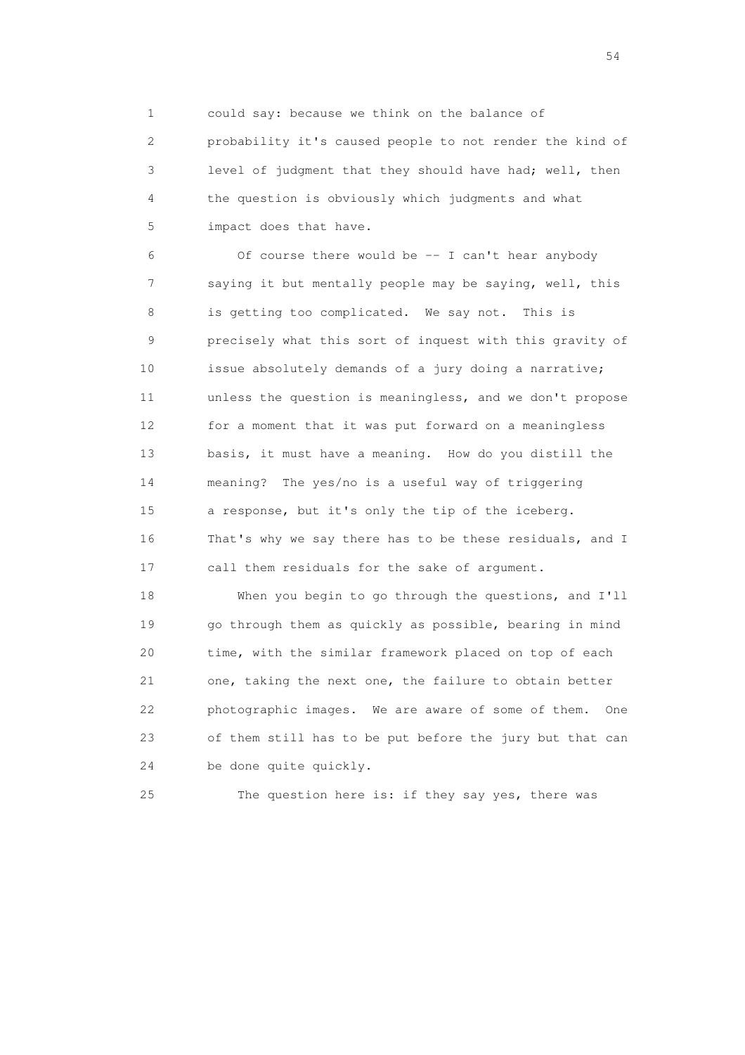could say: because we think on the balance of probability it's caused people to not render the kind of level of judgment that they should have had; well, then the question is obviously which judgments and what impact does that have.

Of course there would be -- I can't hear anybody saying it but mentally people may be saying, well, this is getting too complicated. We say not. This is precisely what this sort of inquest with this gravity of issue absolutely demands of a jury doing a narrative; unless the question is meaningless, and we don't propose for a moment that it was put forward on a meaningless basis, it must have a meaning. How do you distill the meaning? The yes/no is a useful way of triggering a response, but it's only the tip of the iceberg. That's why we say there has to be these residuals, and I call them residuals for the sake of argument.

When you begin to go through the questions, and I'll go through them as quickly as possible, bearing in mind time, with the similar framework placed on top of each one, taking the next one, the failure to obtain better photographic images. We are aware of some of them. One of them still has to be put before the jury but that can be done quite quickly.

The question here is: if they say yes, there was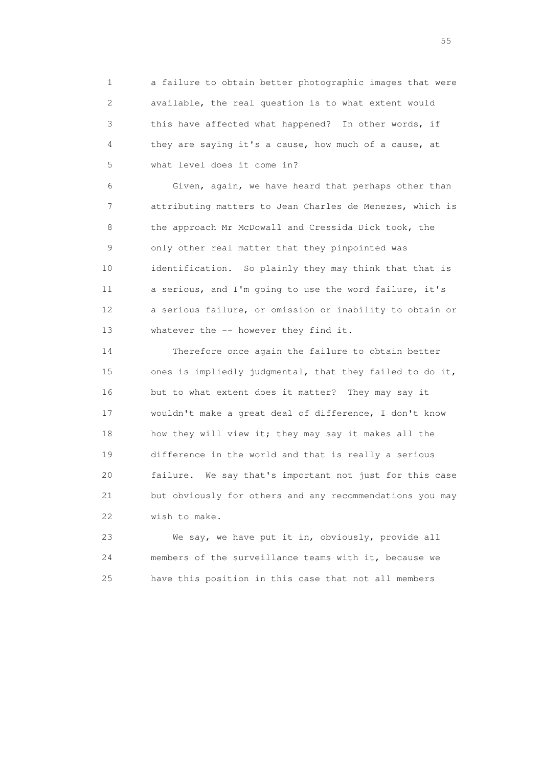1 a failure to obtain better photographic images that were
2 available, the real question is to what extent would
3 this have affected what happened? In other words, if
4 they are saying it's a cause, how much of a cause, at
5 what level does it come in?

6 Given, again, we have heard that perhaps other than
7 attributing matters to Jean Charles de Menezes, which is
8 the approach Mr McDowall and Cressida Dick took, the
9 only other real matter that they pinpointed was
10 identification. So plainly they may think that that is
11 a serious, and I'm going to use the word failure, it's
12 a serious failure, or omission or inability to obtain or
13 whatever the -- however they find it.

14 Therefore once again the failure to obtain better
15 ones is impliedly judgmental, that they failed to do it,
16 but to what extent does it matter? They may say it
17 wouldn't make a great deal of difference, I don't know
18 how they will view it; they may say it makes all the
19 difference in the world and that is really a serious
20 failure. We say that's important not just for this case
21 but obviously for others and any recommendations you may
22 wish to make.

23 We say, we have put it in, obviously, provide all
24 members of the surveillance teams with it, because we
25 have this position in this case that not all members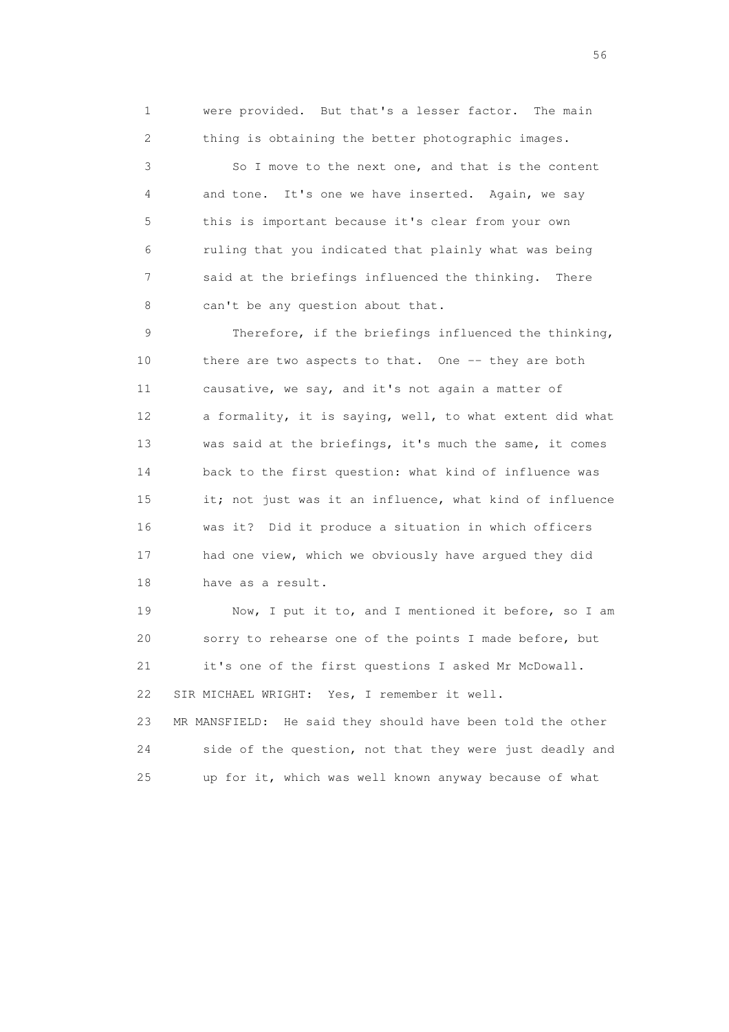1 were provided. But that's a lesser factor. The main
2 thing is obtaining the better photographic images.

3 So I move to the next one, and that is the content
4 and tone. It's one we have inserted. Again, we say
5 this is important because it's clear from your own
6 ruling that you indicated that plainly what was being
7 said at the briefings influenced the thinking. There
8 can't be any question about that.

9 Therefore, if the briefings influenced the thinking,
10 there are two aspects to that. One -- they are both
11 causative, we say, and it's not again a matter of
12 a formality, it is saying, well, to what extent did what
13 was said at the briefings, it's much the same, it comes
14 back to the first question: what kind of influence was
15 it; not just was it an influence, what kind of influence
16 was it? Did it produce a situation in which officers
17 had one view, which we obviously have argued they did
18 have as a result.

19 Now, I put it to, and I mentioned it before, so I am
20 sorry to rehearse one of the points I made before, but
21 it's one of the first questions I asked Mr McDowall.

22 SIR MICHAEL WRIGHT: Yes, I remember it well.

23 MR MANSFIELD: He said they should have been told the other
24 side of the question, not that they were just deadly and
25 up for it, which was well known anyway because of what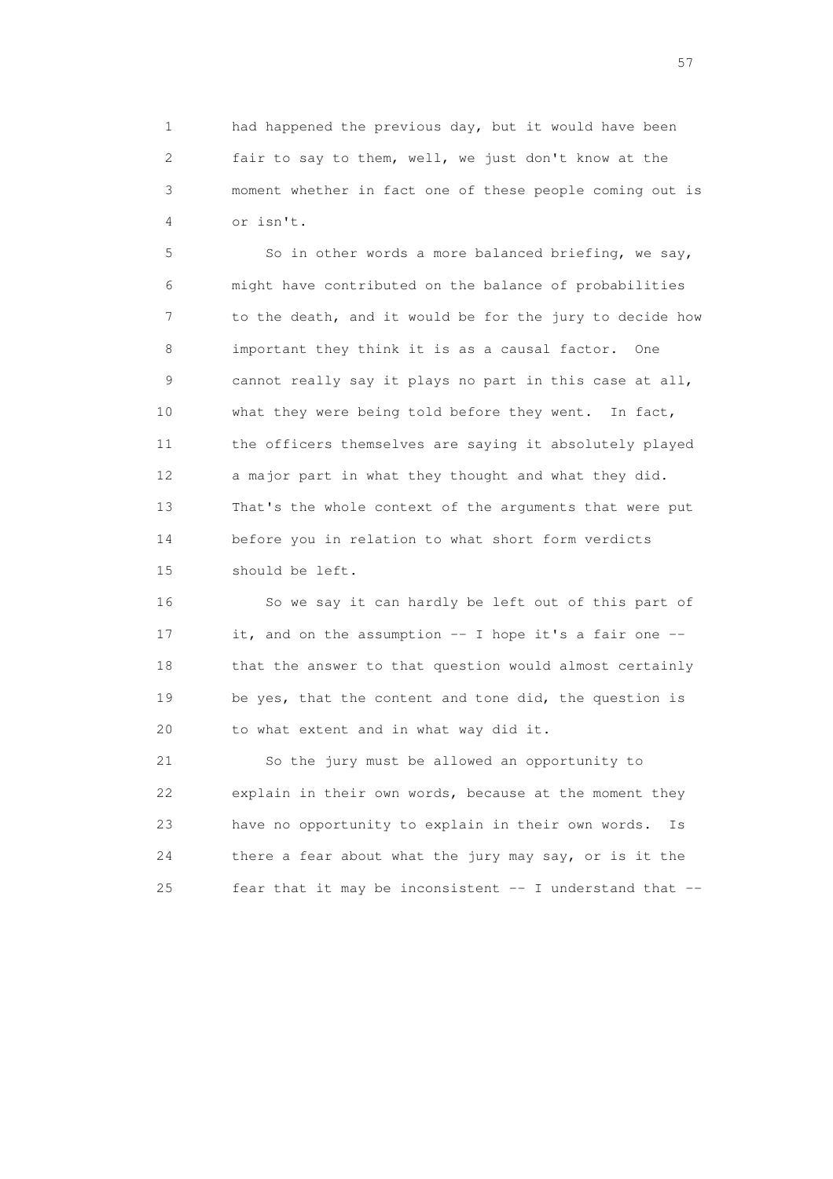1 had happened the previous day, but it would have been
2 fair to say to them, well, we just don't know at the
3 moment whether in fact one of these people coming out is
4 or isn't.

5 So in other words a more balanced briefing, we say,
6 might have contributed on the balance of probabilities
7 to the death, and it would be for the jury to decide how
8 important they think it is as a causal factor. One
9 cannot really say it plays no part in this case at all,
10 what they were being told before they went. In fact,
11 the officers themselves are saying it absolutely played
12 a major part in what they thought and what they did.
13 That's the whole context of the arguments that were put
14 before you in relation to what short form verdicts
15 should be left.

16 So we say it can hardly be left out of this part of
17 it, and on the assumption -- I hope it's a fair one --
18 that the answer to that question would almost certainly
19 be yes, that the content and tone did, the question is
20 to what extent and in what way did it.

21 So the jury must be allowed an opportunity to
22 explain in their own words, because at the moment they
23 have no opportunity to explain in their own words. Is
24 there a fear about what the jury may say, or is it the
25 fear that it may be inconsistent -- I understand that --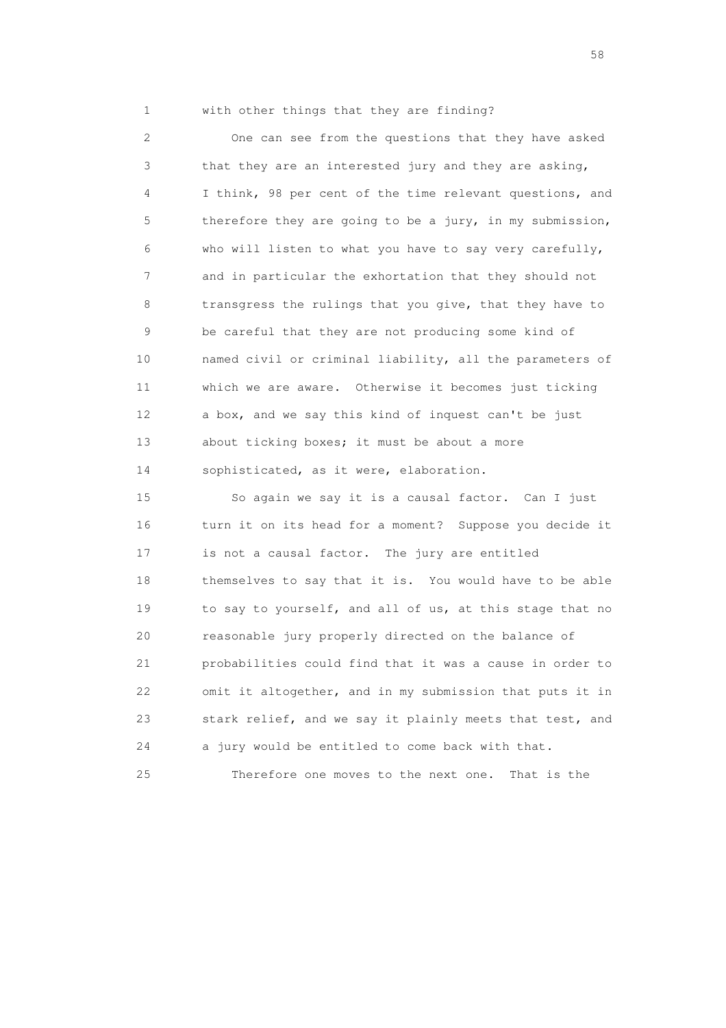1 with other things that they are finding?

2 One can see from the questions that they have asked
3 that they are an interested jury and they are asking,
4 I think, 98 per cent of the time relevant questions, and
5 therefore they are going to be a jury, in my submission,
6 who will listen to what you have to say very carefully,
7 and in particular the exhortation that they should not
8 transgress the rulings that you give, that they have to
9 be careful that they are not producing some kind of
10 named civil or criminal liability, all the parameters of
11 which we are aware. Otherwise it becomes just ticking
12 a box, and we say this kind of inquest can't be just
13 about ticking boxes; it must be about a more
14 sophisticated, as it were, elaboration.

15 So again we say it is a causal factor. Can I just
16 turn it on its head for a moment? Suppose you decide it
17 is not a causal factor. The jury are entitled
18 themselves to say that it is. You would have to be able
19 to say to yourself, and all of us, at this stage that no
20 reasonable jury properly directed on the balance of
21 probabilities could find that it was a cause in order to
22 omit it altogether, and in my submission that puts it in
23 stark relief, and we say it plainly meets that test, and
24 a jury would be entitled to come back with that.

25 Therefore one moves to the next one. That is the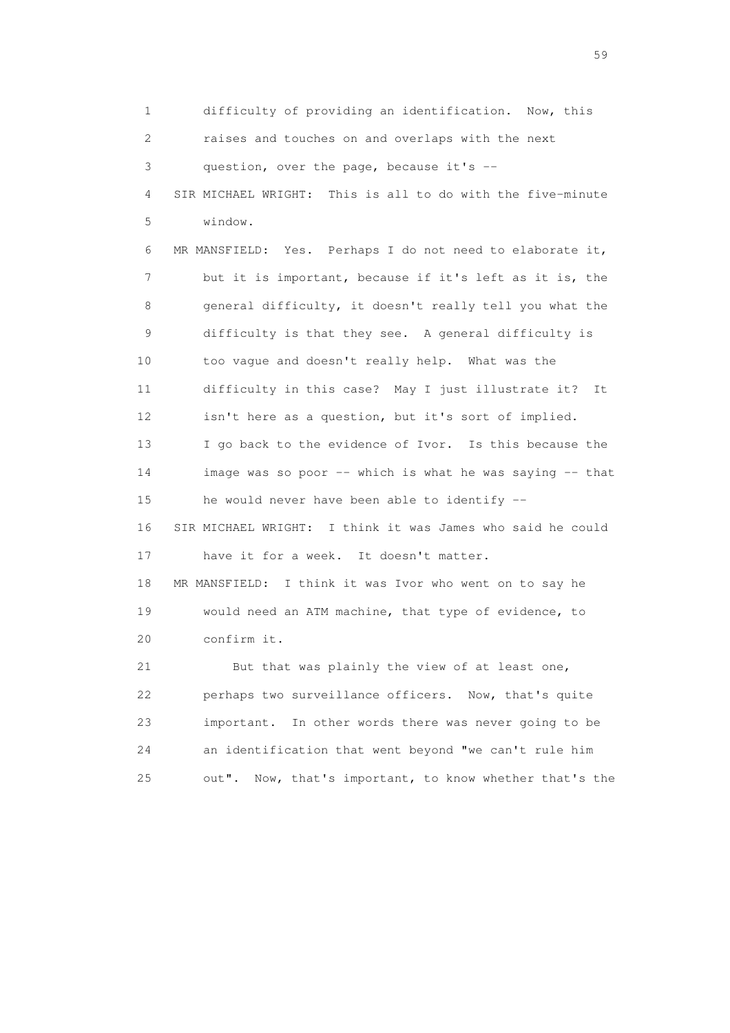1 difficulty of providing an identification. Now, this
2 raises and touches on and overlaps with the next
3 question, over the page, because it's --
4 SIR MICHAEL WRIGHT: This is all to do with the five-minute
5 window.
6 MR MANSFIELD: Yes. Perhaps I do not need to elaborate it,
7 but it is important, because if it's left as it is, the
8 general difficulty, it doesn't really tell you what the
9 difficulty is that they see. A general difficulty is
10 too vague and doesn't really help. What was the
11 difficulty in this case? May I just illustrate it? It
12 isn't here as a question, but it's sort of implied.
13 I go back to the evidence of Ivor. Is this because the
14 image was so poor -- which is what he was saying -- that
15 he would never have been able to identify --
16 SIR MICHAEL WRIGHT: I think it was James who said he could
17 have it for a week. It doesn't matter.
18 MR MANSFIELD: I think it was Ivor who went on to say he
19 would need an ATM machine, that type of evidence, to
20 confirm it.
21 But that was plainly the view of at least one,
22 perhaps two surveillance officers. Now, that's quite
23 important. In other words there was never going to be
24 an identification that went beyond "we can't rule him
25 out". Now, that's important, to know whether that's the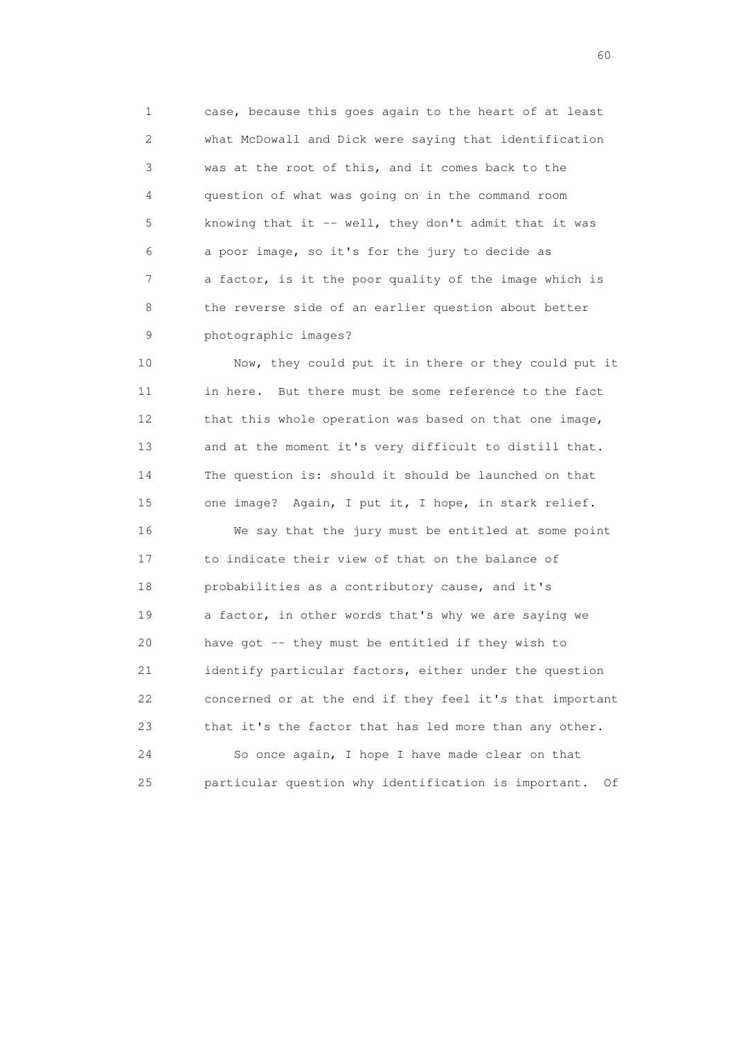case, because this goes again to the heart of at least what McDowall and Dick were saying that identification was at the root of this, and it comes back to the question of what was going on in the command room knowing that it -- well, they don't admit that it was a poor image, so it's for the jury to decide as a factor, is it the poor quality of the image which is the reverse side of an earlier question about better photographic images?

Now, they could put it in there or they could put it in here. But there must be some reference to the fact that this whole operation was based on that one image, and at the moment it's very difficult to distill that. The question is: should it should be launched on that one image? Again, I put it, I hope, in stark relief.

We say that the jury must be entitled at some point to indicate their view of that on the balance of probabilities as a contributory cause, and it's a factor, in other words that's why we are saying we have got -- they must be entitled if they wish to identify particular factors, either under the question concerned or at the end if they feel it's that important that it's the factor that has led more than any other.

So once again, I hope I have made clear on that particular question why identification is important. Of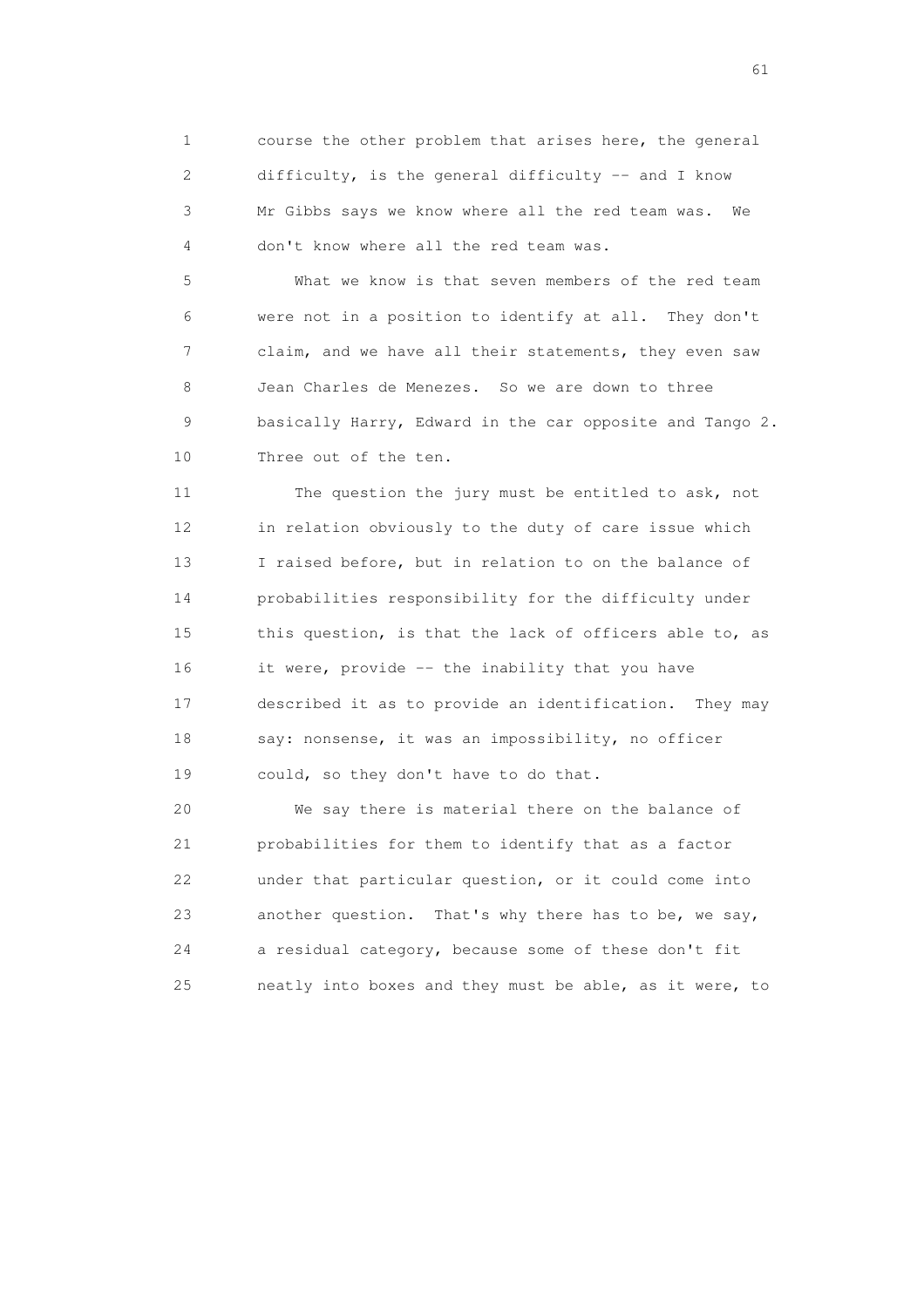1 course the other problem that arises here, the general
2 difficulty, is the general difficulty -- and I know
3 Mr Gibbs says we know where all the red team was. We
4 don't know where all the red team was.

5 What we know is that seven members of the red team
6 were not in a position to identify at all. They don't
7 claim, and we have all their statements, they even saw
8 Jean Charles de Menezes. So we are down to three
9 basically Harry, Edward in the car opposite and Tango 2.
10 Three out of the ten.

11 The question the jury must be entitled to ask, not
12 in relation obviously to the duty of care issue which
13 I raised before, but in relation to on the balance of
14 probabilities responsibility for the difficulty under
15 this question, is that the lack of officers able to, as
16 it were, provide -- the inability that you have
17 described it as to provide an identification. They may
18 say: nonsense, it was an impossibility, no officer
19 could, so they don't have to do that.

20 We say there is material there on the balance of
21 probabilities for them to identify that as a factor
22 under that particular question, or it could come into
23 another question. That's why there has to be, we say,
24 a residual category, because some of these don't fit
25 neatly into boxes and they must be able, as it were, to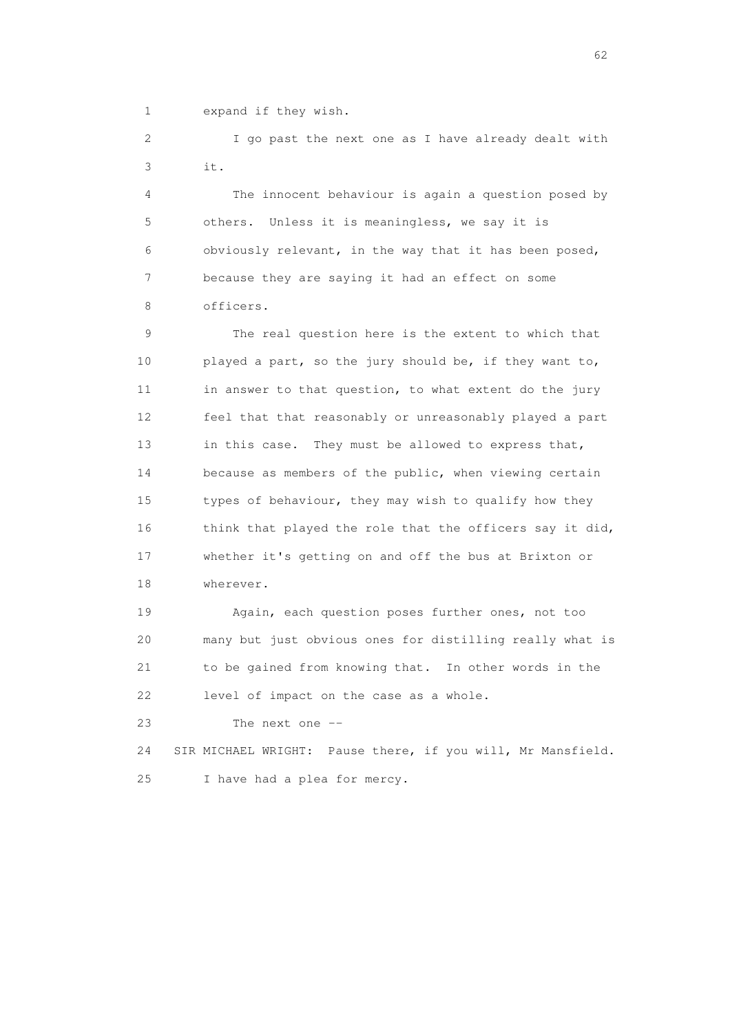1 expand if they wish.

2 I go past the next one as I have already dealt with
3 it.

4 The innocent behaviour is again a question posed by
5 others. Unless it is meaningless, we say it is
6 obviously relevant, in the way that it has been posed,
7 because they are saying it had an effect on some
8 officers.

9 The real question here is the extent to which that
10 played a part, so the jury should be, if they want to,
11 in answer to that question, to what extent do the jury
12 feel that that reasonably or unreasonably played a part
13 in this case. They must be allowed to express that,
14 because as members of the public, when viewing certain
15 types of behaviour, they may wish to qualify how they
16 think that played the role that the officers say it did,
17 whether it's getting on and off the bus at Brixton or
18 wherever.

19 Again, each question poses further ones, not too
20 many but just obvious ones for distilling really what is
21 to be gained from knowing that. In other words in the
22 level of impact on the case as a whole.

23 The next one --

24 SIR MICHAEL WRIGHT: Pause there, if you will, Mr Mansfield.
25 I have had a plea for mercy.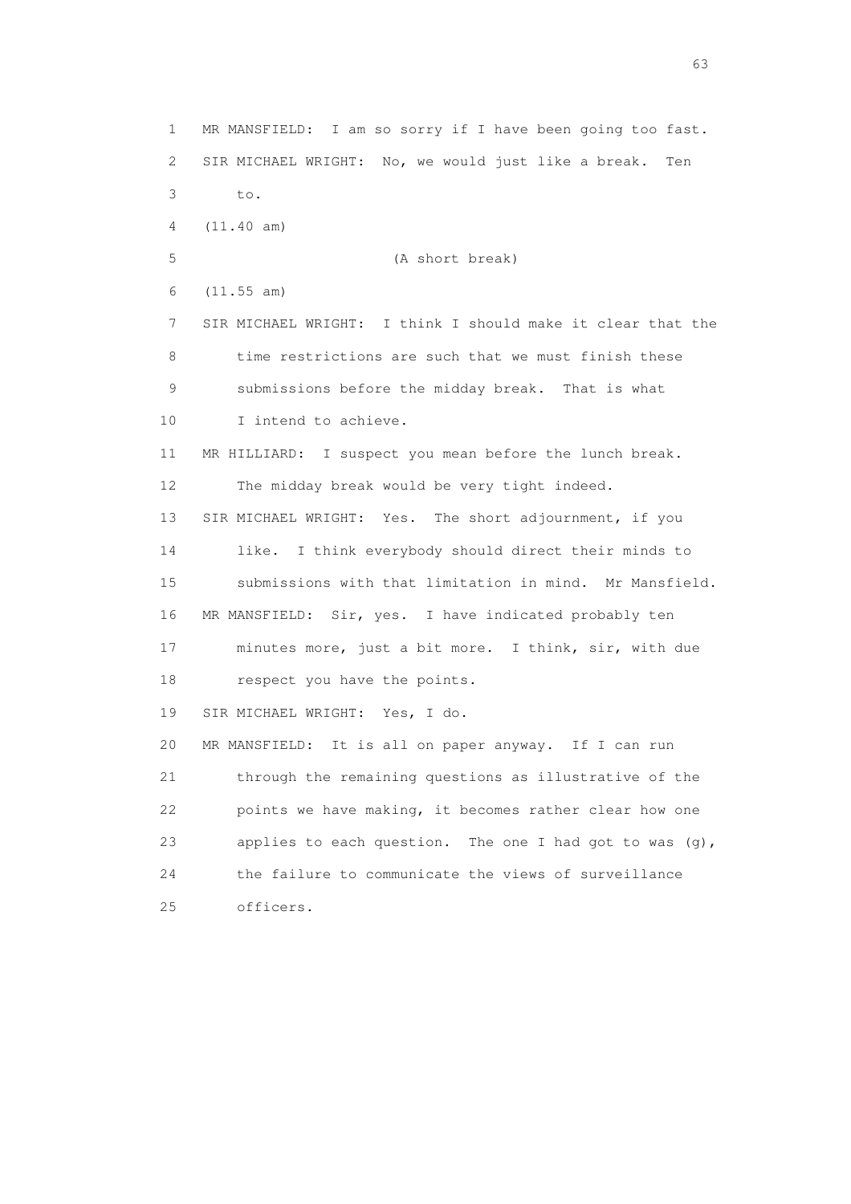1 MR MANSFIELD: I am so sorry if I have been going too fast.
2 SIR MICHAEL WRIGHT: No, we would just like a break. Ten
3 to.
4 (11.40 am)
5 (A short break)
6 (11.55 am)
7 SIR MICHAEL WRIGHT: I think I should make it clear that the
8 time restrictions are such that we must finish these
9 submissions before the midday break. That is what
10 I intend to achieve.
11 MR HILLIARD: I suspect you mean before the lunch break.
12 The midday break would be very tight indeed.
13 SIR MICHAEL WRIGHT: Yes. The short adjournment, if you
14 like. I think everybody should direct their minds to
15 submissions with that limitation in mind. Mr Mansfield.
16 MR MANSFIELD: Sir, yes. I have indicated probably ten
17 minutes more, just a bit more. I think, sir, with due
18 respect you have the points.
19 SIR MICHAEL WRIGHT: Yes, I do.
20 MR MANSFIELD: It is all on paper anyway. If I can run
21 through the remaining questions as illustrative of the
22 points we have making, it becomes rather clear how one
23 applies to each question. The one I had got to was (g),
24 the failure to communicate the views of surveillance
25 officers.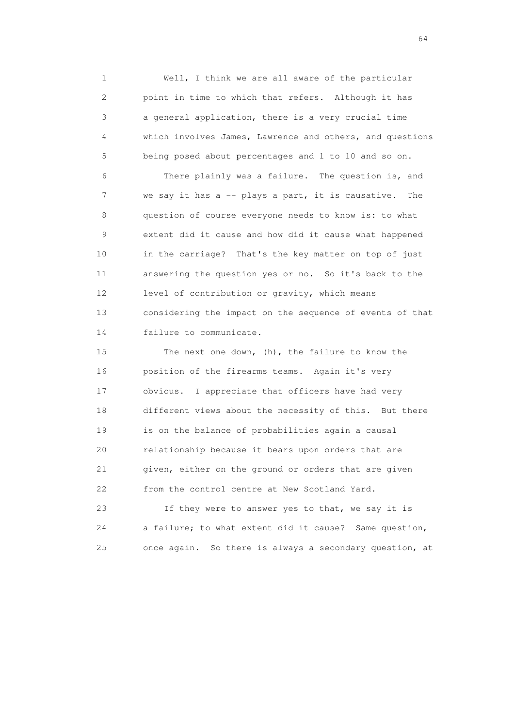Well, I think we are all aware of the particular point in time to which that refers. Although it has a general application, there is a very crucial time which involves James, Lawrence and others, and questions being posed about percentages and 1 to 10 and so on.

There plainly was a failure. The question is, and we say it has a -- plays a part, it is causative. The question of course everyone needs to know is: to what extent did it cause and how did it cause what happened in the carriage? That's the key matter on top of just answering the question yes or no. So it's back to the level of contribution or gravity, which means considering the impact on the sequence of events of that failure to communicate.

The next one down, (h), the failure to know the position of the firearms teams. Again it's very obvious. I appreciate that officers have had very different views about the necessity of this. But there is on the balance of probabilities again a causal relationship because it bears upon orders that are given, either on the ground or orders that are given from the control centre at New Scotland Yard.

If they were to answer yes to that, we say it is a failure; to what extent did it cause? Same question, once again. So there is always a secondary question, at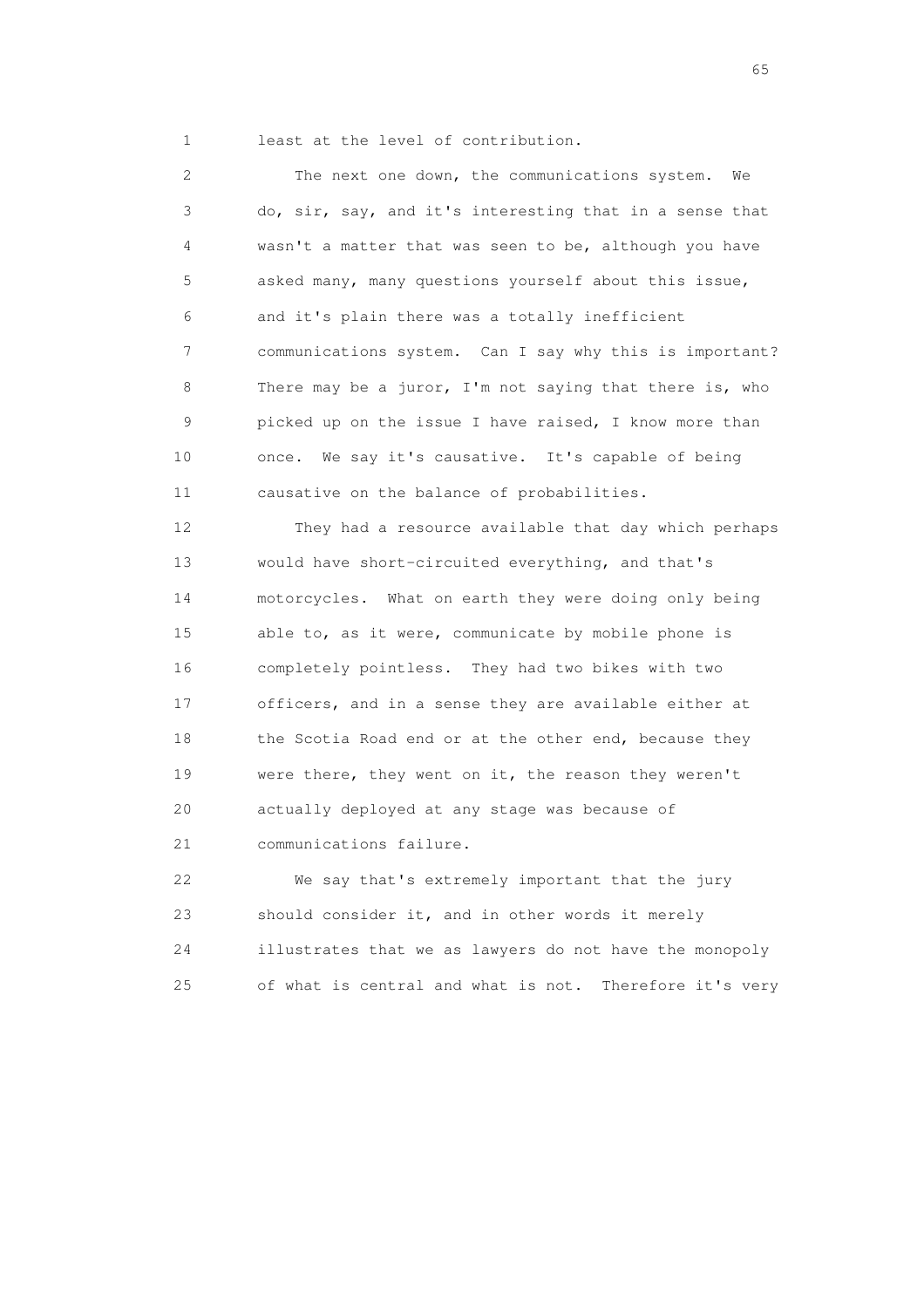least at the level of contribution.

The next one down, the communications system. We do, sir, say, and it's interesting that in a sense that wasn't a matter that was seen to be, although you have asked many, many questions yourself about this issue, and it's plain there was a totally inefficient communications system. Can I say why this is important? There may be a juror, I'm not saying that there is, who picked up on the issue I have raised, I know more than once. We say it's causative. It's capable of being causative on the balance of probabilities.

They had a resource available that day which perhaps would have short-circuited everything, and that's motorcycles. What on earth they were doing only being able to, as it were, communicate by mobile phone is completely pointless. They had two bikes with two officers, and in a sense they are available either at the Scotia Road end or at the other end, because they were there, they went on it, the reason they weren't actually deployed at any stage was because of communications failure.

We say that's extremely important that the jury should consider it, and in other words it merely illustrates that we as lawyers do not have the monopoly of what is central and what is not. Therefore it's very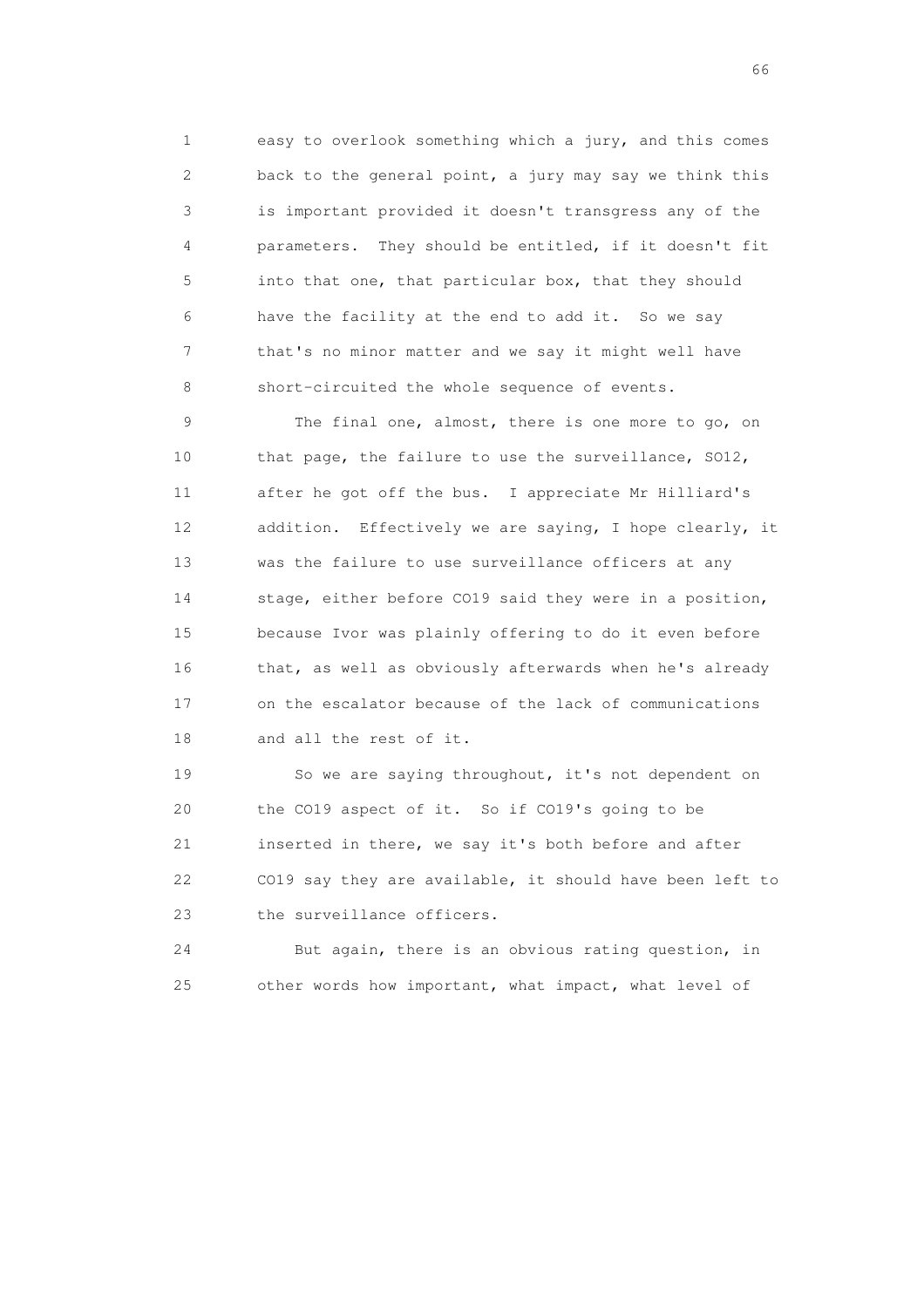1 easy to overlook something which a jury, and this comes
2 back to the general point, a jury may say we think this
3 is important provided it doesn't transgress any of the
4 parameters. They should be entitled, if it doesn't fit
5 into that one, that particular box, that they should
6 have the facility at the end to add it. So we say
7 that's no minor matter and we say it might well have
8 short-circuited the whole sequence of events.

9 The final one, almost, there is one more to go, on
10 that page, the failure to use the surveillance, SO12,
11 after he got off the bus. I appreciate Mr Hilliard's
12 addition. Effectively we are saying, I hope clearly, it
13 was the failure to use surveillance officers at any
14 stage, either before CO19 said they were in a position,
15 because Ivor was plainly offering to do it even before
16 that, as well as obviously afterwards when he's already
17 on the escalator because of the lack of communications
18 and all the rest of it.

19 So we are saying throughout, it's not dependent on
20 the CO19 aspect of it. So if CO19's going to be
21 inserted in there, we say it's both before and after
22 CO19 say they are available, it should have been left to
23 the surveillance officers.

24 But again, there is an obvious rating question, in
25 other words how important, what impact, what level of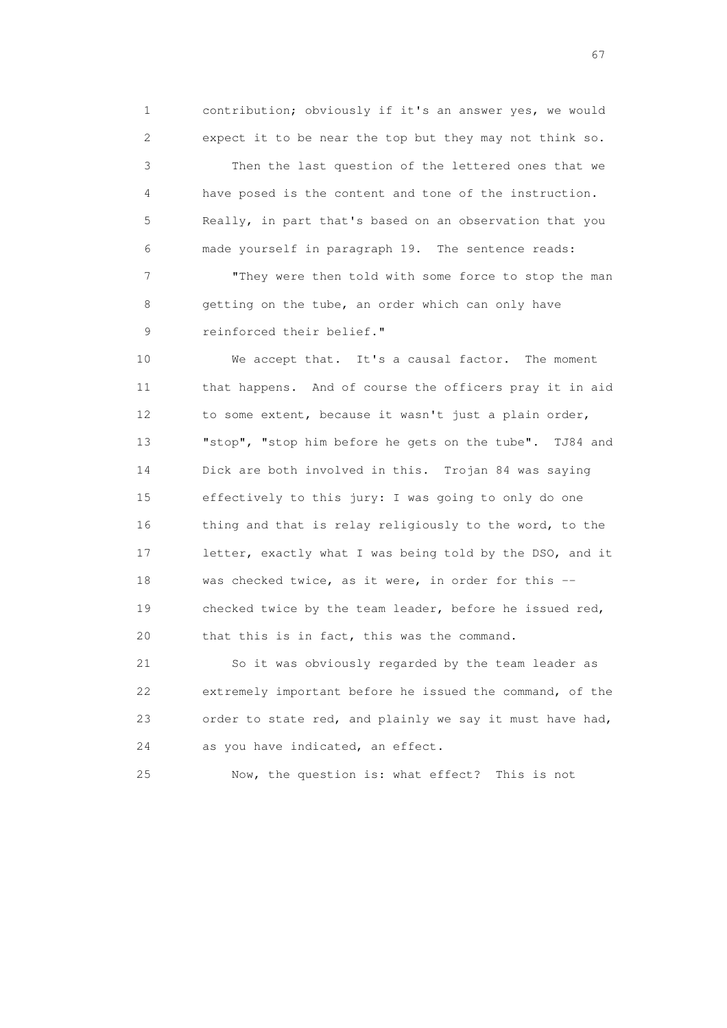1 contribution; obviously if it's an answer yes, we would
2 expect it to be near the top but they may not think so.

3 Then the last question of the lettered ones that we
4 have posed is the content and tone of the instruction.
5 Really, in part that's based on an observation that you
6 made yourself in paragraph 19. The sentence reads:

7 "They were then told with some force to stop the man
8 getting on the tube, an order which can only have
9 reinforced their belief."

10 We accept that. It's a causal factor. The moment
11 that happens. And of course the officers pray it in aid
12 to some extent, because it wasn't just a plain order,
13 "stop", "stop him before he gets on the tube". TJ84 and
14 Dick are both involved in this. Trojan 84 was saying
15 effectively to this jury: I was going to only do one
16 thing and that is relay religiously to the word, to the
17 letter, exactly what I was being told by the DSO, and it
18 was checked twice, as it were, in order for this --
19 checked twice by the team leader, before he issued red,
20 that this is in fact, this was the command.

21 So it was obviously regarded by the team leader as
22 extremely important before he issued the command, of the
23 order to state red, and plainly we say it must have had,
24 as you have indicated, an effect.

25 Now, the question is: what effect? This is not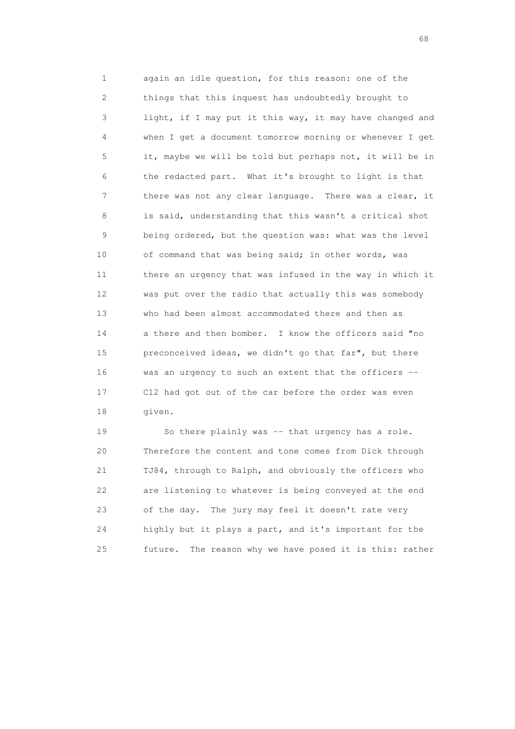1 again an idle question, for this reason: one of the
2 things that this inquest has undoubtedly brought to
3 light, if I may put it this way, it may have changed and
4 when I get a document tomorrow morning or whenever I get
5 it, maybe we will be told but perhaps not, it will be in
6 the redacted part. What it's brought to light is that
7 there was not any clear language. There was a clear, it
8 is said, understanding that this wasn't a critical shot
9 being ordered, but the question was: what was the level
10 of command that was being said; in other words, was
11 there an urgency that was infused in the way in which it
12 was put over the radio that actually this was somebody
13 who had been almost accommodated there and then as
14 a there and then bomber. I know the officers said "no
15 preconceived ideas, we didn't go that far", but there
16 was an urgency to such an extent that the officers --
17 C12 had got out of the car before the order was even
18 given.

19 So there plainly was -- that urgency has a role.
20 Therefore the content and tone comes from Dick through
21 TJ84, through to Ralph, and obviously the officers who
22 are listening to whatever is being conveyed at the end
23 of the day. The jury may feel it doesn't rate very
24 highly but it plays a part, and it's important for the
25 future. The reason why we have posed it is this: rather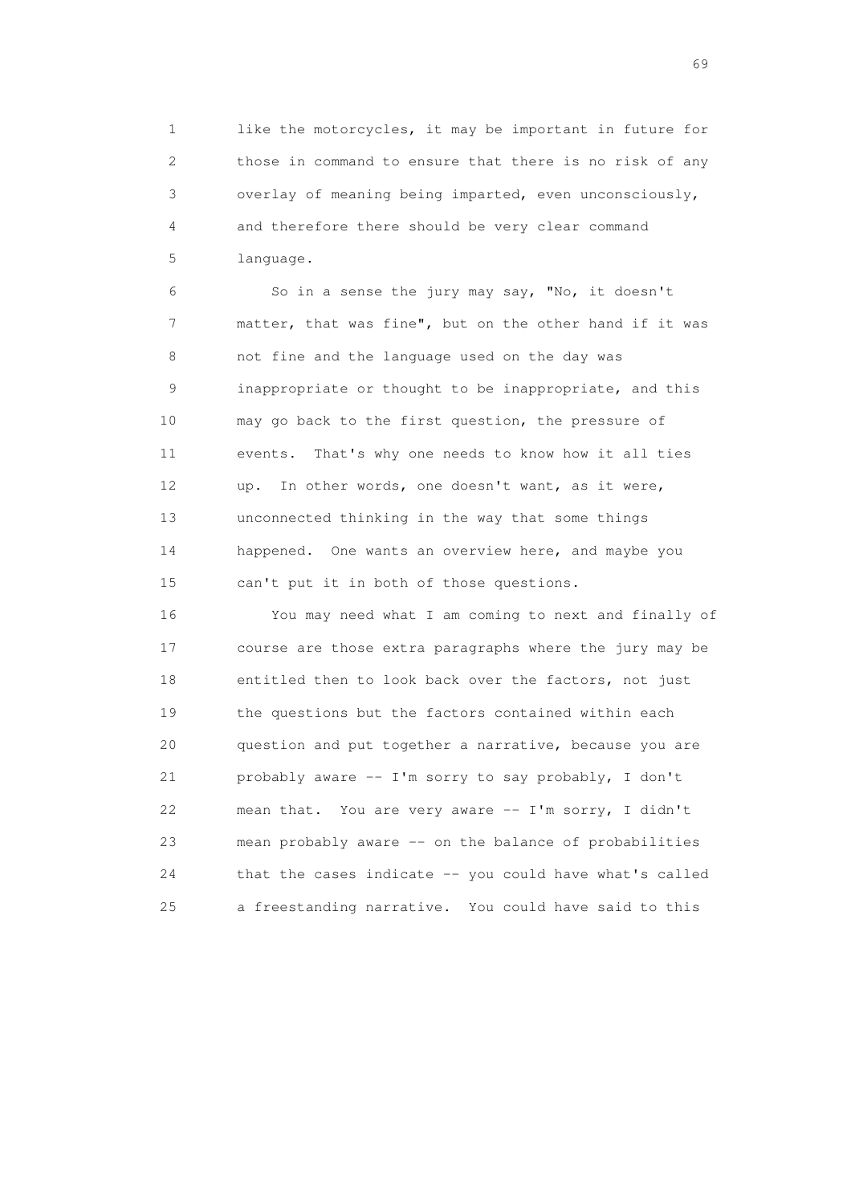like the motorcycles, it may be important in future for those in command to ensure that there is no risk of any overlay of meaning being imparted, even unconsciously, and therefore there should be very clear command language.

So in a sense the jury may say, "No, it doesn't matter, that was fine", but on the other hand if it was not fine and the language used on the day was inappropriate or thought to be inappropriate, and this may go back to the first question, the pressure of events. That's why one needs to know how it all ties up. In other words, one doesn't want, as it were, unconnected thinking in the way that some things happened. One wants an overview here, and maybe you can't put it in both of those questions.

You may need what I am coming to next and finally of course are those extra paragraphs where the jury may be entitled then to look back over the factors, not just the questions but the factors contained within each question and put together a narrative, because you are probably aware -- I'm sorry to say probably, I don't mean that. You are very aware -- I'm sorry, I didn't mean probably aware -- on the balance of probabilities that the cases indicate -- you could have what's called a freestanding narrative. You could have said to this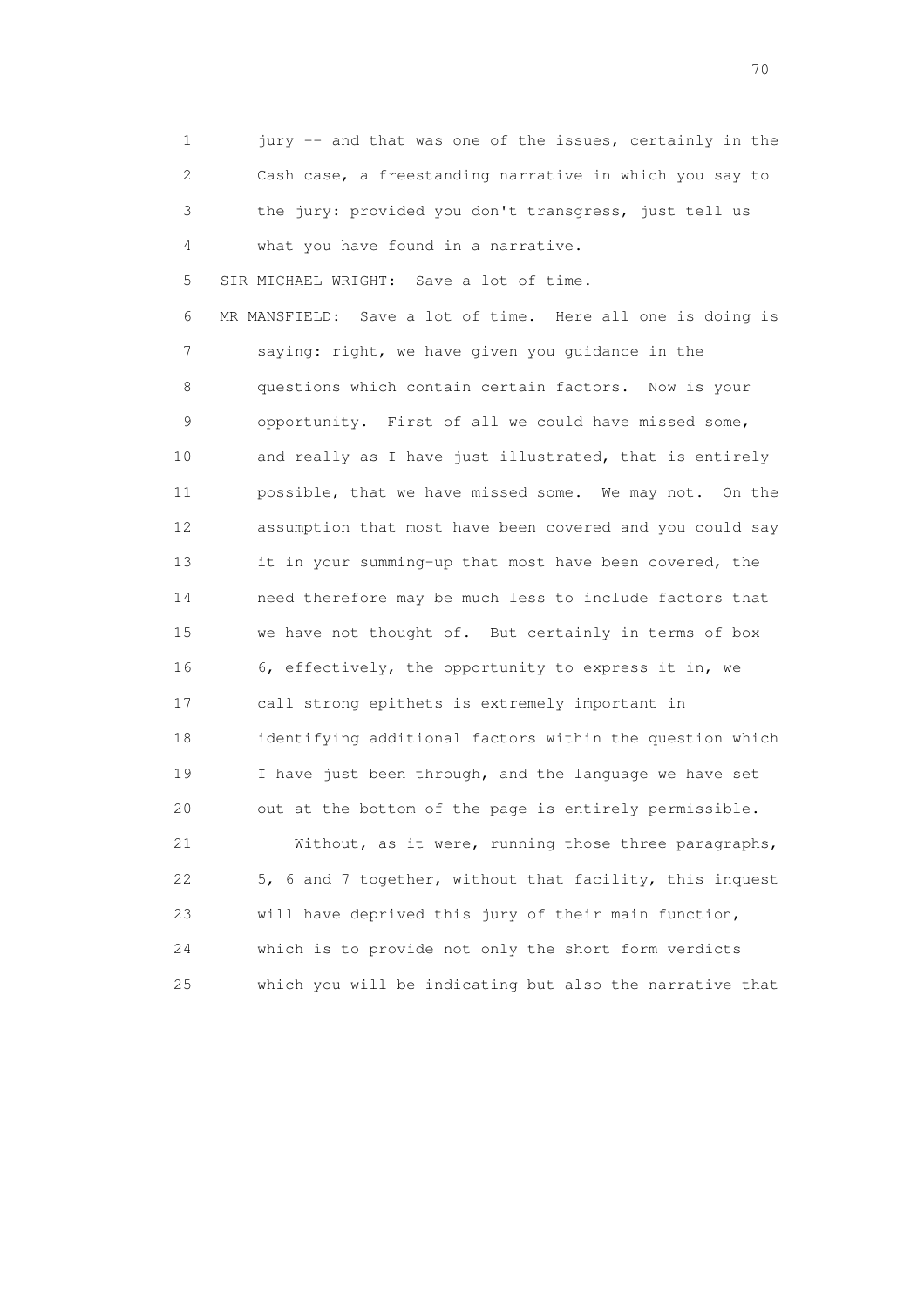1 jury -- and that was one of the issues, certainly in the
2 Cash case, a freestanding narrative in which you say to
3 the jury: provided you don't transgress, just tell us
4 what you have found in a narrative.

5 SIR MICHAEL WRIGHT: Save a lot of time.

6 MR MANSFIELD: Save a lot of time. Here all one is doing is
7 saying: right, we have given you guidance in the
8 questions which contain certain factors. Now is your
9 opportunity. First of all we could have missed some,
10 and really as I have just illustrated, that is entirely
11 possible, that we have missed some. We may not. On the
12 assumption that most have been covered and you could say
13 it in your summing-up that most have been covered, the
14 need therefore may be much less to include factors that
15 we have not thought of. But certainly in terms of box
16 6, effectively, the opportunity to express it in, we
17 call strong epithets is extremely important in
18 identifying additional factors within the question which
19 I have just been through, and the language we have set
20 out at the bottom of the page is entirely permissible.

21 Without, as it were, running those three paragraphs,
22 5, 6 and 7 together, without that facility, this inquest
23 will have deprived this jury of their main function,
24 which is to provide not only the short form verdicts
25 which you will be indicating but also the narrative that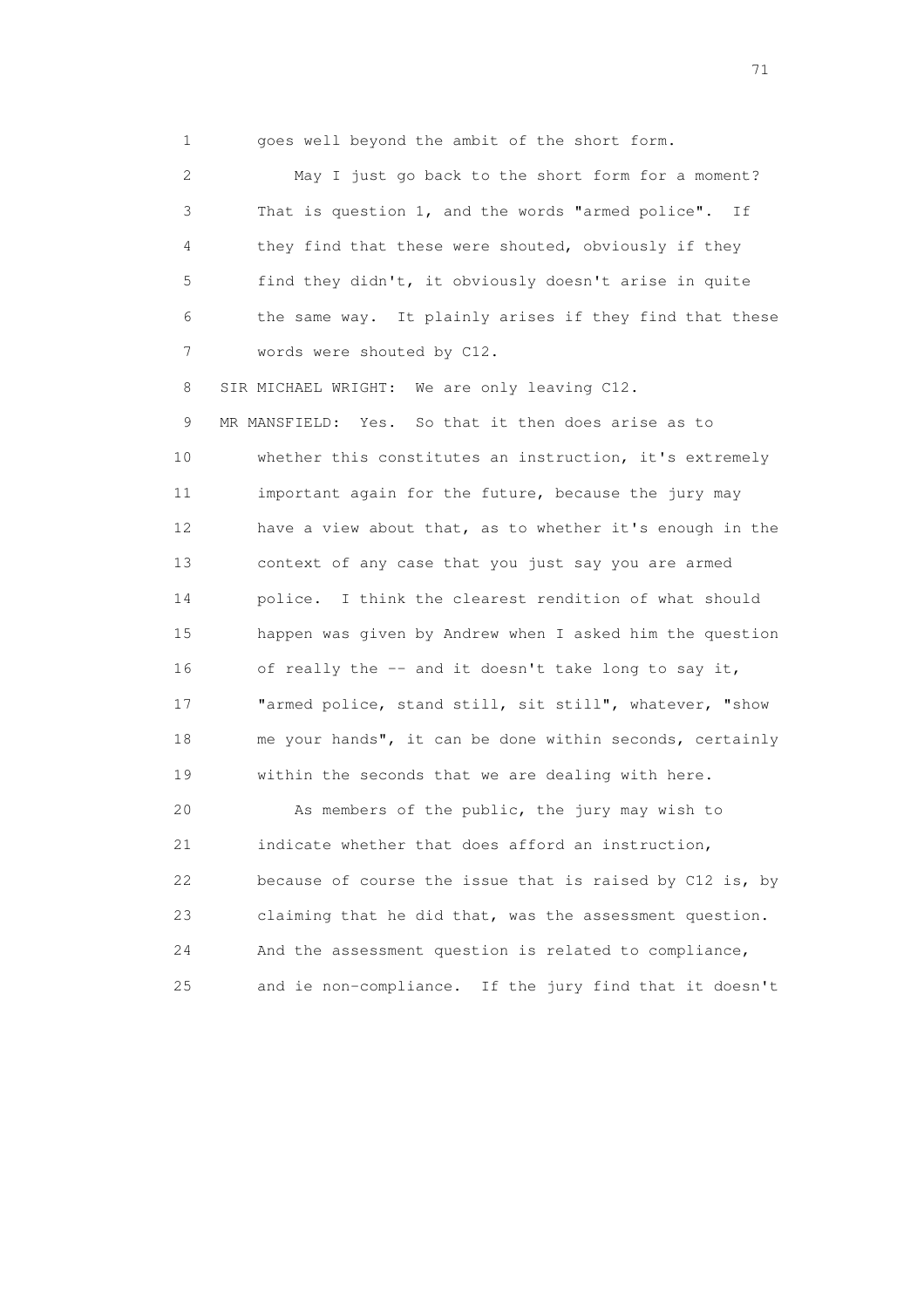1 goes well beyond the ambit of the short form.

2 May I just go back to the short form for a moment?

3 That is question 1, and the words "armed police". If

4 they find that these were shouted, obviously if they

5 find they didn't, it obviously doesn't arise in quite

6 the same way. It plainly arises if they find that these

7 words were shouted by C12.

8 SIR MICHAEL WRIGHT: We are only leaving C12.

9 MR MANSFIELD: Yes. So that it then does arise as to

10 whether this constitutes an instruction, it's extremely

11 important again for the future, because the jury may

12 have a view about that, as to whether it's enough in the

13 context of any case that you just say you are armed

14 police. I think the clearest rendition of what should

15 happen was given by Andrew when I asked him the question

16 of really the -- and it doesn't take long to say it,

17 "armed police, stand still, sit still", whatever, "show

18 me your hands", it can be done within seconds, certainly

19 within the seconds that we are dealing with here.

20 As members of the public, the jury may wish to

21 indicate whether that does afford an instruction,

22 because of course the issue that is raised by C12 is, by

23 claiming that he did that, was the assessment question.

24 And the assessment question is related to compliance,

25 and ie non-compliance. If the jury find that it doesn't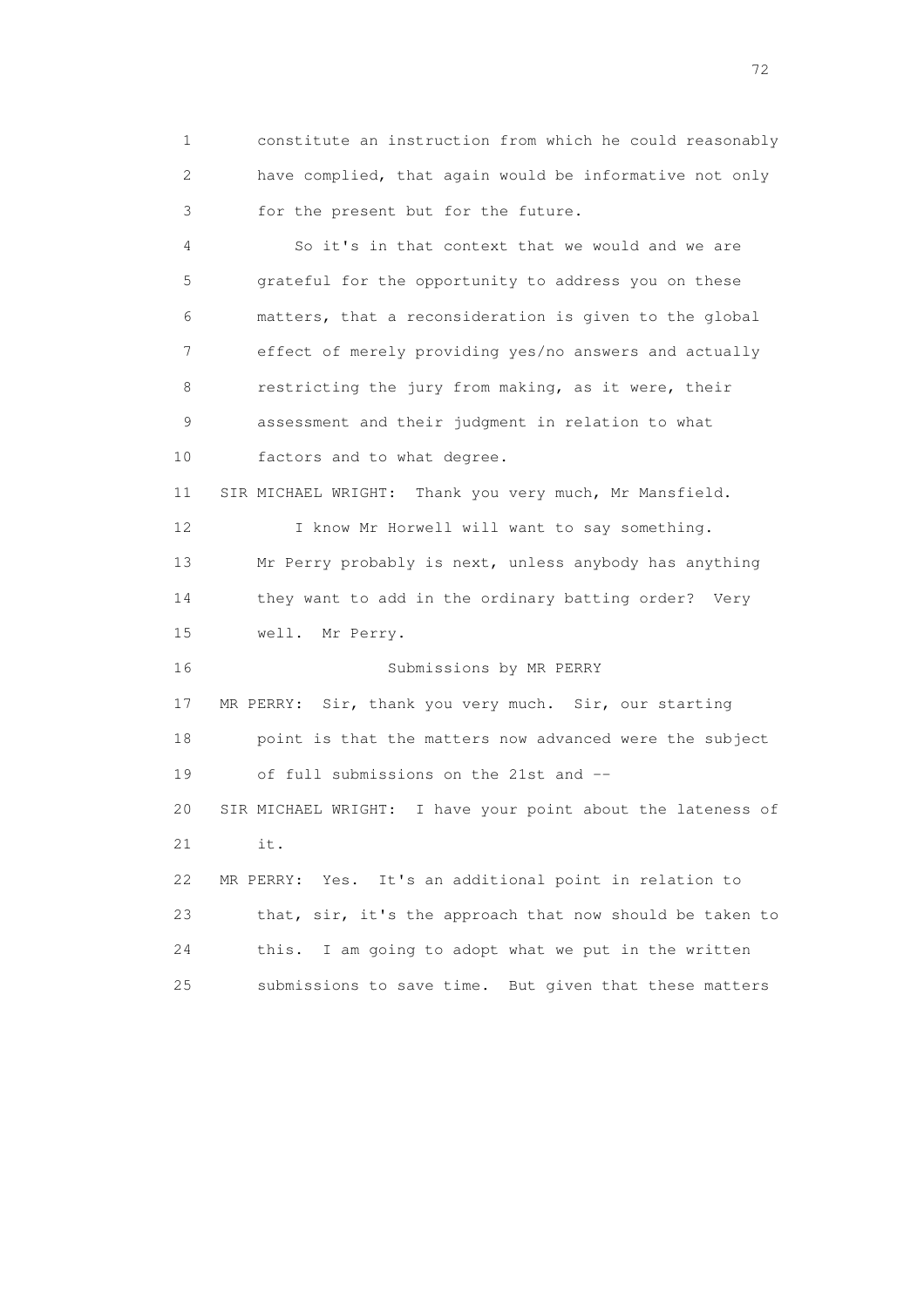constitute an instruction from which he could reasonably have complied, that again would be informative not only for the present but for the future.

So it's in that context that we would and we are grateful for the opportunity to address you on these matters, that a reconsideration is given to the global effect of merely providing yes/no answers and actually restricting the jury from making, as it were, their assessment and their judgment in relation to what factors and to what degree.

SIR MICHAEL WRIGHT: Thank you very much, Mr Mansfield.

I know Mr Horwell will want to say something. Mr Perry probably is next, unless anybody has anything they want to add in the ordinary batting order? Very well. Mr Perry.

## Submissions by MR PERRY

MR PERRY: Sir, thank you very much. Sir, our starting point is that the matters now advanced were the subject of full submissions on the 21st and --

SIR MICHAEL WRIGHT: I have your point about the lateness of it.

MR PERRY: Yes. It's an additional point in relation to that, sir, it's the approach that now should be taken to this. I am going to adopt what we put in the written submissions to save time. But given that these matters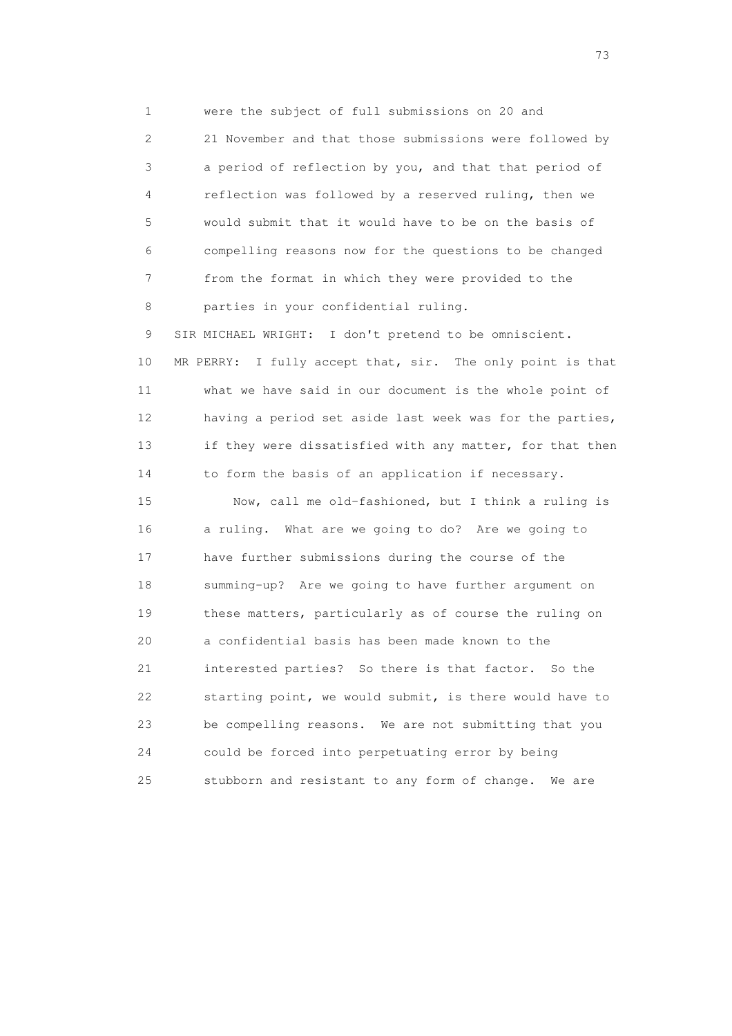were the subject of full submissions on 20 and 21 November and that those submissions were followed by a period of reflection by you, and that that period of reflection was followed by a reserved ruling, then we would submit that it would have to be on the basis of compelling reasons now for the questions to be changed from the format in which they were provided to the parties in your confidential ruling.

SIR MICHAEL WRIGHT: I don't pretend to be omniscient.

MR PERRY: I fully accept that, sir. The only point is that what we have said in our document is the whole point of having a period set aside last week was for the parties, if they were dissatisfied with any matter, for that then to form the basis of an application if necessary.

Now, call me old-fashioned, but I think a ruling is a ruling. What are we going to do? Are we going to have further submissions during the course of the summing-up? Are we going to have further argument on these matters, particularly as of course the ruling on a confidential basis has been made known to the interested parties? So there is that factor. So the starting point, we would submit, is there would have to be compelling reasons. We are not submitting that you could be forced into perpetuating error by being stubborn and resistant to any form of change. We are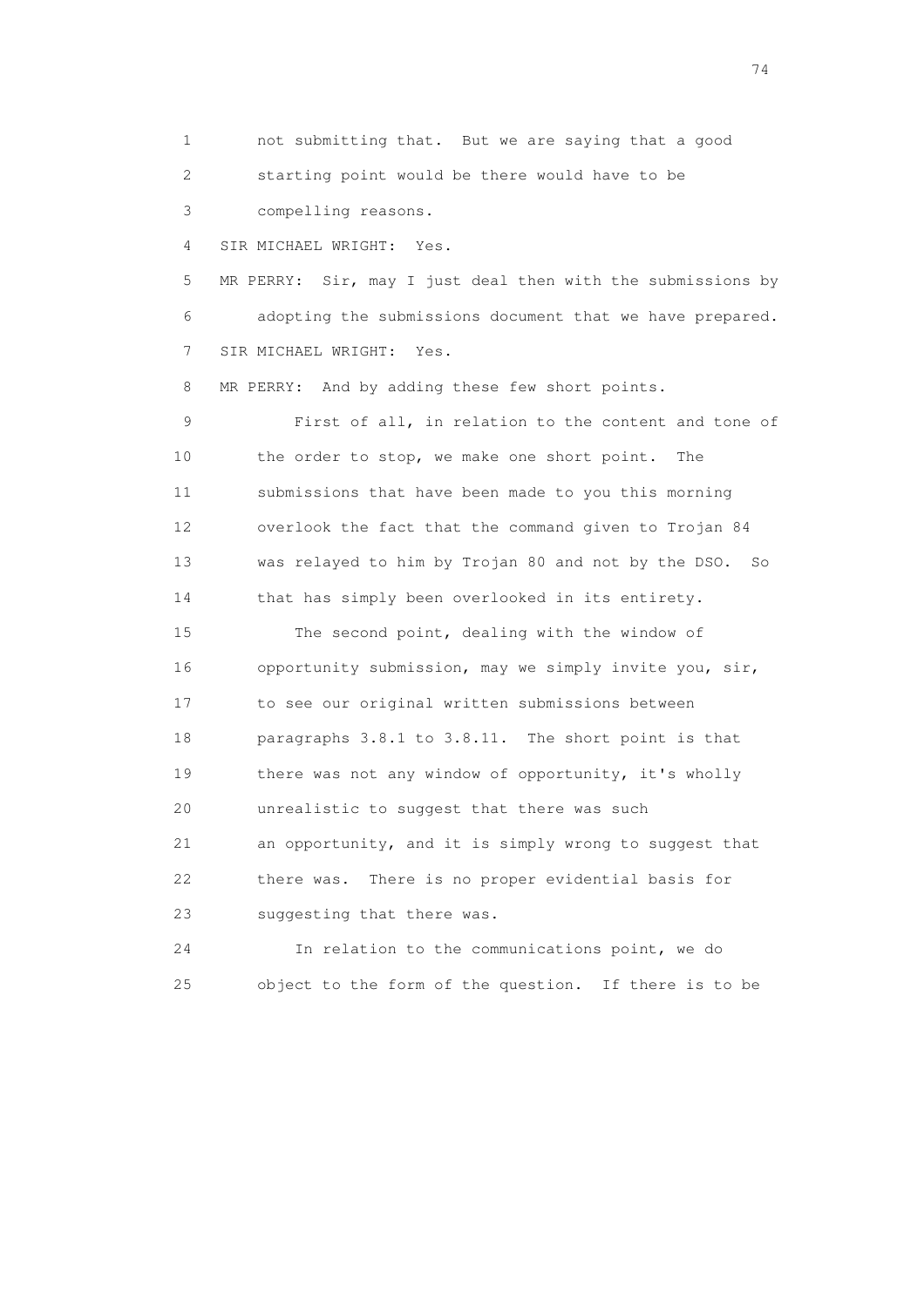1 not submitting that. But we are saying that a good
2 starting point would be there would have to be
3 compelling reasons.

4 SIR MICHAEL WRIGHT: Yes.

5 MR PERRY: Sir, may I just deal then with the submissions by
6 adopting the submissions document that we have prepared.

7 SIR MICHAEL WRIGHT: Yes.

8 MR PERRY: And by adding these few short points.

9 First of all, in relation to the content and tone of
10 the order to stop, we make one short point. The
11 submissions that have been made to you this morning
12 overlook the fact that the command given to Trojan 84
13 was relayed to him by Trojan 80 and not by the DSO. So
14 that has simply been overlooked in its entirety.

15 The second point, dealing with the window of
16 opportunity submission, may we simply invite you, sir,
17 to see our original written submissions between
18 paragraphs 3.8.1 to 3.8.11. The short point is that
19 there was not any window of opportunity, it's wholly
20 unrealistic to suggest that there was such
21 an opportunity, and it is simply wrong to suggest that
22 there was. There is no proper evidential basis for
23 suggesting that there was.

24 In relation to the communications point, we do
25 object to the form of the question. If there is to be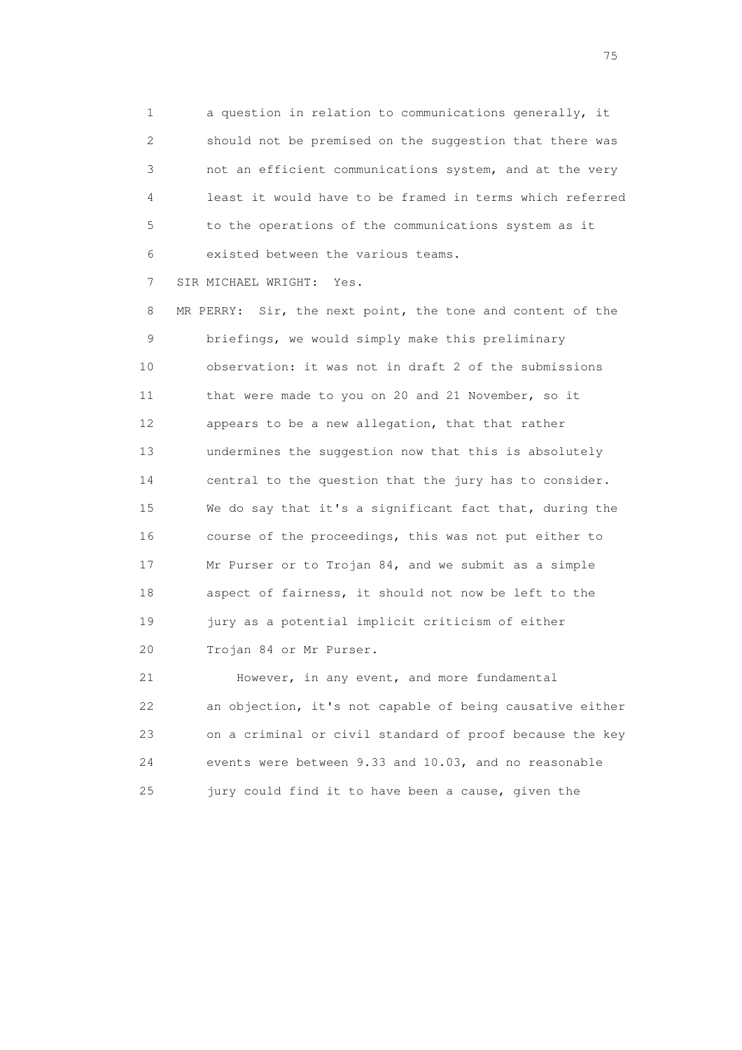1 a question in relation to communications generally, it
2 should not be premised on the suggestion that there was
3 not an efficient communications system, and at the very
4 least it would have to be framed in terms which referred
5 to the operations of the communications system as it
6 existed between the various teams.

7 SIR MICHAEL WRIGHT: Yes.

8 MR PERRY: Sir, the next point, the tone and content of the
9 briefings, we would simply make this preliminary
10 observation: it was not in draft 2 of the submissions
11 that were made to you on 20 and 21 November, so it
12 appears to be a new allegation, that that rather
13 undermines the suggestion now that this is absolutely
14 central to the question that the jury has to consider.
15 We do say that it's a significant fact that, during the
16 course of the proceedings, this was not put either to
17 Mr Purser or to Trojan 84, and we submit as a simple
18 aspect of fairness, it should not now be left to the
19 jury as a potential implicit criticism of either
20 Trojan 84 or Mr Purser.

21 However, in any event, and more fundamental
22 an objection, it's not capable of being causative either
23 on a criminal or civil standard of proof because the key
24 events were between 9.33 and 10.03, and no reasonable
25 jury could find it to have been a cause, given the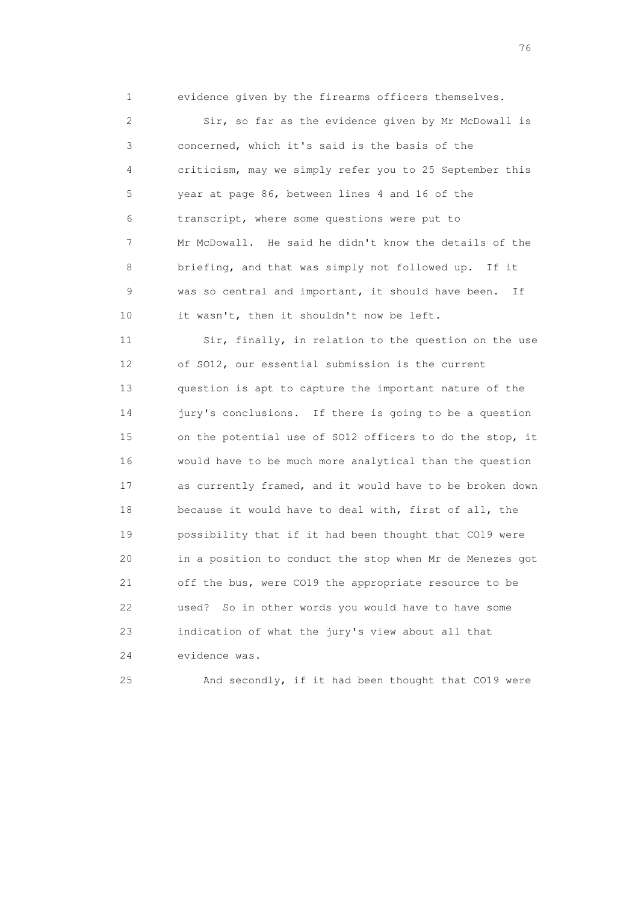1 evidence given by the firearms officers themselves.

2 Sir, so far as the evidence given by Mr McDowall is
3 concerned, which it's said is the basis of the
4 criticism, may we simply refer you to 25 September this
5 year at page 86, between lines 4 and 16 of the
6 transcript, where some questions were put to
7 Mr McDowall. He said he didn't know the details of the
8 briefing, and that was simply not followed up. If it
9 was so central and important, it should have been. If
10 it wasn't, then it shouldn't now be left.

11 Sir, finally, in relation to the question on the use
12 of SO12, our essential submission is the current
13 question is apt to capture the important nature of the
14 jury's conclusions. If there is going to be a question
15 on the potential use of SO12 officers to do the stop, it
16 would have to be much more analytical than the question
17 as currently framed, and it would have to be broken down
18 because it would have to deal with, first of all, the
19 possibility that if it had been thought that CO19 were
20 in a position to conduct the stop when Mr de Menezes got
21 off the bus, were CO19 the appropriate resource to be
22 used? So in other words you would have to have some
23 indication of what the jury's view about all that
24 evidence was.

25 And secondly, if it had been thought that CO19 were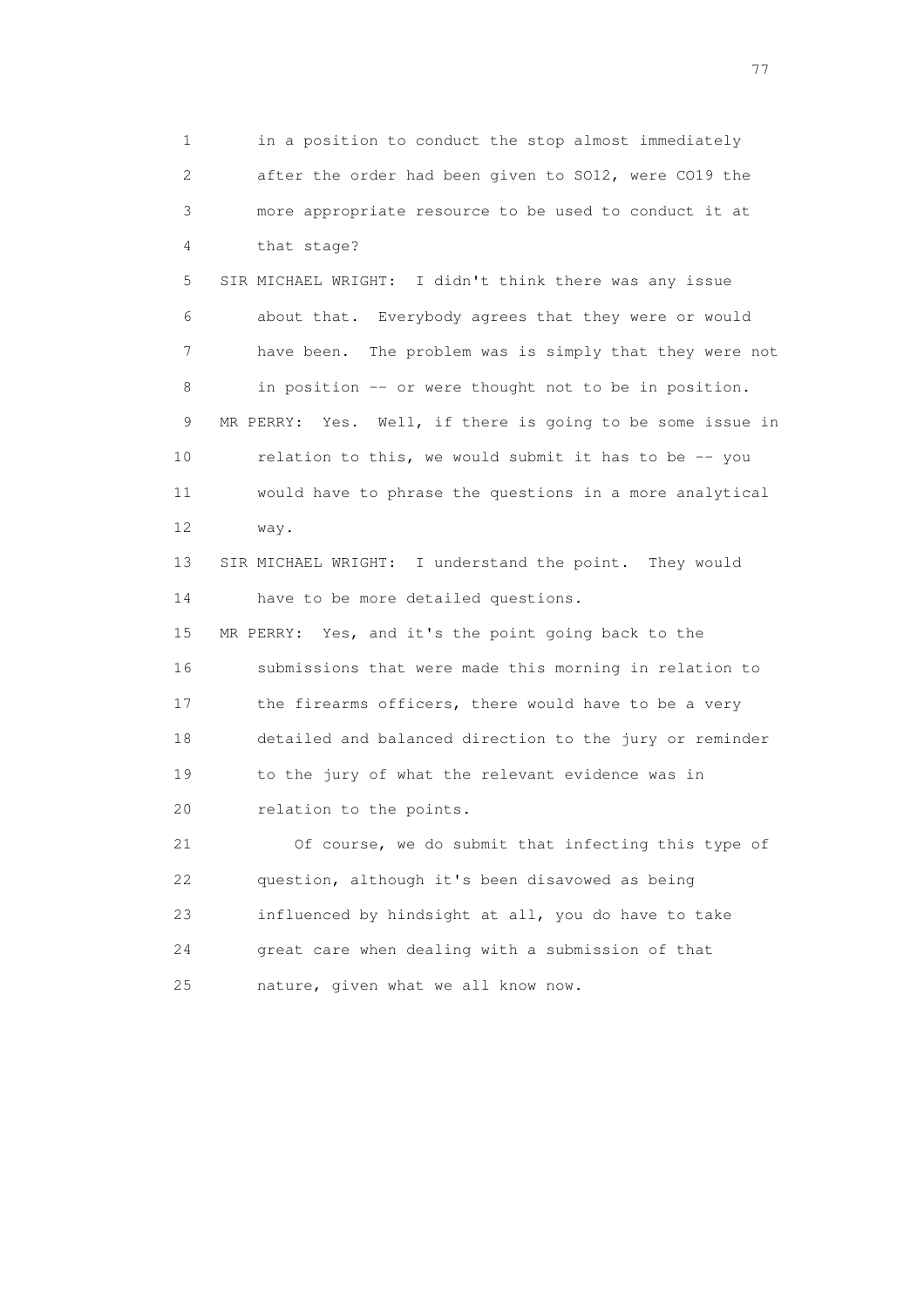1 in a position to conduct the stop almost immediately
2 after the order had been given to SO12, were CO19 the
3 more appropriate resource to be used to conduct it at
4 that stage?

5 SIR MICHAEL WRIGHT: I didn't think there was any issue
6 about that. Everybody agrees that they were or would
7 have been. The problem was is simply that they were not
8 in position -- or were thought not to be in position.

9 MR PERRY: Yes. Well, if there is going to be some issue in
10 relation to this, we would submit it has to be -- you
11 would have to phrase the questions in a more analytical
12 way.

13 SIR MICHAEL WRIGHT: I understand the point. They would
14 have to be more detailed questions.

15 MR PERRY: Yes, and it's the point going back to the
16 submissions that were made this morning in relation to
17 the firearms officers, there would have to be a very
18 detailed and balanced direction to the jury or reminder
19 to the jury of what the relevant evidence was in
20 relation to the points.

21 Of course, we do submit that infecting this type of
22 question, although it's been disavowed as being
23 influenced by hindsight at all, you do have to take
24 great care when dealing with a submission of that
25 nature, given what we all know now.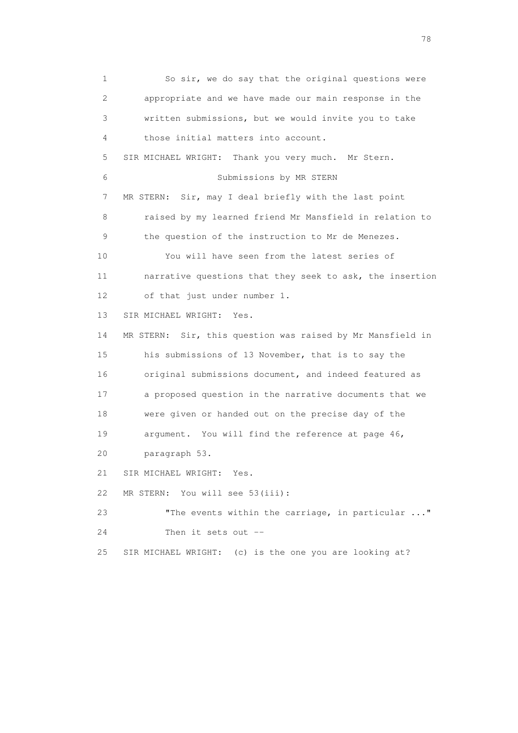1 So sir, we do say that the original questions were
2 appropriate and we have made our main response in the
3 written submissions, but we would invite you to take
4 those initial matters into account.

5 SIR MICHAEL WRIGHT: Thank you very much. Mr Stern.

6 Submissions by MR STERN

7 MR STERN: Sir, may I deal briefly with the last point
8 raised by my learned friend Mr Mansfield in relation to
9 the question of the instruction to Mr de Menezes.

10 You will have seen from the latest series of
11 narrative questions that they seek to ask, the insertion
12 of that just under number 1.

13 SIR MICHAEL WRIGHT: Yes.

14 MR STERN: Sir, this question was raised by Mr Mansfield in
15 his submissions of 13 November, that is to say the
16 original submissions document, and indeed featured as
17 a proposed question in the narrative documents that we
18 were given or handed out on the precise day of the
19 argument. You will find the reference at page 46,
20 paragraph 53.

21 SIR MICHAEL WRIGHT: Yes.

22 MR STERN: You will see 53(iii):

23 "The events within the carriage, in particular ..."

24 Then it sets out --

25 SIR MICHAEL WRIGHT: (c) is the one you are looking at?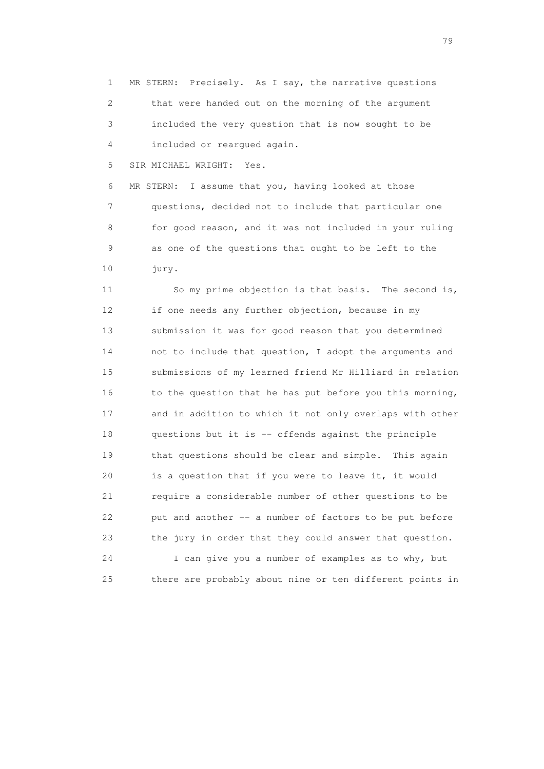1 MR STERN: Precisely. As I say, the narrative questions
2 that were handed out on the morning of the argument
3 included the very question that is now sought to be
4 included or reargued again.

5 SIR MICHAEL WRIGHT: Yes.

6 MR STERN: I assume that you, having looked at those
7 questions, decided not to include that particular one
8 for good reason, and it was not included in your ruling
9 as one of the questions that ought to be left to the
10 jury.

11 So my prime objection is that basis. The second is,
12 if one needs any further objection, because in my
13 submission it was for good reason that you determined
14 not to include that question, I adopt the arguments and
15 submissions of my learned friend Mr Hilliard in relation
16 to the question that he has put before you this morning,
17 and in addition to which it not only overlaps with other
18 questions but it is -- offends against the principle
19 that questions should be clear and simple. This again
20 is a question that if you were to leave it, it would
21 require a considerable number of other questions to be
22 put and another -- a number of factors to be put before
23 the jury in order that they could answer that question.

24 I can give you a number of examples as to why, but
25 there are probably about nine or ten different points in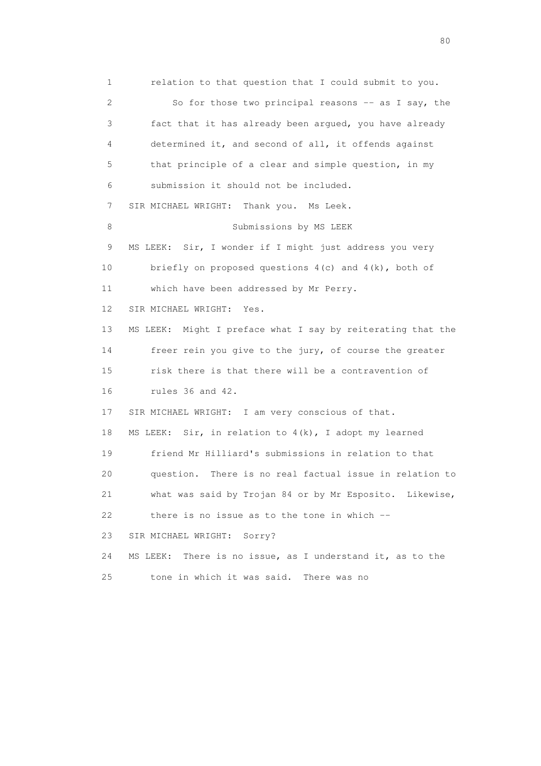relation to that question that I could submit to you.

So for those two principal reasons -- as I say, the fact that it has already been argued, you have already determined it, and second of all, it offends against that principle of a clear and simple question, in my submission it should not be included.

SIR MICHAEL WRIGHT: Thank you. Ms Leek.

Submissions by MS LEEK

MS LEEK: Sir, I wonder if I might just address you very briefly on proposed questions 4(c) and 4(k), both of which have been addressed by Mr Perry.

SIR MICHAEL WRIGHT: Yes.

MS LEEK: Might I preface what I say by reiterating that the freer rein you give to the jury, of course the greater risk there is that there will be a contravention of rules 36 and 42.

SIR MICHAEL WRIGHT: I am very conscious of that.

MS LEEK: Sir, in relation to 4(k), I adopt my learned friend Mr Hilliard's submissions in relation to that question. There is no real factual issue in relation to what was said by Trojan 84 or by Mr Esposito. Likewise, there is no issue as to the tone in which --

SIR MICHAEL WRIGHT: Sorry?

MS LEEK: There is no issue, as I understand it, as to the tone in which it was said. There was no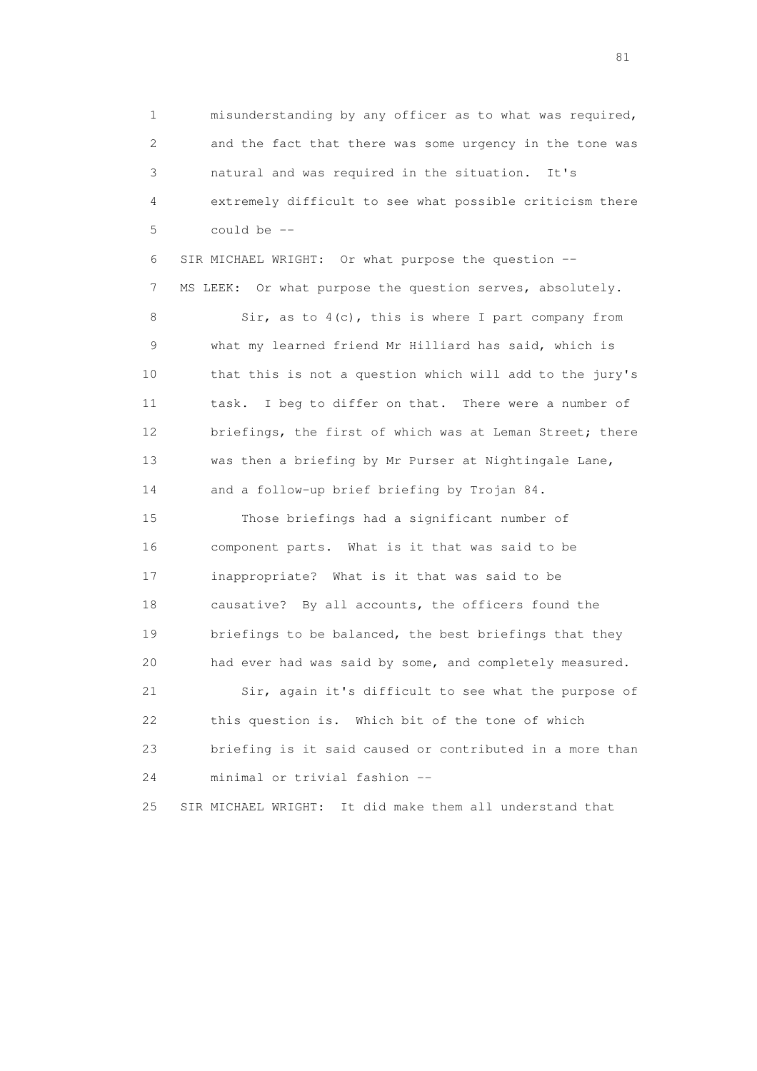1 misunderstanding by any officer as to what was required,
2 and the fact that there was some urgency in the tone was
3 natural and was required in the situation. It's
4 extremely difficult to see what possible criticism there
5 could be --

6 SIR MICHAEL WRIGHT: Or what purpose the question --

7 MS LEEK: Or what purpose the question serves, absolutely.

8 Sir, as to 4(c), this is where I part company from
9 what my learned friend Mr Hilliard has said, which is
10 that this is not a question which will add to the jury's
11 task. I beg to differ on that. There were a number of
12 briefings, the first of which was at Leman Street; there
13 was then a briefing by Mr Purser at Nightingale Lane,
14 and a follow-up brief briefing by Trojan 84.

15 Those briefings had a significant number of
16 component parts. What is it that was said to be
17 inappropriate? What is it that was said to be
18 causative? By all accounts, the officers found the
19 briefings to be balanced, the best briefings that they
20 had ever had was said by some, and completely measured.

21 Sir, again it's difficult to see what the purpose of
22 this question is. Which bit of the tone of which
23 briefing is it said caused or contributed in a more than
24 minimal or trivial fashion --

25 SIR MICHAEL WRIGHT: It did make them all understand that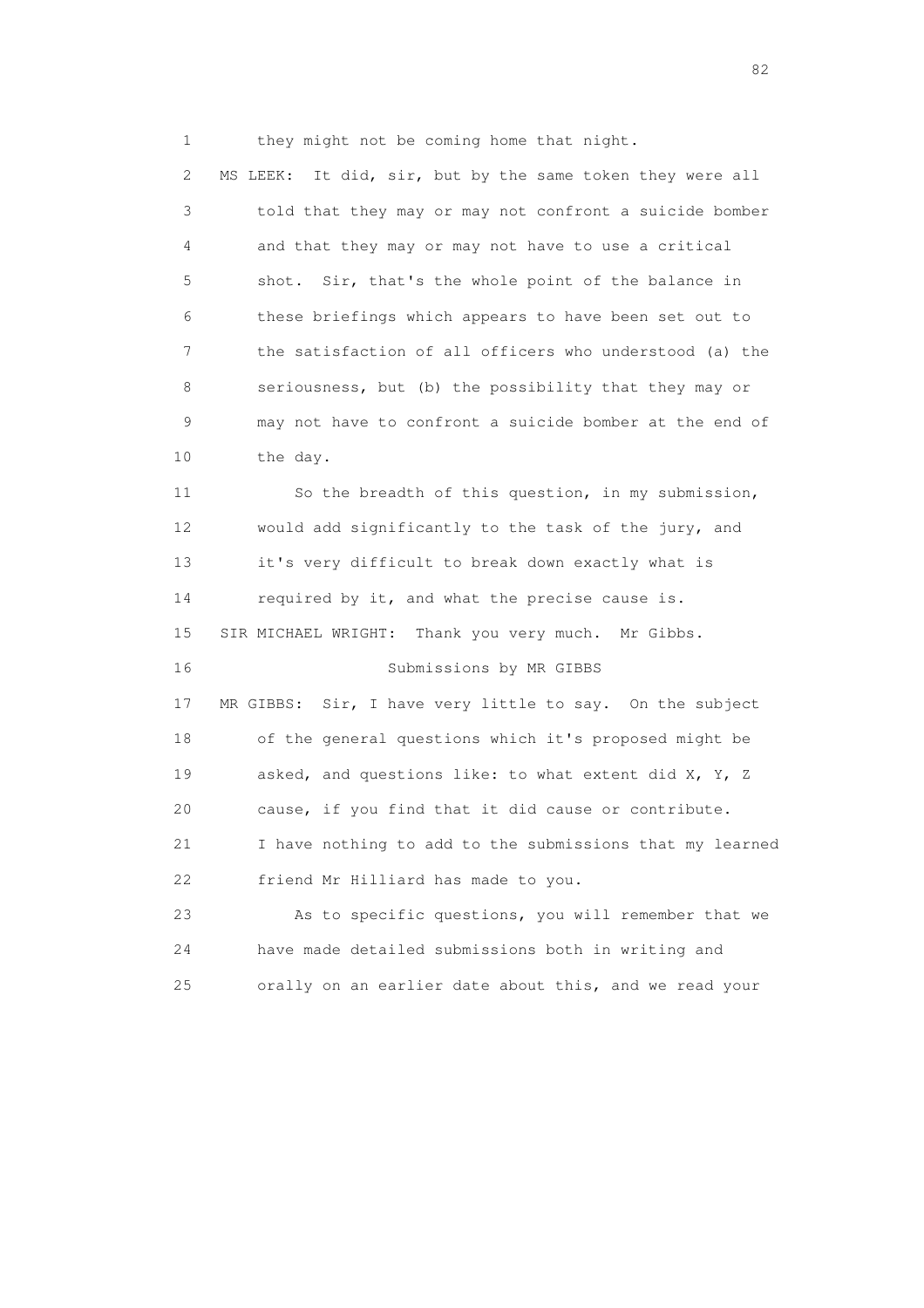they might not be coming home that night.

MS LEEK: It did, sir, but by the same token they were all told that they may or may not confront a suicide bomber and that they may or may not have to use a critical shot. Sir, that's the whole point of the balance in these briefings which appears to have been set out to the satisfaction of all officers who understood (a) the seriousness, but (b) the possibility that they may or may not have to confront a suicide bomber at the end of the day.

So the breadth of this question, in my submission, would add significantly to the task of the jury, and it's very difficult to break down exactly what is required by it, and what the precise cause is.

SIR MICHAEL WRIGHT: Thank you very much. Mr Gibbs.

Submissions by MR GIBBS

MR GIBBS: Sir, I have very little to say. On the subject of the general questions which it's proposed might be asked, and questions like: to what extent did X, Y, Z cause, if you find that it did cause or contribute. I have nothing to add to the submissions that my learned friend Mr Hilliard has made to you.

As to specific questions, you will remember that we have made detailed submissions both in writing and orally on an earlier date about this, and we read your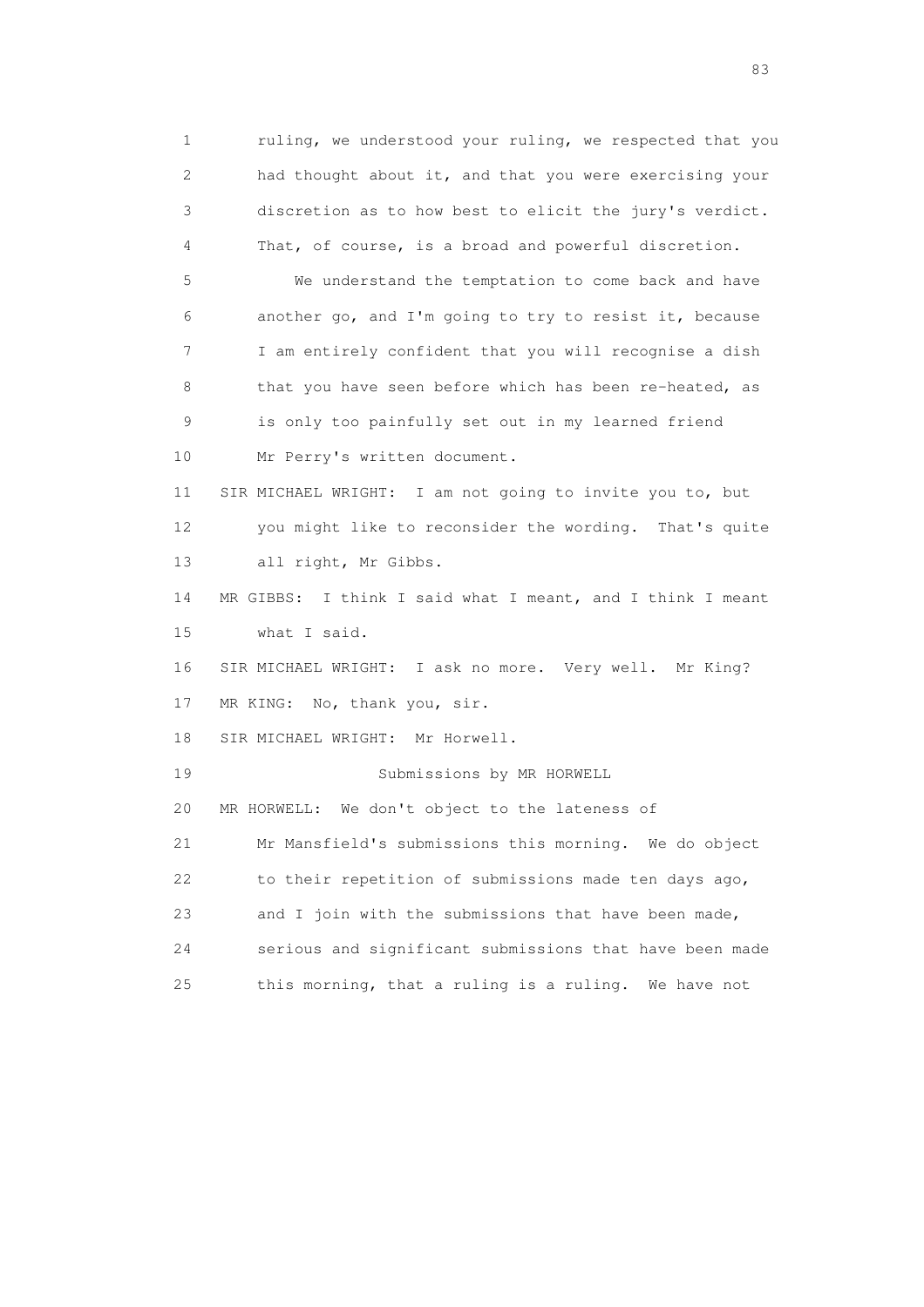ruling, we understood your ruling, we respected that you had thought about it, and that you were exercising your discretion as to how best to elicit the jury's verdict. That, of course, is a broad and powerful discretion.

We understand the temptation to come back and have another go, and I'm going to try to resist it, because I am entirely confident that you will recognise a dish that you have seen before which has been re-heated, as is only too painfully set out in my learned friend Mr Perry's written document.

SIR MICHAEL WRIGHT: I am not going to invite you to, but you might like to reconsider the wording. That's quite all right, Mr Gibbs.

MR GIBBS: I think I said what I meant, and I think I meant what I said.

SIR MICHAEL WRIGHT: I ask no more. Very well. Mr King?

MR KING: No, thank you, sir.

SIR MICHAEL WRIGHT: Mr Horwell.

## Submissions by MR HORWELL

MR HORWELL: We don't object to the lateness of Mr Mansfield's submissions this morning. We do object to their repetition of submissions made ten days ago, and I join with the submissions that have been made, serious and significant submissions that have been made this morning, that a ruling is a ruling. We have not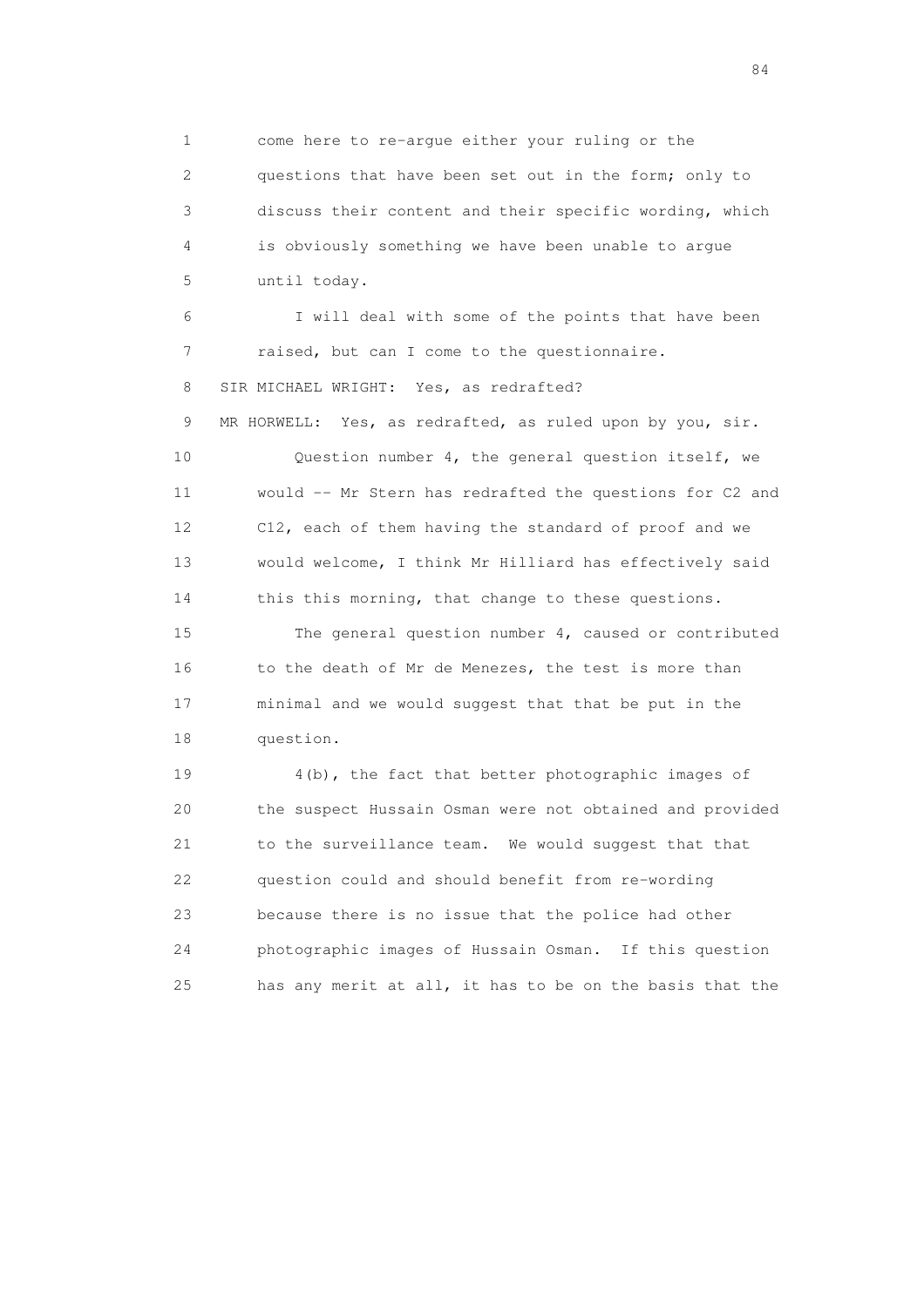1 come here to re-argue either your ruling or the
2 questions that have been set out in the form; only to
3 discuss their content and their specific wording, which
4 is obviously something we have been unable to argue
5 until today.

6 I will deal with some of the points that have been
7 raised, but can I come to the questionnaire.

8 SIR MICHAEL WRIGHT: Yes, as redrafted?

9 MR HORWELL: Yes, as redrafted, as ruled upon by you, sir.

10 Question number 4, the general question itself, we
11 would -- Mr Stern has redrafted the questions for C2 and
12 C12, each of them having the standard of proof and we
13 would welcome, I think Mr Hilliard has effectively said
14 this this morning, that change to these questions.

15 The general question number 4, caused or contributed
16 to the death of Mr de Menezes, the test is more than
17 minimal and we would suggest that that be put in the
18 question.

19 4(b), the fact that better photographic images of
20 the suspect Hussain Osman were not obtained and provided
21 to the surveillance team. We would suggest that that
22 question could and should benefit from re-wording
23 because there is no issue that the police had other
24 photographic images of Hussain Osman. If this question
25 has any merit at all, it has to be on the basis that the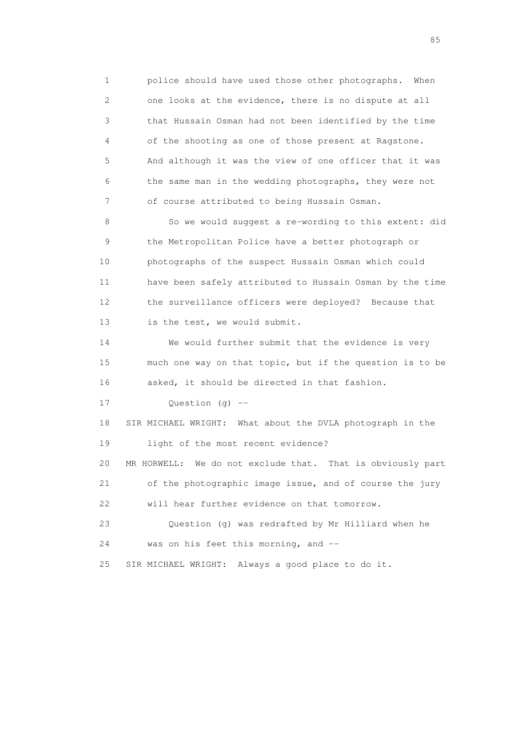1 police should have used those other photographs. When
2 one looks at the evidence, there is no dispute at all
3 that Hussain Osman had not been identified by the time
4 of the shooting as one of those present at Ragstone.
5 And although it was the view of one officer that it was
6 the same man in the wedding photographs, they were not
7 of course attributed to being Hussain Osman.

8 So we would suggest a re-wording to this extent: did
9 the Metropolitan Police have a better photograph or
10 photographs of the suspect Hussain Osman which could
11 have been safely attributed to Hussain Osman by the time
12 the surveillance officers were deployed? Because that
13 is the test, we would submit.

14 We would further submit that the evidence is very
15 much one way on that topic, but if the question is to be
16 asked, it should be directed in that fashion.

17 Question (g) --

18 SIR MICHAEL WRIGHT: What about the DVLA photograph in the
19 light of the most recent evidence?

20 MR HORWELL: We do not exclude that. That is obviously part
21 of the photographic image issue, and of course the jury
22 will hear further evidence on that tomorrow.

23 Question (g) was redrafted by Mr Hilliard when he
24 was on his feet this morning, and --

25 SIR MICHAEL WRIGHT: Always a good place to do it.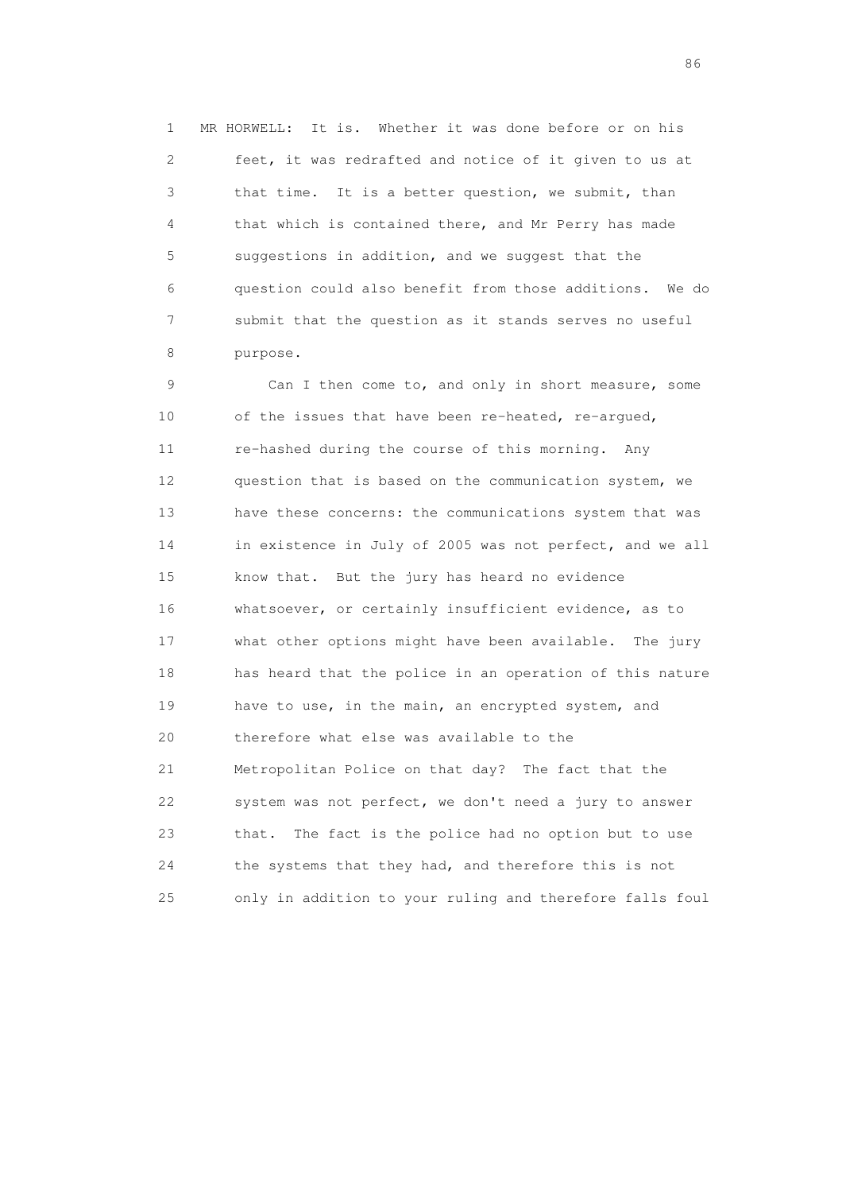MR HORWELL: It is. Whether it was done before or on his feet, it was redrafted and notice of it given to us at that time. It is a better question, we submit, than that which is contained there, and Mr Perry has made suggestions in addition, and we suggest that the question could also benefit from those additions. We do submit that the question as it stands serves no useful purpose.

Can I then come to, and only in short measure, some of the issues that have been re-heated, re-argued, re-hashed during the course of this morning. Any question that is based on the communication system, we have these concerns: the communications system that was in existence in July of 2005 was not perfect, and we all know that. But the jury has heard no evidence whatsoever, or certainly insufficient evidence, as to what other options might have been available. The jury has heard that the police in an operation of this nature have to use, in the main, an encrypted system, and therefore what else was available to the Metropolitan Police on that day? The fact that the system was not perfect, we don't need a jury to answer that. The fact is the police had no option but to use the systems that they had, and therefore this is not only in addition to your ruling and therefore falls foul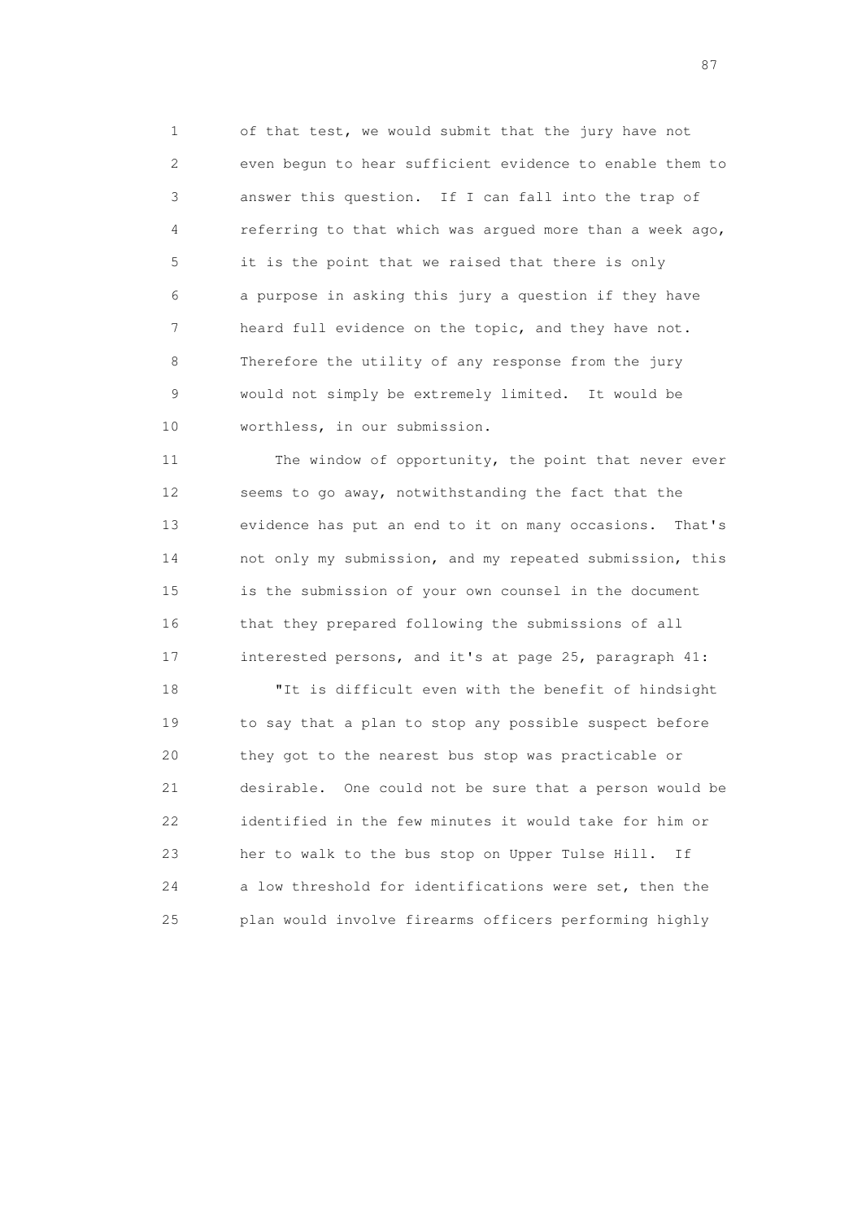of that test, we would submit that the jury have not even begun to hear sufficient evidence to enable them to answer this question. If I can fall into the trap of referring to that which was argued more than a week ago, it is the point that we raised that there is only a purpose in asking this jury a question if they have heard full evidence on the topic, and they have not. Therefore the utility of any response from the jury would not simply be extremely limited. It would be worthless, in our submission.

The window of opportunity, the point that never ever seems to go away, notwithstanding the fact that the evidence has put an end to it on many occasions. That's not only my submission, and my repeated submission, this is the submission of your own counsel in the document that they prepared following the submissions of all interested persons, and it's at page 25, paragraph 41:

"It is difficult even with the benefit of hindsight to say that a plan to stop any possible suspect before they got to the nearest bus stop was practicable or desirable. One could not be sure that a person would be identified in the few minutes it would take for him or her to walk to the bus stop on Upper Tulse Hill. If a low threshold for identifications were set, then the plan would involve firearms officers performing highly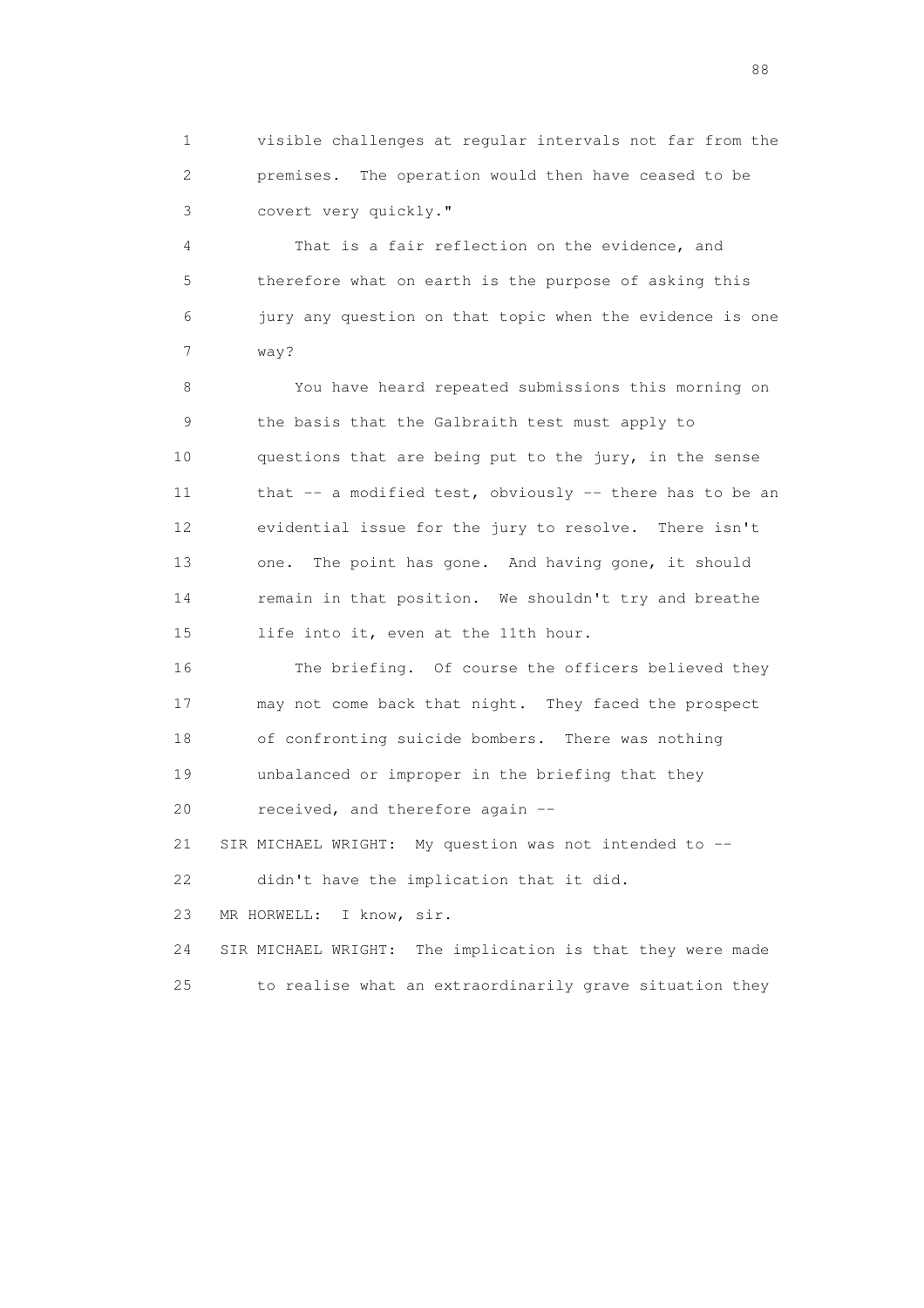1 visible challenges at regular intervals not far from the
2 premises. The operation would then have ceased to be
3 covert very quickly."

4 That is a fair reflection on the evidence, and
5 therefore what on earth is the purpose of asking this
6 jury any question on that topic when the evidence is one
7 way?

8 You have heard repeated submissions this morning on
9 the basis that the Galbraith test must apply to
10 questions that are being put to the jury, in the sense
11 that -- a modified test, obviously -- there has to be an
12 evidential issue for the jury to resolve. There isn't
13 one. The point has gone. And having gone, it should
14 remain in that position. We shouldn't try and breathe
15 life into it, even at the 11th hour.

16 The briefing. Of course the officers believed they
17 may not come back that night. They faced the prospect
18 of confronting suicide bombers. There was nothing
19 unbalanced or improper in the briefing that they
20 received, and therefore again --

21 SIR MICHAEL WRIGHT: My question was not intended to --
22 didn't have the implication that it did.

23 MR HORWELL: I know, sir.

24 SIR MICHAEL WRIGHT: The implication is that they were made
25 to realise what an extraordinarily grave situation they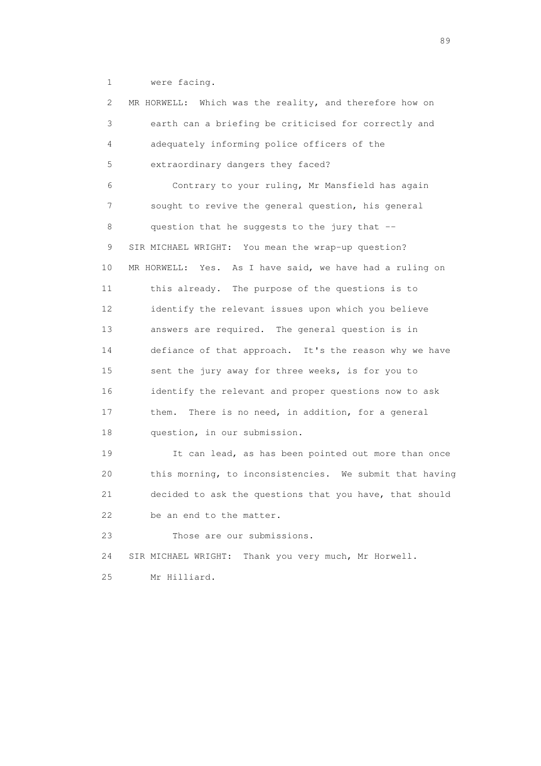1 were facing.

2 MR HORWELL: Which was the reality, and therefore how on

3 earth can a briefing be criticised for correctly and

4 adequately informing police officers of the

5 extraordinary dangers they faced?

6 Contrary to your ruling, Mr Mansfield has again

7 sought to revive the general question, his general

8 question that he suggests to the jury that --

9 SIR MICHAEL WRIGHT: You mean the wrap-up question?

10 MR HORWELL: Yes. As I have said, we have had a ruling on

11 this already. The purpose of the questions is to

12 identify the relevant issues upon which you believe

13 answers are required. The general question is in

14 defiance of that approach. It's the reason why we have

15 sent the jury away for three weeks, is for you to

16 identify the relevant and proper questions now to ask

17 them. There is no need, in addition, for a general

18 question, in our submission.

19 It can lead, as has been pointed out more than once

20 this morning, to inconsistencies. We submit that having

21 decided to ask the questions that you have, that should

22 be an end to the matter.

23 Those are our submissions.

24 SIR MICHAEL WRIGHT: Thank you very much, Mr Horwell.

25 Mr Hilliard.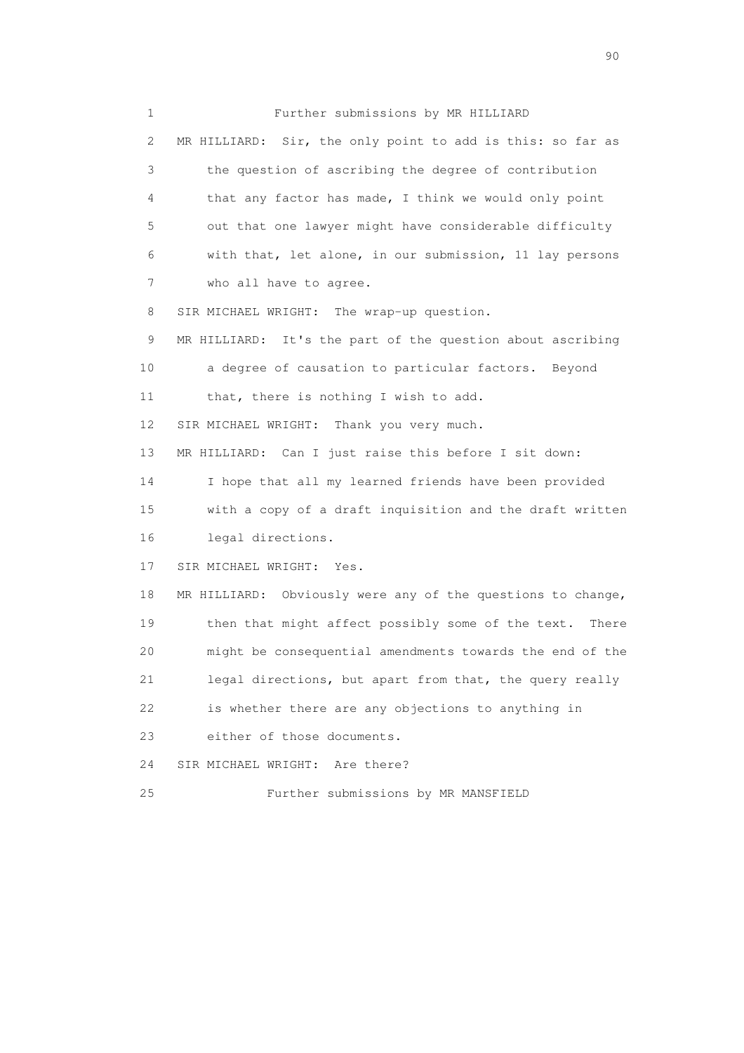Further submissions by MR HILLIARD

MR HILLIARD: Sir, the only point to add is this: so far as the question of ascribing the degree of contribution that any factor has made, I think we would only point out that one lawyer might have considerable difficulty with that, let alone, in our submission, 11 lay persons who all have to agree.

SIR MICHAEL WRIGHT: The wrap-up question.

MR HILLIARD: It's the part of the question about ascribing a degree of causation to particular factors. Beyond that, there is nothing I wish to add.

SIR MICHAEL WRIGHT: Thank you very much.

MR HILLIARD: Can I just raise this before I sit down: I hope that all my learned friends have been provided with a copy of a draft inquisition and the draft written legal directions.

SIR MICHAEL WRIGHT: Yes.

MR HILLIARD: Obviously were any of the questions to change, then that might affect possibly some of the text. There might be consequential amendments towards the end of the legal directions, but apart from that, the query really is whether there are any objections to anything in either of those documents.

SIR MICHAEL WRIGHT: Are there?

Further submissions by MR MANSFIELD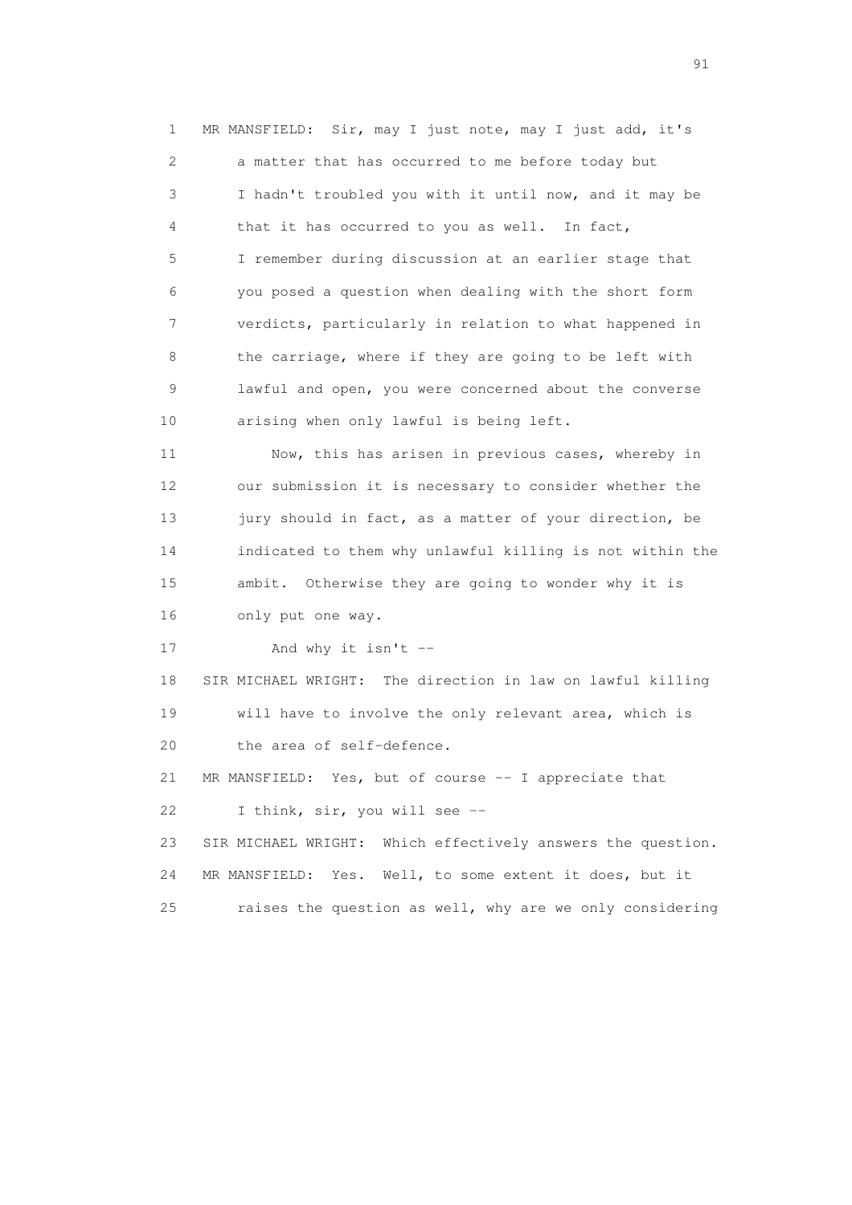1 MR MANSFIELD: Sir, may I just note, may I just add, it's
2 a matter that has occurred to me before today but
3 I hadn't troubled you with it until now, and it may be
4 that it has occurred to you as well. In fact,
5 I remember during discussion at an earlier stage that
6 you posed a question when dealing with the short form
7 verdicts, particularly in relation to what happened in
8 the carriage, where if they are going to be left with
9 lawful and open, you were concerned about the converse
10 arising when only lawful is being left.

11 Now, this has arisen in previous cases, whereby in
12 our submission it is necessary to consider whether the
13 jury should in fact, as a matter of your direction, be
14 indicated to them why unlawful killing is not within the
15 ambit. Otherwise they are going to wonder why it is
16 only put one way.

17 And why it isn't --

18 SIR MICHAEL WRIGHT: The direction in law on lawful killing
19 will have to involve the only relevant area, which is
20 the area of self-defence.

21 MR MANSFIELD: Yes, but of course -- I appreciate that
22 I think, sir, you will see --

23 SIR MICHAEL WRIGHT: Which effectively answers the question.

24 MR MANSFIELD: Yes. Well, to some extent it does, but it
25 raises the question as well, why are we only considering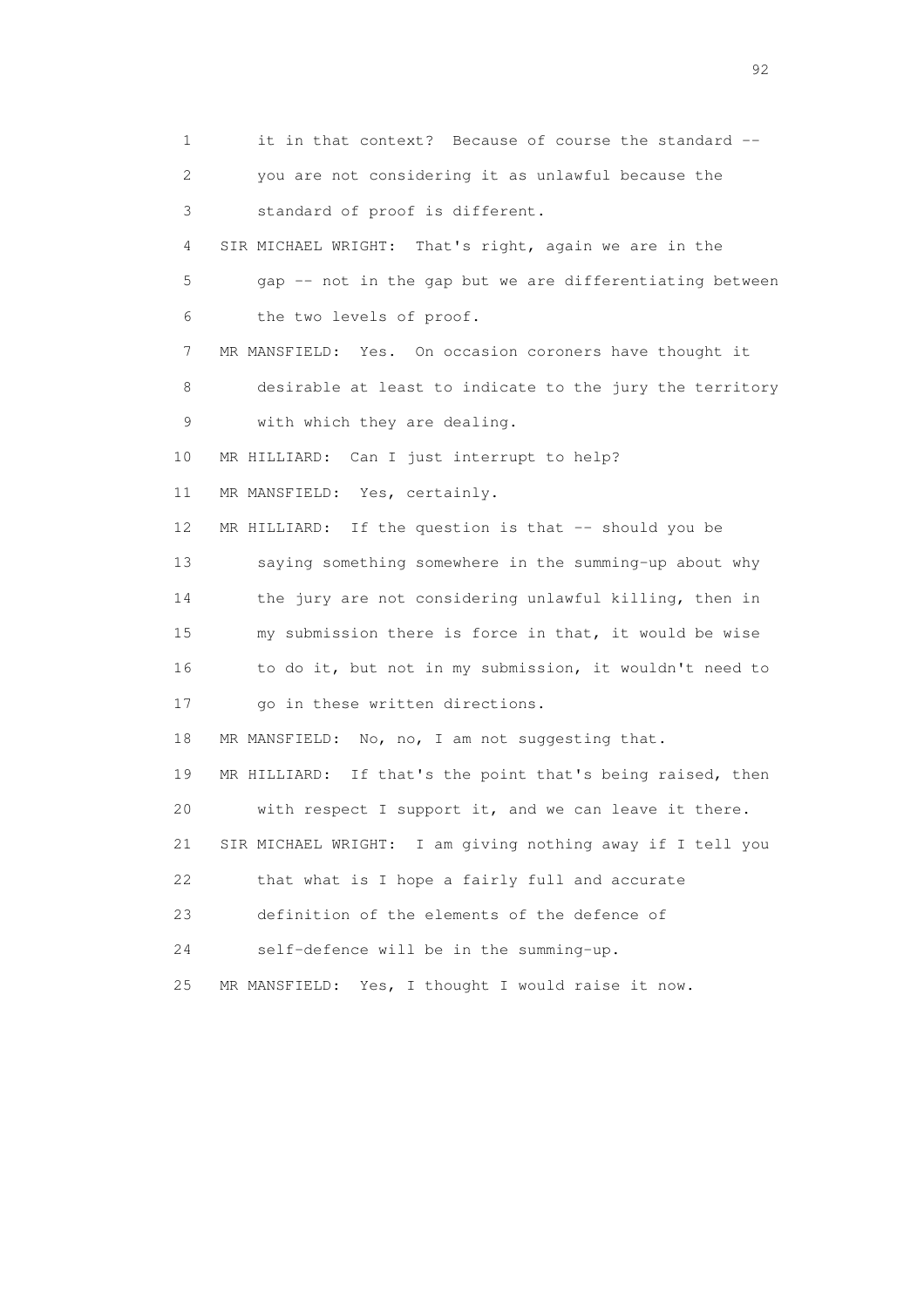1 it in that context? Because of course the standard --
2 you are not considering it as unlawful because the
3 standard of proof is different.
4 SIR MICHAEL WRIGHT: That's right, again we are in the
5 gap -- not in the gap but we are differentiating between
6 the two levels of proof.
7 MR MANSFIELD: Yes. On occasion coroners have thought it
8 desirable at least to indicate to the jury the territory
9 with which they are dealing.
10 MR HILLIARD: Can I just interrupt to help?
11 MR MANSFIELD: Yes, certainly.
12 MR HILLIARD: If the question is that -- should you be
13 saying something somewhere in the summing-up about why
14 the jury are not considering unlawful killing, then in
15 my submission there is force in that, it would be wise
16 to do it, but not in my submission, it wouldn't need to
17 go in these written directions.
18 MR MANSFIELD: No, no, I am not suggesting that.
19 MR HILLIARD: If that's the point that's being raised, then
20 with respect I support it, and we can leave it there.
21 SIR MICHAEL WRIGHT: I am giving nothing away if I tell you
22 that what is I hope a fairly full and accurate
23 definition of the elements of the defence of
24 self-defence will be in the summing-up.
25 MR MANSFIELD: Yes, I thought I would raise it now.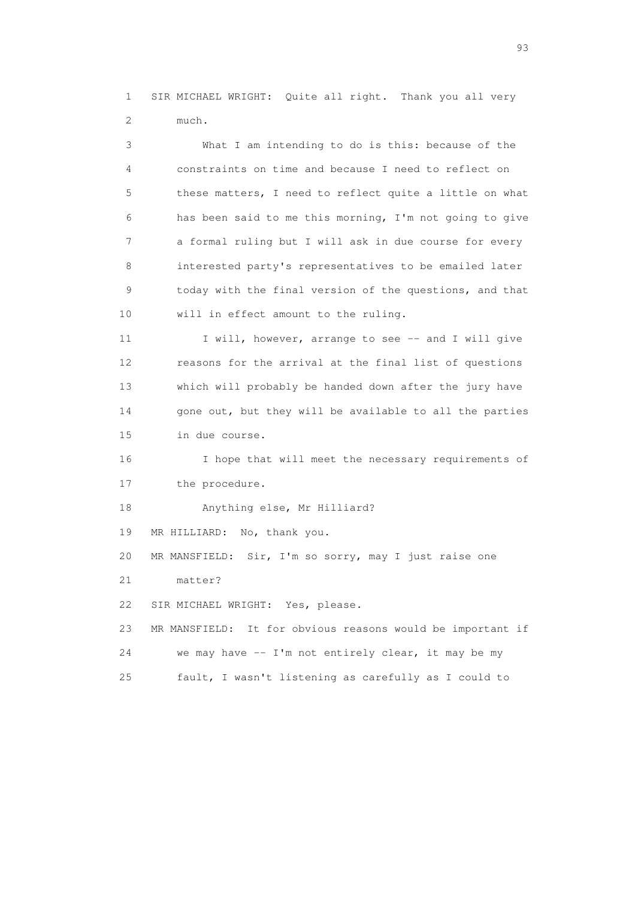1 SIR MICHAEL WRIGHT: Quite all right. Thank you all very
2 much.

3 What I am intending to do is this: because of the
4 constraints on time and because I need to reflect on
5 these matters, I need to reflect quite a little on what
6 has been said to me this morning, I'm not going to give
7 a formal ruling but I will ask in due course for every
8 interested party's representatives to be emailed later
9 today with the final version of the questions, and that
10 will in effect amount to the ruling.

11 I will, however, arrange to see -- and I will give
12 reasons for the arrival at the final list of questions
13 which will probably be handed down after the jury have
14 gone out, but they will be available to all the parties
15 in due course.

16 I hope that will meet the necessary requirements of
17 the procedure.

18 Anything else, Mr Hilliard?

19 MR HILLIARD: No, thank you.

20 MR MANSFIELD: Sir, I'm so sorry, may I just raise one
21 matter?

22 SIR MICHAEL WRIGHT: Yes, please.

23 MR MANSFIELD: It for obvious reasons would be important if
24 we may have -- I'm not entirely clear, it may be my
25 fault, I wasn't listening as carefully as I could to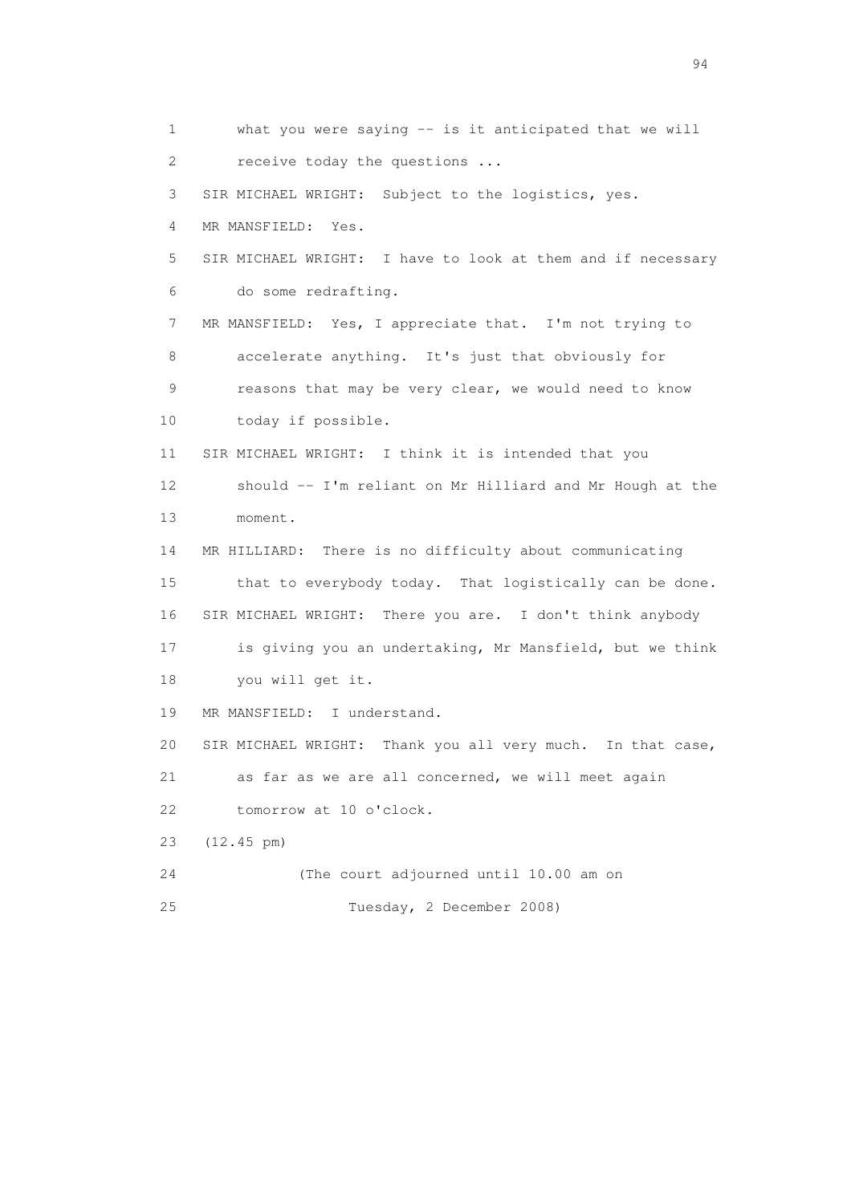1 what you were saying -- is it anticipated that we will
2 receive today the questions ...
3 SIR MICHAEL WRIGHT: Subject to the logistics, yes.
4 MR MANSFIELD: Yes.
5 SIR MICHAEL WRIGHT: I have to look at them and if necessary
6 do some redrafting.
7 MR MANSFIELD: Yes, I appreciate that. I'm not trying to
8 accelerate anything. It's just that obviously for
9 reasons that may be very clear, we would need to know
10 today if possible.
11 SIR MICHAEL WRIGHT: I think it is intended that you
12 should -- I'm reliant on Mr Hilliard and Mr Hough at the
13 moment.
14 MR HILLIARD: There is no difficulty about communicating
15 that to everybody today. That logistically can be done.
16 SIR MICHAEL WRIGHT: There you are. I don't think anybody
17 is giving you an undertaking, Mr Mansfield, but we think
18 you will get it.
19 MR MANSFIELD: I understand.
20 SIR MICHAEL WRIGHT: Thank you all very much. In that case,
21 as far as we are all concerned, we will meet again
22 tomorrow at 10 o'clock.
23 (12.45 pm)
24 (The court adjourned until 10.00 am on
25 Tuesday, 2 December 2008)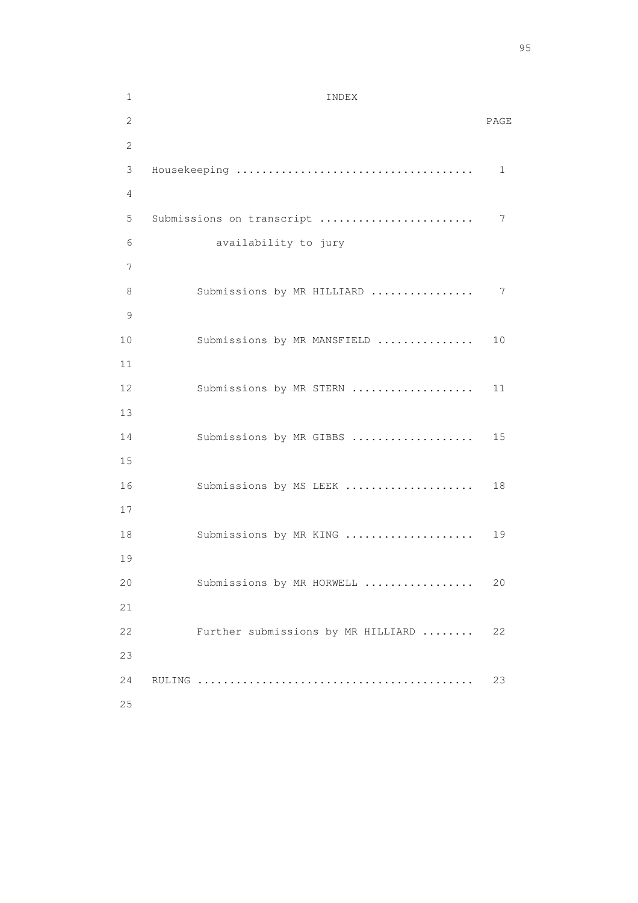# INDEX

| | PAGE |
|---|---|
| Housekeeping | 1 |
| Submissions on transcript availability to jury | 7 |
| Submissions by MR HILLIARD | 7 |
| Submissions by MR MANSFIELD | 10 |
| Submissions by MR STERN | 11 |
| Submissions by MR GIBBS | 15 |
| Submissions by MS LEEK | 18 |
| Submissions by MR KING | 19 |
| Submissions by MR HORWELL | 20 |
| Further submissions by MR HILLIARD | 22 |
| RULING | 23 |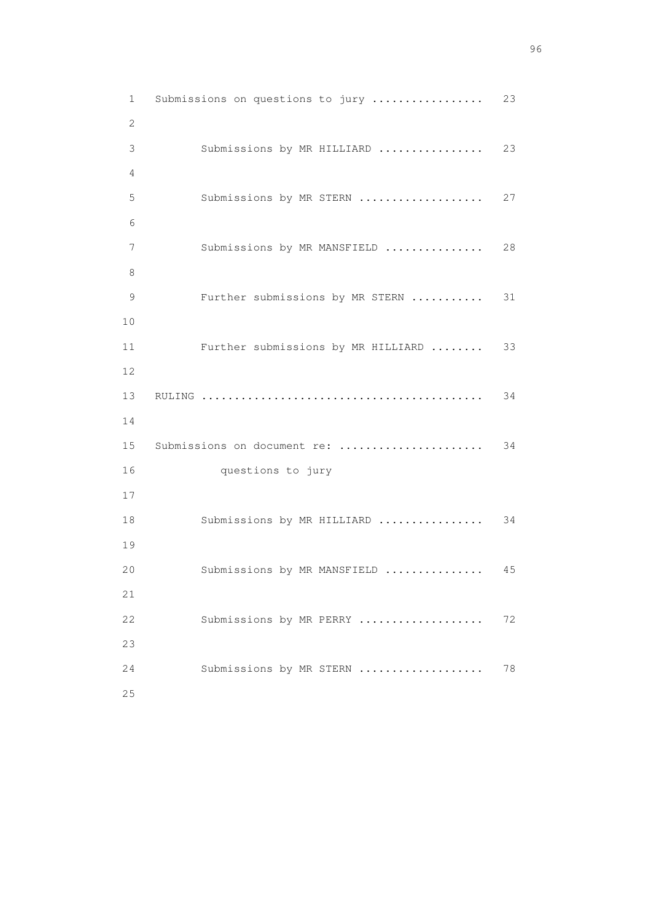Submissions on questions to jury ................. 23

Submissions by MR HILLIARD ................ 23

Submissions by MR STERN ................... 27

Submissions by MR MANSFIELD ............... 28

Further submissions by MR STERN ........... 31

Further submissions by MR HILLIARD ........ 33

RULING ........................................... 34

Submissions on document re: ...................... 34
questions to jury

Submissions by MR HILLIARD ................ 34

Submissions by MR MANSFIELD ............... 45

Submissions by MR PERRY ................... 72

Submissions by MR STERN ................... 78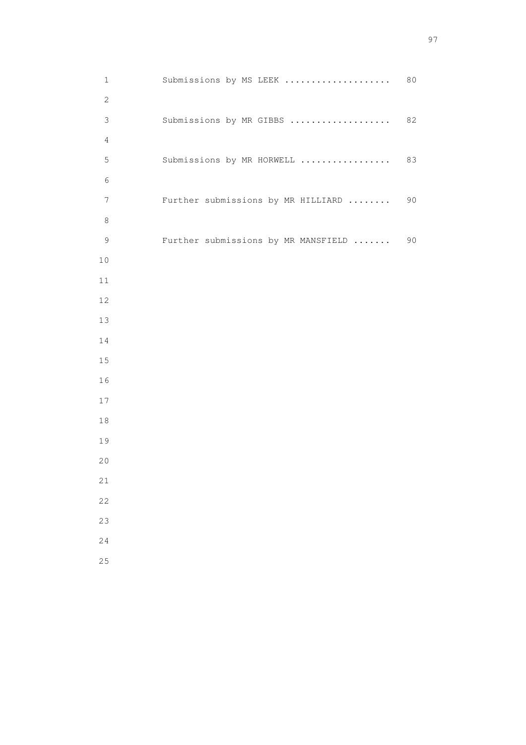Submissions by MS LEEK .................... 80

Submissions by MR GIBBS ................... 82

Submissions by MR HORWELL ................. 83

Further submissions by MR HILLIARD ........ 90

Further submissions by MR MANSFIELD ....... 90